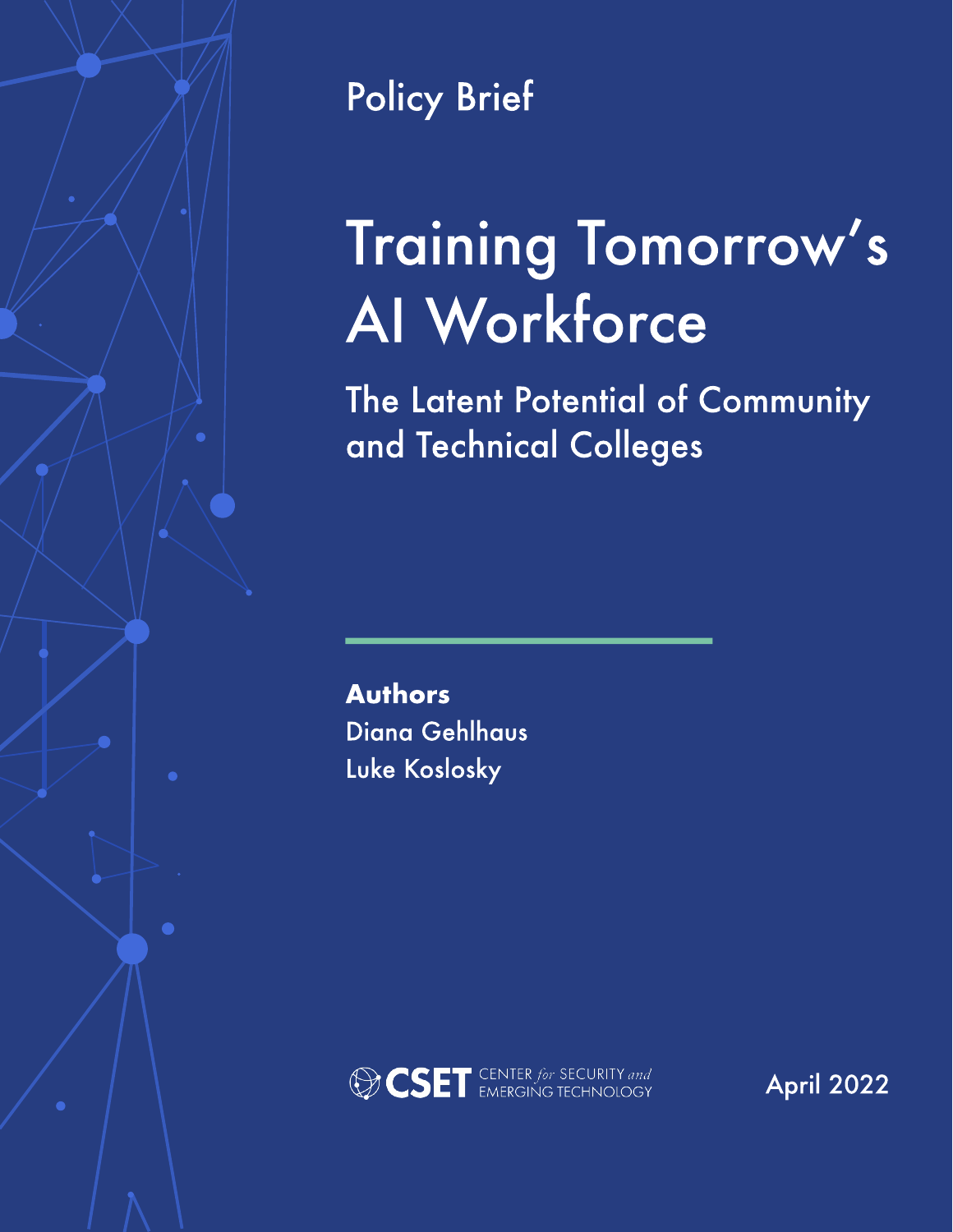Policy Brief

# Training Tomorrow's AI Workforce

## The Latent Potential of Community and Technical Colleges

**Authors**
Diana Gehlhaus
Luke Koslosky

CSET CENTER *for* SECURITY *and* EMERGING TECHNOLOGY

April 2022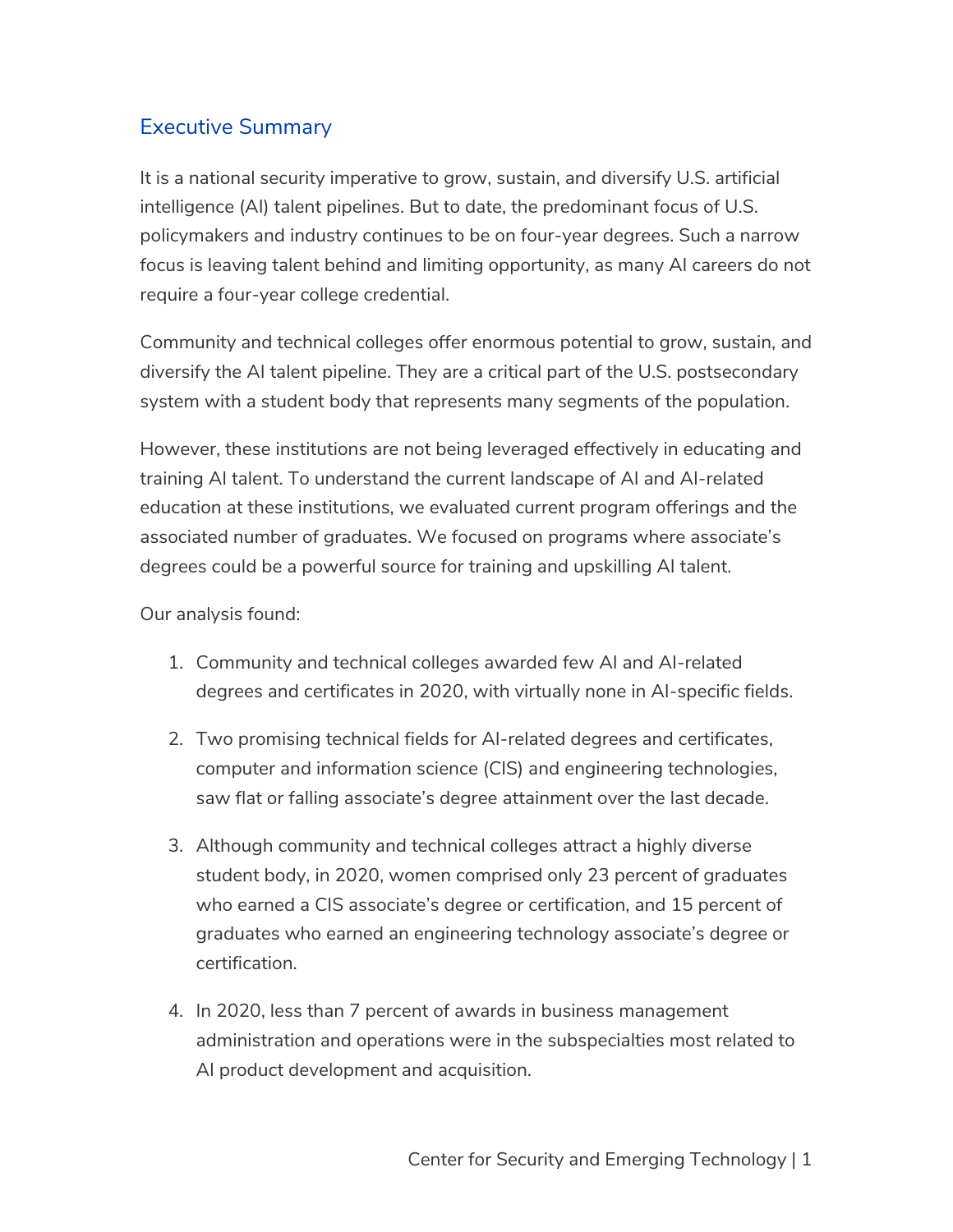## Executive Summary

It is a national security imperative to grow, sustain, and diversify U.S. artificial intelligence (AI) talent pipelines. But to date, the predominant focus of U.S. policymakers and industry continues to be on four-year degrees. Such a narrow focus is leaving talent behind and limiting opportunity, as many AI careers do not require a four-year college credential.

Community and technical colleges offer enormous potential to grow, sustain, and diversify the AI talent pipeline. They are a critical part of the U.S. postsecondary system with a student body that represents many segments of the population.

However, these institutions are not being leveraged effectively in educating and training AI talent. To understand the current landscape of AI and AI-related education at these institutions, we evaluated current program offerings and the associated number of graduates. We focused on programs where associate's degrees could be a powerful source for training and upskilling AI talent.

Our analysis found:

1. Community and technical colleges awarded few AI and AI-related degrees and certificates in 2020, with virtually none in AI-specific fields.
2. Two promising technical fields for AI-related degrees and certificates, computer and information science (CIS) and engineering technologies, saw flat or falling associate's degree attainment over the last decade.
3. Although community and technical colleges attract a highly diverse student body, in 2020, women comprised only 23 percent of graduates who earned a CIS associate's degree or certification, and 15 percent of graduates who earned an engineering technology associate's degree or certification.
4. In 2020, less than 7 percent of awards in business management administration and operations were in the subspecialties most related to AI product development and acquisition.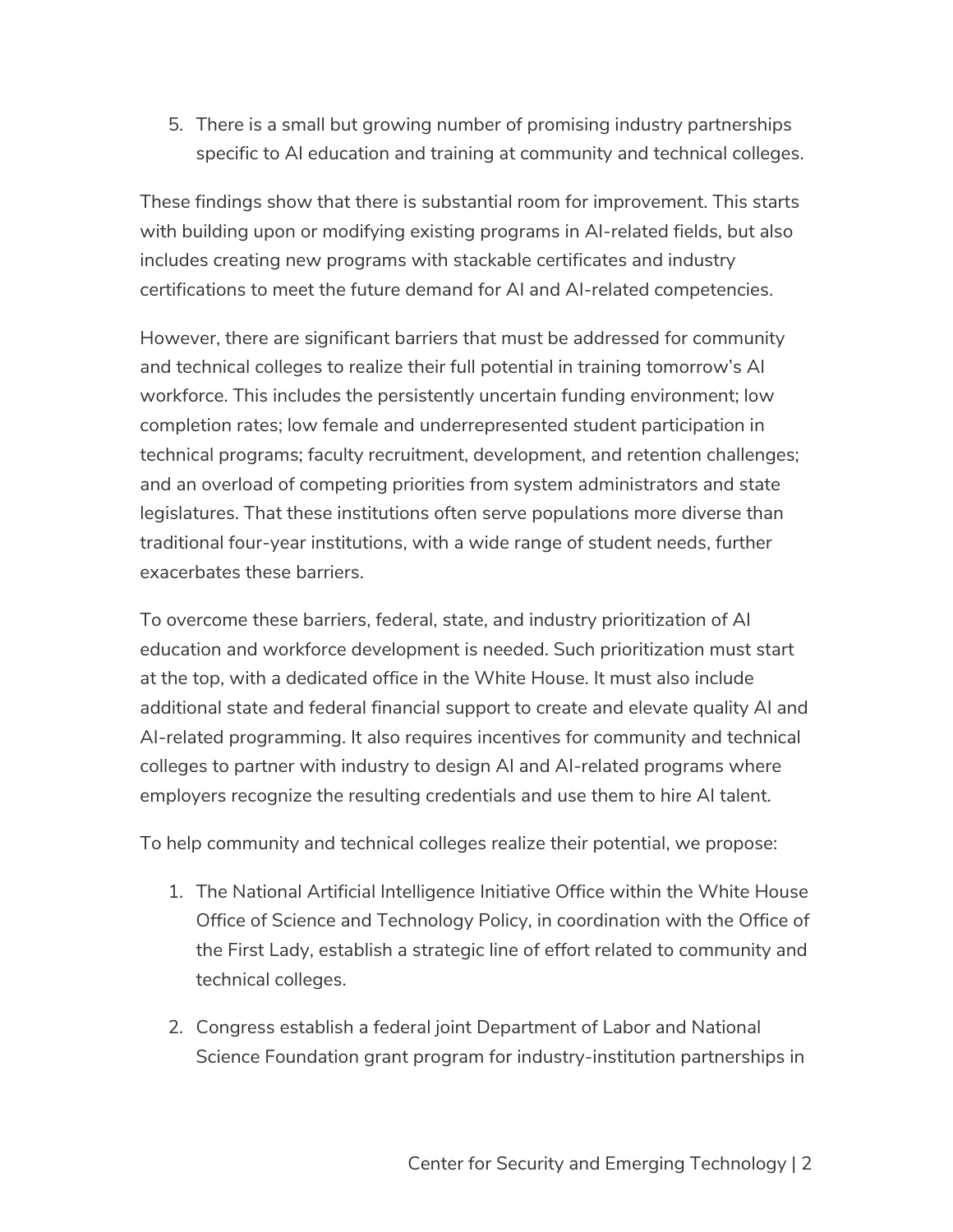5. There is a small but growing number of promising industry partnerships specific to AI education and training at community and technical colleges.

These findings show that there is substantial room for improvement. This starts with building upon or modifying existing programs in AI-related fields, but also includes creating new programs with stackable certificates and industry certifications to meet the future demand for AI and AI-related competencies.

However, there are significant barriers that must be addressed for community and technical colleges to realize their full potential in training tomorrow's AI workforce. This includes the persistently uncertain funding environment; low completion rates; low female and underrepresented student participation in technical programs; faculty recruitment, development, and retention challenges; and an overload of competing priorities from system administrators and state legislatures. That these institutions often serve populations more diverse than traditional four-year institutions, with a wide range of student needs, further exacerbates these barriers.

To overcome these barriers, federal, state, and industry prioritization of AI education and workforce development is needed. Such prioritization must start at the top, with a dedicated office in the White House. It must also include additional state and federal financial support to create and elevate quality AI and AI-related programming. It also requires incentives for community and technical colleges to partner with industry to design AI and AI-related programs where employers recognize the resulting credentials and use them to hire AI talent.

To help community and technical colleges realize their potential, we propose:

1. The National Artificial Intelligence Initiative Office within the White House Office of Science and Technology Policy, in coordination with the Office of the First Lady, establish a strategic line of effort related to community and technical colleges.

2. Congress establish a federal joint Department of Labor and National Science Foundation grant program for industry-institution partnerships in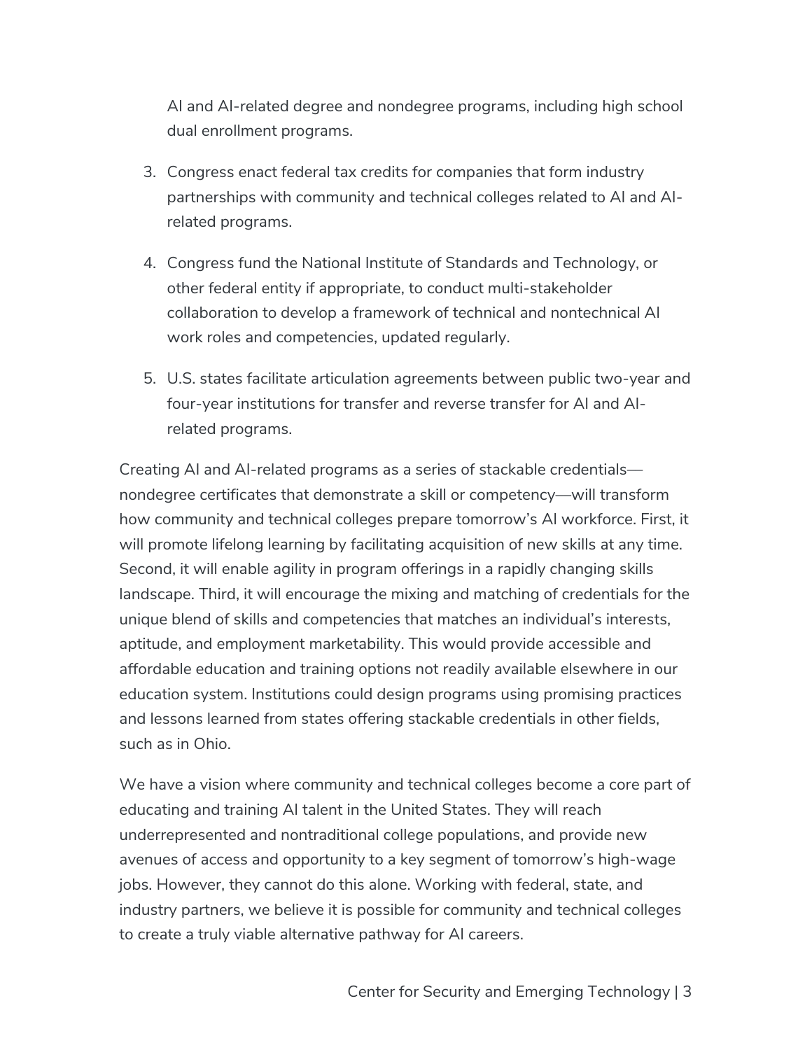AI and AI-related degree and nondegree programs, including high school dual enrollment programs.

3. Congress enact federal tax credits for companies that form industry partnerships with community and technical colleges related to AI and AI-related programs.

4. Congress fund the National Institute of Standards and Technology, or other federal entity if appropriate, to conduct multi-stakeholder collaboration to develop a framework of technical and nontechnical AI work roles and competencies, updated regularly.

5. U.S. states facilitate articulation agreements between public two-year and four-year institutions for transfer and reverse transfer for AI and AI-related programs.

Creating AI and AI-related programs as a series of stackable credentials—nondegree certificates that demonstrate a skill or competency—will transform how community and technical colleges prepare tomorrow's AI workforce. First, it will promote lifelong learning by facilitating acquisition of new skills at any time. Second, it will enable agility in program offerings in a rapidly changing skills landscape. Third, it will encourage the mixing and matching of credentials for the unique blend of skills and competencies that matches an individual's interests, aptitude, and employment marketability. This would provide accessible and affordable education and training options not readily available elsewhere in our education system. Institutions could design programs using promising practices and lessons learned from states offering stackable credentials in other fields, such as in Ohio.

We have a vision where community and technical colleges become a core part of educating and training AI talent in the United States. They will reach underrepresented and nontraditional college populations, and provide new avenues of access and opportunity to a key segment of tomorrow's high-wage jobs. However, they cannot do this alone. Working with federal, state, and industry partners, we believe it is possible for community and technical colleges to create a truly viable alternative pathway for AI careers.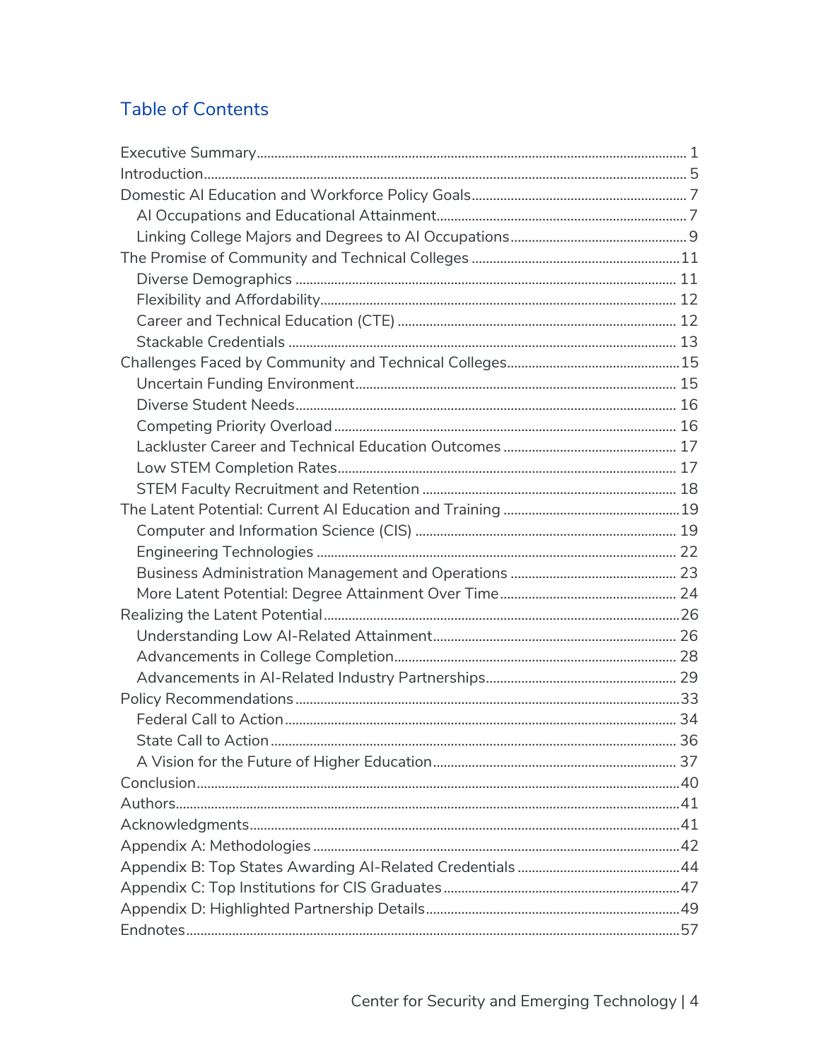## Table of Contents

- Executive Summary ........ 1
- Introduction ........ 5
- Domestic AI Education and Workforce Policy Goals ........ 7
  - AI Occupations and Educational Attainment ........ 7
  - Linking College Majors and Degrees to AI Occupations ........ 9
- The Promise of Community and Technical Colleges ........ 11
  - Diverse Demographics ........ 11
  - Flexibility and Affordability ........ 12
  - Career and Technical Education (CTE) ........ 12
  - Stackable Credentials ........ 13
- Challenges Faced by Community and Technical Colleges ........ 15
  - Uncertain Funding Environment ........ 15
  - Diverse Student Needs ........ 16
  - Competing Priority Overload ........ 16
  - Lackluster Career and Technical Education Outcomes ........ 17
  - Low STEM Completion Rates ........ 17
  - STEM Faculty Recruitment and Retention ........ 18
- The Latent Potential: Current AI Education and Training ........ 19
  - Computer and Information Science (CIS) ........ 19
  - Engineering Technologies ........ 22
  - Business Administration Management and Operations ........ 23
  - More Latent Potential: Degree Attainment Over Time ........ 24
- Realizing the Latent Potential ........ 26
  - Understanding Low AI-Related Attainment ........ 26
  - Advancements in College Completion ........ 28
  - Advancements in AI-Related Industry Partnerships ........ 29
- Policy Recommendations ........ 33
  - Federal Call to Action ........ 34
  - State Call to Action ........ 36
  - A Vision for the Future of Higher Education ........ 37
- Conclusion ........ 40
- Authors ........ 41
- Acknowledgments ........ 41
- Appendix A: Methodologies ........ 42
- Appendix B: Top States Awarding AI-Related Credentials ........ 44
- Appendix C: Top Institutions for CIS Graduates ........ 47
- Appendix D: Highlighted Partnership Details ........ 49
- Endnotes ........ 57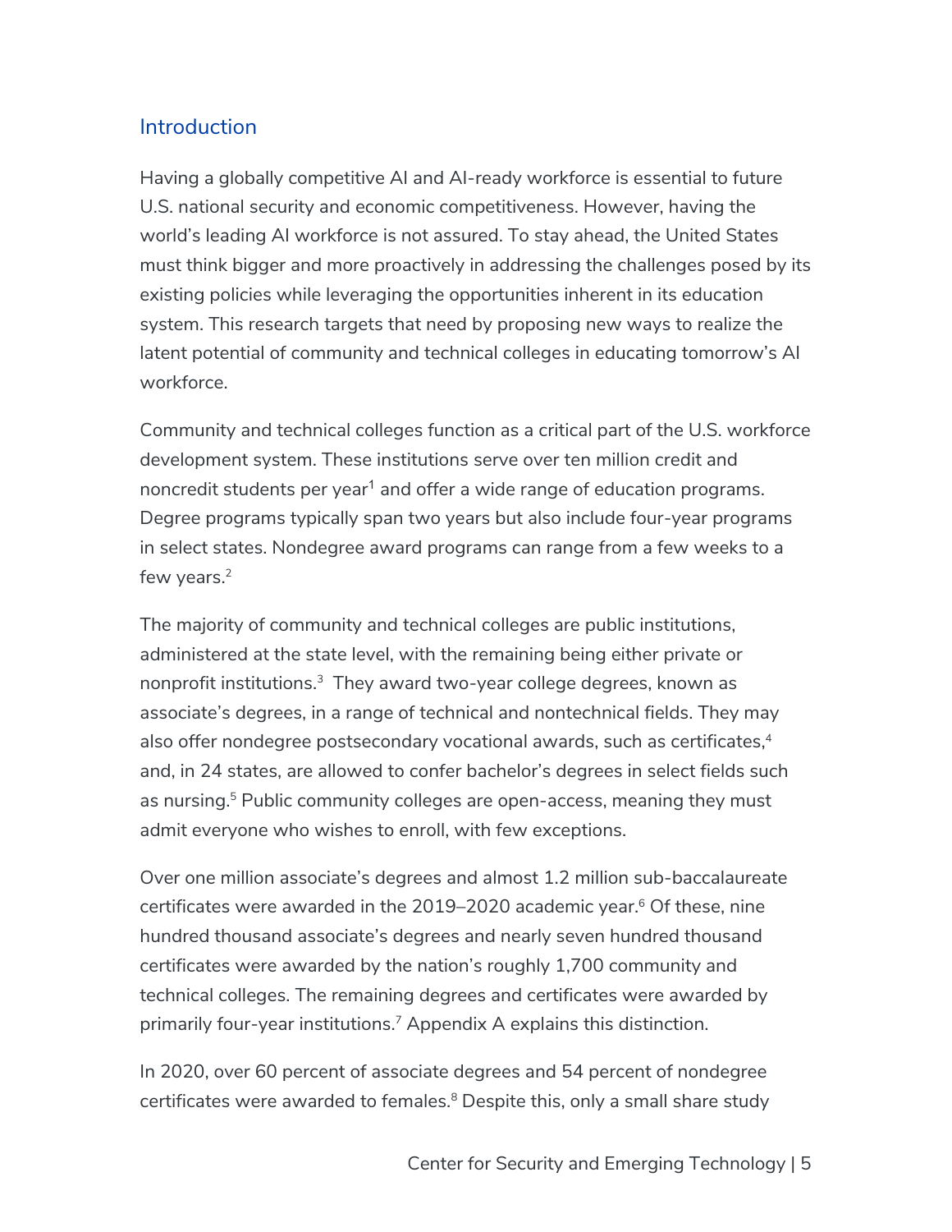## Introduction

Having a globally competitive AI and AI-ready workforce is essential to future U.S. national security and economic competitiveness. However, having the world's leading AI workforce is not assured. To stay ahead, the United States must think bigger and more proactively in addressing the challenges posed by its existing policies while leveraging the opportunities inherent in its education system. This research targets that need by proposing new ways to realize the latent potential of community and technical colleges in educating tomorrow's AI workforce.

Community and technical colleges function as a critical part of the U.S. workforce development system. These institutions serve over ten million credit and noncredit students per year[1] and offer a wide range of education programs. Degree programs typically span two years but also include four-year programs in select states. Nondegree award programs can range from a few weeks to a few years.[2]

The majority of community and technical colleges are public institutions, administered at the state level, with the remaining being either private or nonprofit institutions.[3] They award two-year college degrees, known as associate's degrees, in a range of technical and nontechnical fields. They may also offer nondegree postsecondary vocational awards, such as certificates,[4] and, in 24 states, are allowed to confer bachelor's degrees in select fields such as nursing.[5] Public community colleges are open-access, meaning they must admit everyone who wishes to enroll, with few exceptions.

Over one million associate's degrees and almost 1.2 million sub-baccalaureate certificates were awarded in the 2019–2020 academic year.[6] Of these, nine hundred thousand associate's degrees and nearly seven hundred thousand certificates were awarded by the nation's roughly 1,700 community and technical colleges. The remaining degrees and certificates were awarded by primarily four-year institutions.[7] Appendix A explains this distinction.

In 2020, over 60 percent of associate degrees and 54 percent of nondegree certificates were awarded to females.[8] Despite this, only a small share study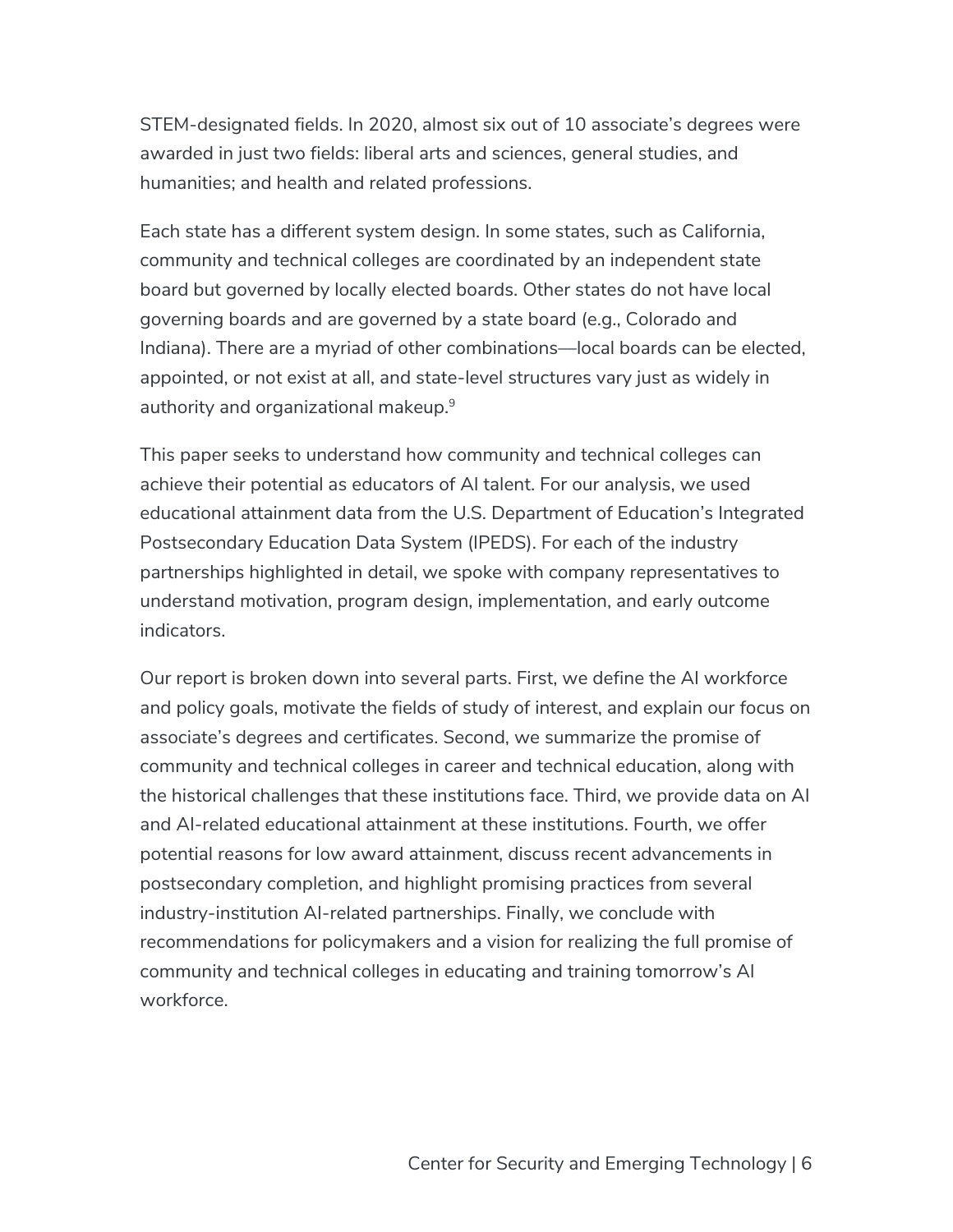STEM-designated fields. In 2020, almost six out of 10 associate's degrees were awarded in just two fields: liberal arts and sciences, general studies, and humanities; and health and related professions.

Each state has a different system design. In some states, such as California, community and technical colleges are coordinated by an independent state board but governed by locally elected boards. Other states do not have local governing boards and are governed by a state board (e.g., Colorado and Indiana). There are a myriad of other combinations—local boards can be elected, appointed, or not exist at all, and state-level structures vary just as widely in authority and organizational makeup.[9]

This paper seeks to understand how community and technical colleges can achieve their potential as educators of AI talent. For our analysis, we used educational attainment data from the U.S. Department of Education's Integrated Postsecondary Education Data System (IPEDS). For each of the industry partnerships highlighted in detail, we spoke with company representatives to understand motivation, program design, implementation, and early outcome indicators.

Our report is broken down into several parts. First, we define the AI workforce and policy goals, motivate the fields of study of interest, and explain our focus on associate's degrees and certificates. Second, we summarize the promise of community and technical colleges in career and technical education, along with the historical challenges that these institutions face. Third, we provide data on AI and AI-related educational attainment at these institutions. Fourth, we offer potential reasons for low award attainment, discuss recent advancements in postsecondary completion, and highlight promising practices from several industry-institution AI-related partnerships. Finally, we conclude with recommendations for policymakers and a vision for realizing the full promise of community and technical colleges in educating and training tomorrow's AI workforce.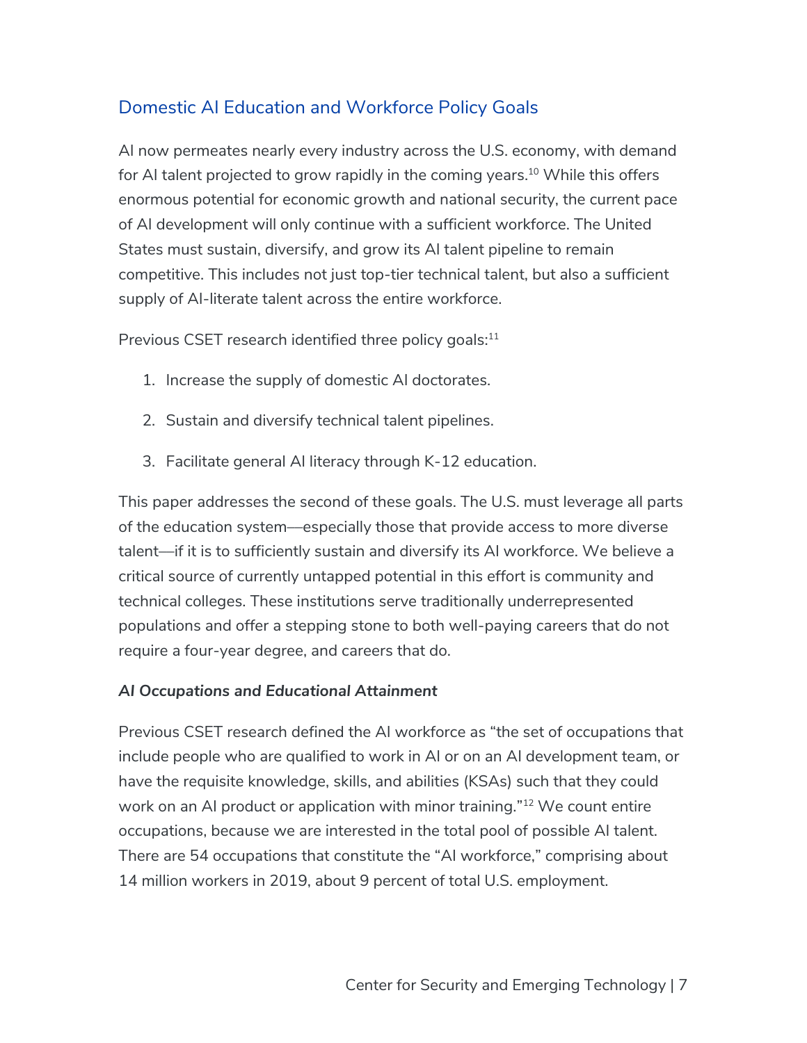## Domestic AI Education and Workforce Policy Goals

AI now permeates nearly every industry across the U.S. economy, with demand for AI talent projected to grow rapidly in the coming years.[10] While this offers enormous potential for economic growth and national security, the current pace of AI development will only continue with a sufficient workforce. The United States must sustain, diversify, and grow its AI talent pipeline to remain competitive. This includes not just top-tier technical talent, but also a sufficient supply of AI-literate talent across the entire workforce.

Previous CSET research identified three policy goals:[11]

1. Increase the supply of domestic AI doctorates.
2. Sustain and diversify technical talent pipelines.
3. Facilitate general AI literacy through K-12 education.

This paper addresses the second of these goals. The U.S. must leverage all parts of the education system—especially those that provide access to more diverse talent—if it is to sufficiently sustain and diversify its AI workforce. We believe a critical source of currently untapped potential in this effort is community and technical colleges. These institutions serve traditionally underrepresented populations and offer a stepping stone to both well-paying careers that do not require a four-year degree, and careers that do.

### *AI Occupations and Educational Attainment*

Previous CSET research defined the AI workforce as "the set of occupations that include people who are qualified to work in AI or on an AI development team, or have the requisite knowledge, skills, and abilities (KSAs) such that they could work on an AI product or application with minor training."[12] We count entire occupations, because we are interested in the total pool of possible AI talent. There are 54 occupations that constitute the "AI workforce," comprising about 14 million workers in 2019, about 9 percent of total U.S. employment.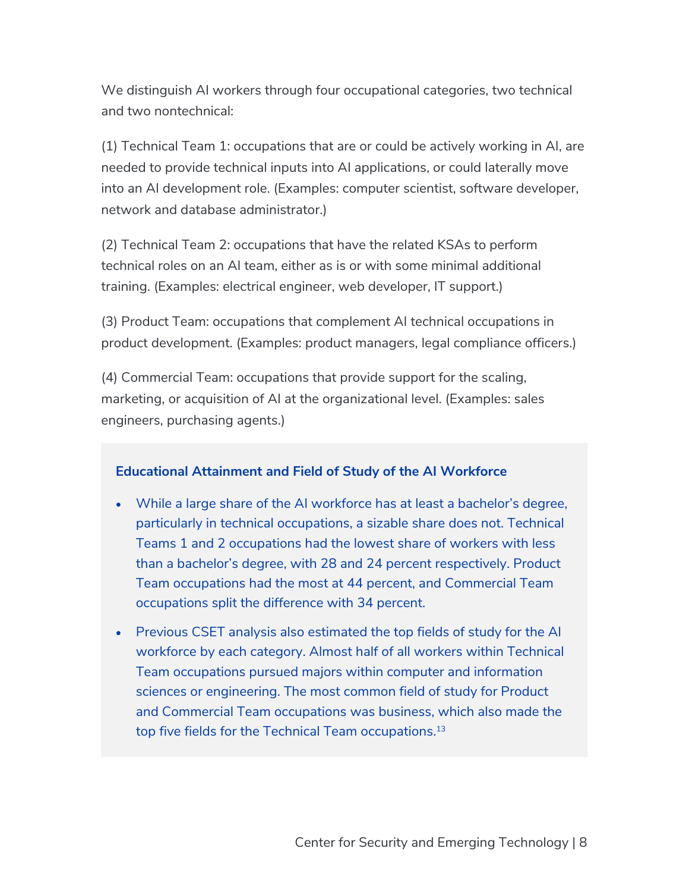We distinguish AI workers through four occupational categories, two technical and two nontechnical:

(1) Technical Team 1: occupations that are or could be actively working in AI, are needed to provide technical inputs into AI applications, or could laterally move into an AI development role. (Examples: computer scientist, software developer, network and database administrator.)

(2) Technical Team 2: occupations that have the related KSAs to perform technical roles on an AI team, either as is or with some minimal additional training. (Examples: electrical engineer, web developer, IT support.)

(3) Product Team: occupations that complement AI technical occupations in product development. (Examples: product managers, legal compliance officers.)

(4) Commercial Team: occupations that provide support for the scaling, marketing, or acquisition of AI at the organizational level. (Examples: sales engineers, purchasing agents.)

**Educational Attainment and Field of Study of the AI Workforce**

- While a large share of the AI workforce has at least a bachelor's degree, particularly in technical occupations, a sizable share does not. Technical Teams 1 and 2 occupations had the lowest share of workers with less than a bachelor's degree, with 28 and 24 percent respectively. Product Team occupations had the most at 44 percent, and Commercial Team occupations split the difference with 34 percent.
- Previous CSET analysis also estimated the top fields of study for the AI workforce by each category. Almost half of all workers within Technical Team occupations pursued majors within computer and information sciences or engineering. The most common field of study for Product and Commercial Team occupations was business, which also made the top five fields for the Technical Team occupations.[13]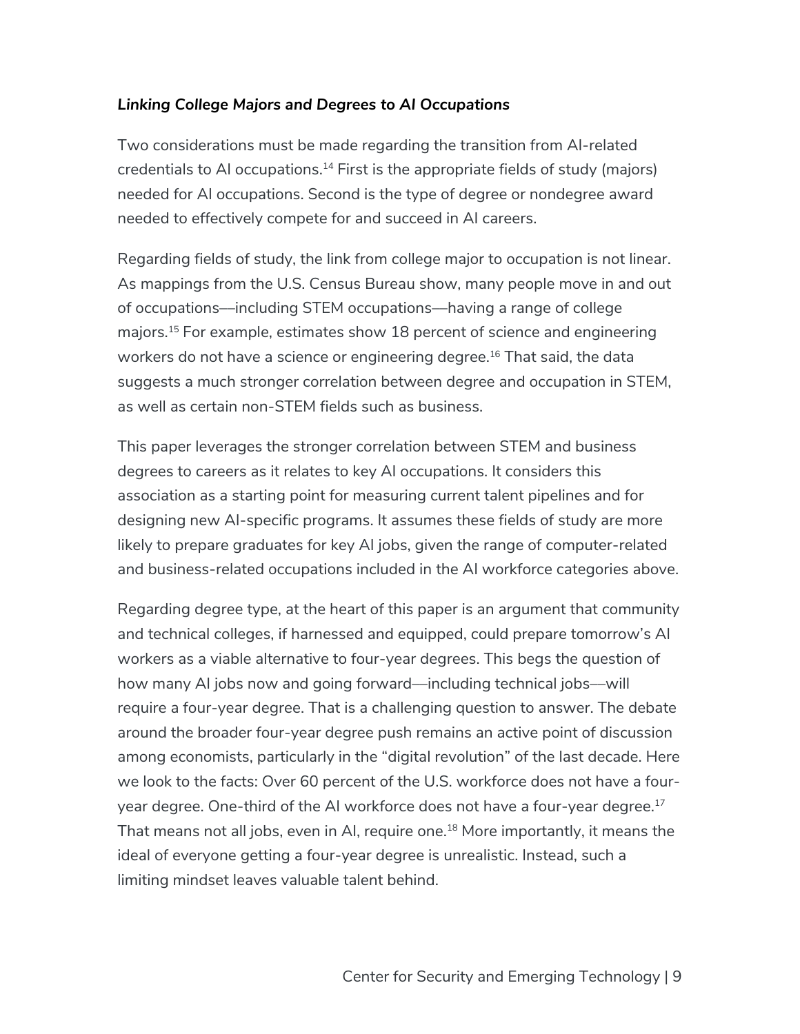***Linking College Majors and Degrees to AI Occupations***

Two considerations must be made regarding the transition from AI-related credentials to AI occupations.[14] First is the appropriate fields of study (majors) needed for AI occupations. Second is the type of degree or nondegree award needed to effectively compete for and succeed in AI careers.

Regarding fields of study, the link from college major to occupation is not linear. As mappings from the U.S. Census Bureau show, many people move in and out of occupations—including STEM occupations—having a range of college majors.[15] For example, estimates show 18 percent of science and engineering workers do not have a science or engineering degree.[16] That said, the data suggests a much stronger correlation between degree and occupation in STEM, as well as certain non-STEM fields such as business.

This paper leverages the stronger correlation between STEM and business degrees to careers as it relates to key AI occupations. It considers this association as a starting point for measuring current talent pipelines and for designing new AI-specific programs. It assumes these fields of study are more likely to prepare graduates for key AI jobs, given the range of computer-related and business-related occupations included in the AI workforce categories above.

Regarding degree type, at the heart of this paper is an argument that community and technical colleges, if harnessed and equipped, could prepare tomorrow's AI workers as a viable alternative to four-year degrees. This begs the question of how many AI jobs now and going forward—including technical jobs—will require a four-year degree. That is a challenging question to answer. The debate around the broader four-year degree push remains an active point of discussion among economists, particularly in the "digital revolution" of the last decade. Here we look to the facts: Over 60 percent of the U.S. workforce does not have a four-year degree. One-third of the AI workforce does not have a four-year degree.[17] That means not all jobs, even in AI, require one.[18] More importantly, it means the ideal of everyone getting a four-year degree is unrealistic. Instead, such a limiting mindset leaves valuable talent behind.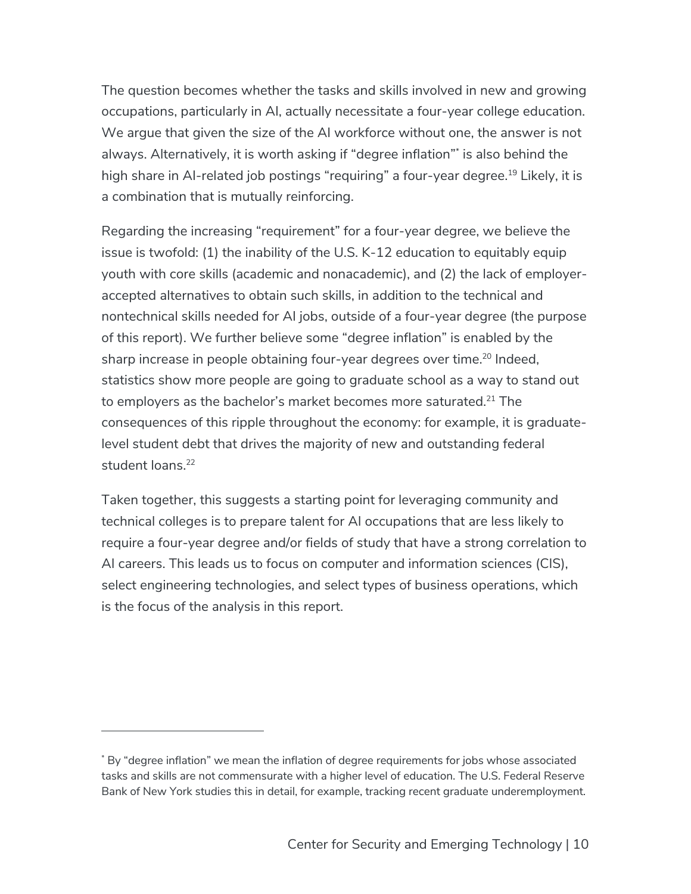The question becomes whether the tasks and skills involved in new and growing occupations, particularly in AI, actually necessitate a four-year college education. We argue that given the size of the AI workforce without one, the answer is not always. Alternatively, it is worth asking if "degree inflation"[*] is also behind the high share in AI-related job postings "requiring" a four-year degree.[19] Likely, it is a combination that is mutually reinforcing.

Regarding the increasing "requirement" for a four-year degree, we believe the issue is twofold: (1) the inability of the U.S. K-12 education to equitably equip youth with core skills (academic and nonacademic), and (2) the lack of employer-accepted alternatives to obtain such skills, in addition to the technical and nontechnical skills needed for AI jobs, outside of a four-year degree (the purpose of this report). We further believe some "degree inflation" is enabled by the sharp increase in people obtaining four-year degrees over time.[20] Indeed, statistics show more people are going to graduate school as a way to stand out to employers as the bachelor's market becomes more saturated.[21] The consequences of this ripple throughout the economy: for example, it is graduate-level student debt that drives the majority of new and outstanding federal student loans.[22]

Taken together, this suggests a starting point for leveraging community and technical colleges is to prepare talent for AI occupations that are less likely to require a four-year degree and/or fields of study that have a strong correlation to AI careers. This leads us to focus on computer and information sciences (CIS), select engineering technologies, and select types of business operations, which is the focus of the analysis in this report.

---

[*] By "degree inflation" we mean the inflation of degree requirements for jobs whose associated tasks and skills are not commensurate with a higher level of education. The U.S. Federal Reserve Bank of New York studies this in detail, for example, tracking recent graduate underemployment.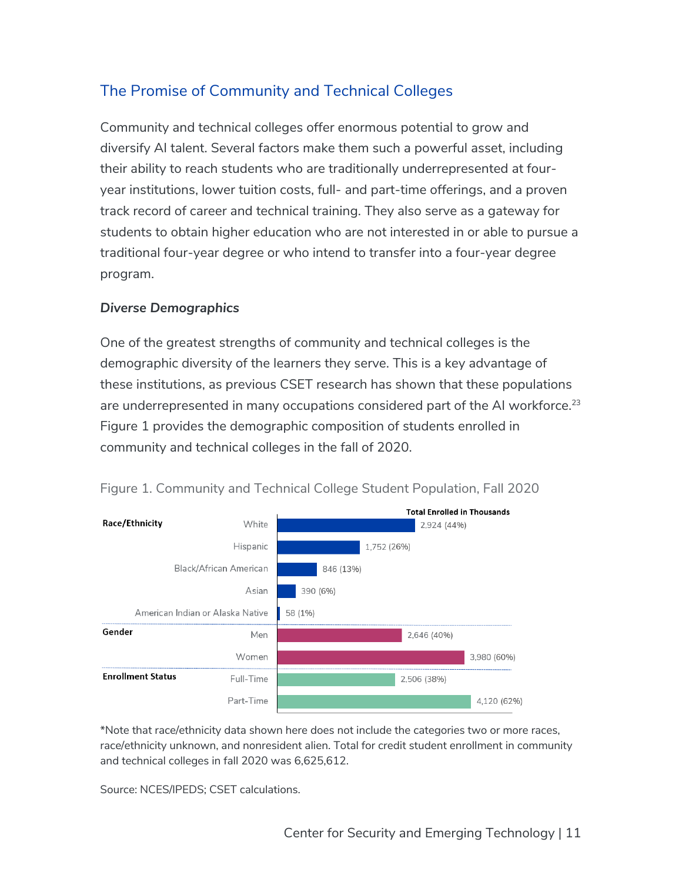## The Promise of Community and Technical Colleges

Community and technical colleges offer enormous potential to grow and diversify AI talent. Several factors make them such a powerful asset, including their ability to reach students who are traditionally underrepresented at four-year institutions, lower tuition costs, full- and part-time offerings, and a proven track record of career and technical training. They also serve as a gateway for students to obtain higher education who are not interested in or able to pursue a traditional four-year degree or who intend to transfer into a four-year degree program.

### *Diverse Demographics*

One of the greatest strengths of community and technical colleges is the demographic diversity of the learners they serve. This is a key advantage of these institutions, as previous CSET research has shown that these populations are underrepresented in many occupations considered part of the AI workforce.[23] Figure 1 provides the demographic composition of students enrolled in community and technical colleges in the fall of 2020.

Figure 1. Community and Technical College Student Population, Fall 2020

| Category | Group | Total Enrolled in Thousands |
|---|---|---|
| **Race/Ethnicity** | White | 2,924 (44%) |
| | Hispanic | 1,752 (26%) |
| | Black/African American | 846 (13%) |
| | Asian | 390 (6%) |
| | American Indian or Alaska Native | 58 (1%) |
| **Gender** | Men | 2,646 (40%) |
| | Women | 3,980 (60%) |
| **Enrollment Status** | Full-Time | 2,506 (38%) |
| | Part-Time | 4,120 (62%) |

*Note that race/ethnicity data shown here does not include the categories two or more races, race/ethnicity unknown, and nonresident alien. Total for credit student enrollment in community and technical colleges in fall 2020 was 6,625,612.

Source: NCES/IPEDS; CSET calculations.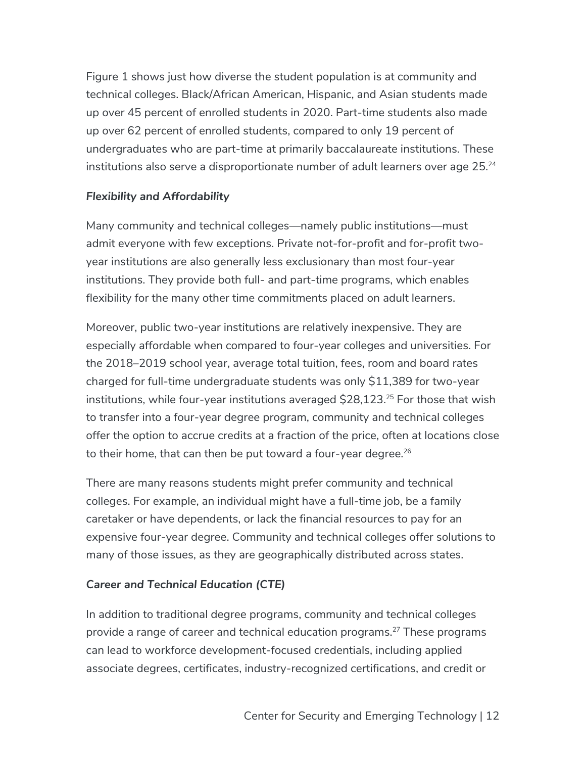Figure 1 shows just how diverse the student population is at community and technical colleges. Black/African American, Hispanic, and Asian students made up over 45 percent of enrolled students in 2020. Part-time students also made up over 62 percent of enrolled students, compared to only 19 percent of undergraduates who are part-time at primarily baccalaureate institutions. These institutions also serve a disproportionate number of adult learners over age 25.[24]

***Flexibility and Affordability***

Many community and technical colleges—namely public institutions—must admit everyone with few exceptions. Private not-for-profit and for-profit two-year institutions are also generally less exclusionary than most four-year institutions. They provide both full- and part-time programs, which enables flexibility for the many other time commitments placed on adult learners.

Moreover, public two-year institutions are relatively inexpensive. They are especially affordable when compared to four-year colleges and universities. For the 2018–2019 school year, average total tuition, fees, room and board rates charged for full-time undergraduate students was only $11,389 for two-year institutions, while four-year institutions averaged $28,123.[25] For those that wish to transfer into a four-year degree program, community and technical colleges offer the option to accrue credits at a fraction of the price, often at locations close to their home, that can then be put toward a four-year degree.[26]

There are many reasons students might prefer community and technical colleges. For example, an individual might have a full-time job, be a family caretaker or have dependents, or lack the financial resources to pay for an expensive four-year degree. Community and technical colleges offer solutions to many of those issues, as they are geographically distributed across states.

***Career and Technical Education (CTE)***

In addition to traditional degree programs, community and technical colleges provide a range of career and technical education programs.[27] These programs can lead to workforce development-focused credentials, including applied associate degrees, certificates, industry-recognized certifications, and credit or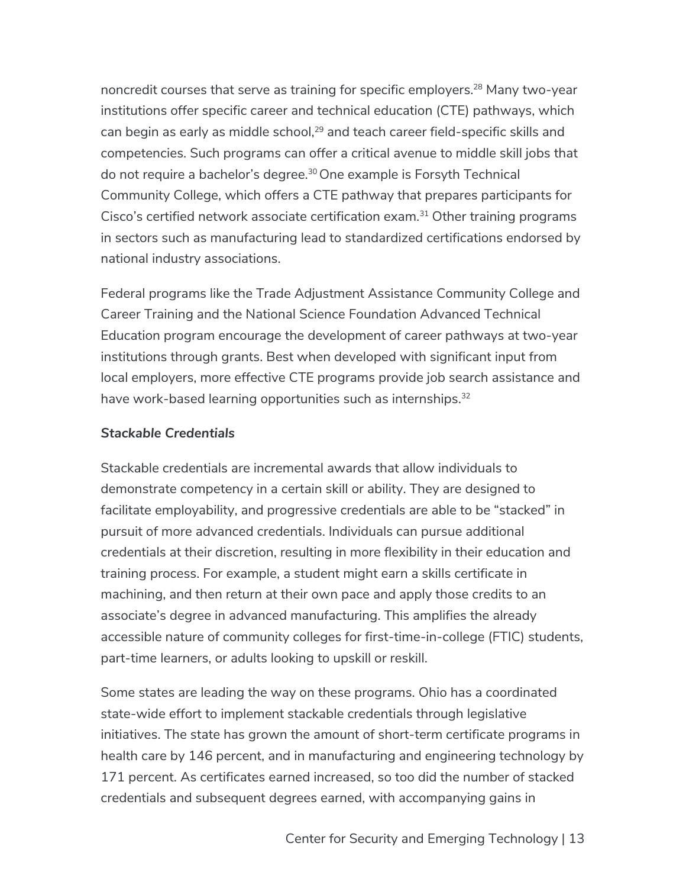noncredit courses that serve as training for specific employers.[28] Many two-year institutions offer specific career and technical education (CTE) pathways, which can begin as early as middle school,[29] and teach career field-specific skills and competencies. Such programs can offer a critical avenue to middle skill jobs that do not require a bachelor's degree.[30] One example is Forsyth Technical Community College, which offers a CTE pathway that prepares participants for Cisco's certified network associate certification exam.[31] Other training programs in sectors such as manufacturing lead to standardized certifications endorsed by national industry associations.

Federal programs like the Trade Adjustment Assistance Community College and Career Training and the National Science Foundation Advanced Technical Education program encourage the development of career pathways at two-year institutions through grants. Best when developed with significant input from local employers, more effective CTE programs provide job search assistance and have work-based learning opportunities such as internships.[32]

***Stackable Credentials***

Stackable credentials are incremental awards that allow individuals to demonstrate competency in a certain skill or ability. They are designed to facilitate employability, and progressive credentials are able to be "stacked" in pursuit of more advanced credentials. Individuals can pursue additional credentials at their discretion, resulting in more flexibility in their education and training process. For example, a student might earn a skills certificate in machining, and then return at their own pace and apply those credits to an associate's degree in advanced manufacturing. This amplifies the already accessible nature of community colleges for first-time-in-college (FTIC) students, part-time learners, or adults looking to upskill or reskill.

Some states are leading the way on these programs. Ohio has a coordinated state-wide effort to implement stackable credentials through legislative initiatives. The state has grown the amount of short-term certificate programs in health care by 146 percent, and in manufacturing and engineering technology by 171 percent. As certificates earned increased, so too did the number of stacked credentials and subsequent degrees earned, with accompanying gains in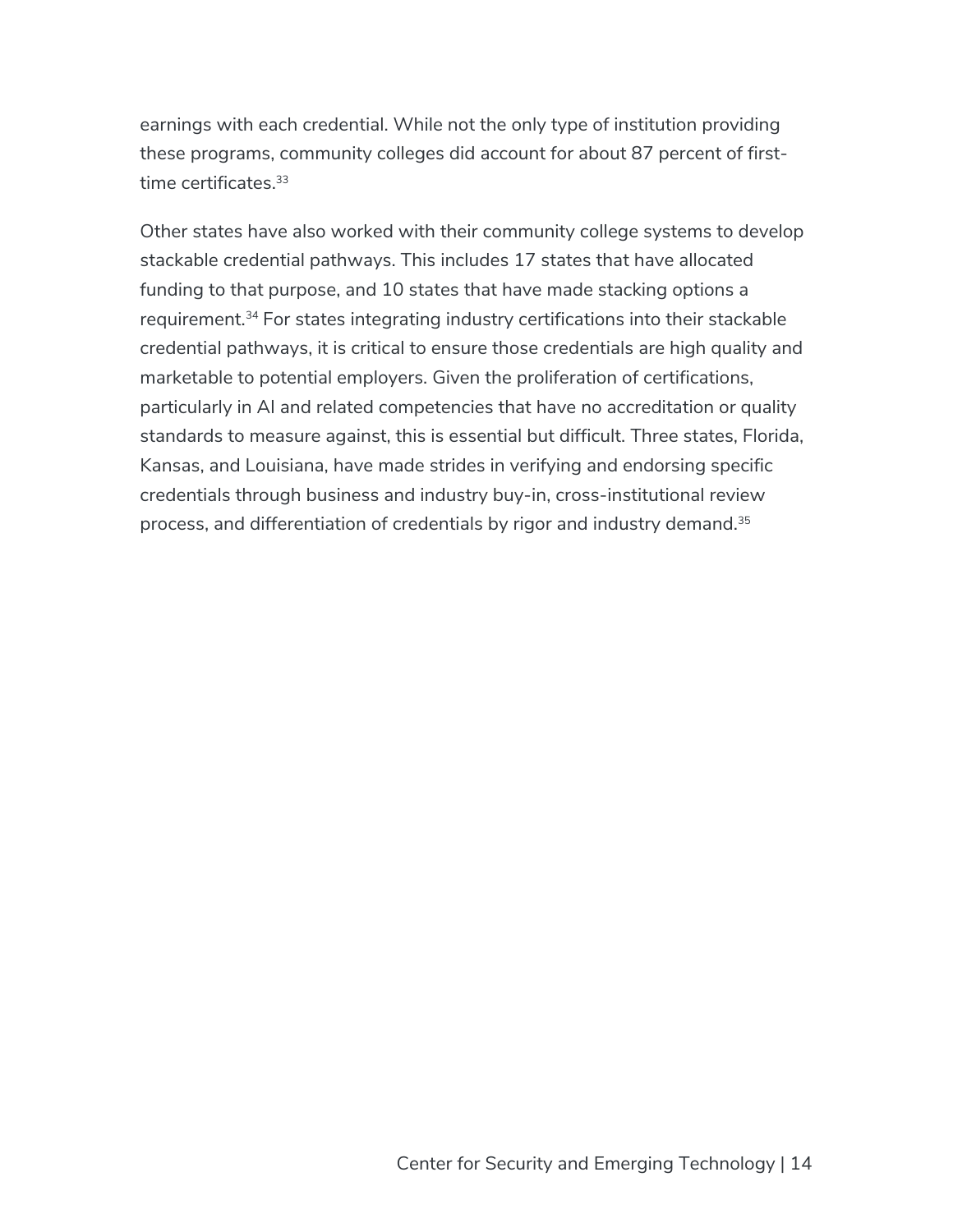earnings with each credential. While not the only type of institution providing these programs, community colleges did account for about 87 percent of first-time certificates.[33]

Other states have also worked with their community college systems to develop stackable credential pathways. This includes 17 states that have allocated funding to that purpose, and 10 states that have made stacking options a requirement.[34] For states integrating industry certifications into their stackable credential pathways, it is critical to ensure those credentials are high quality and marketable to potential employers. Given the proliferation of certifications, particularly in AI and related competencies that have no accreditation or quality standards to measure against, this is essential but difficult. Three states, Florida, Kansas, and Louisiana, have made strides in verifying and endorsing specific credentials through business and industry buy-in, cross-institutional review process, and differentiation of credentials by rigor and industry demand.[35]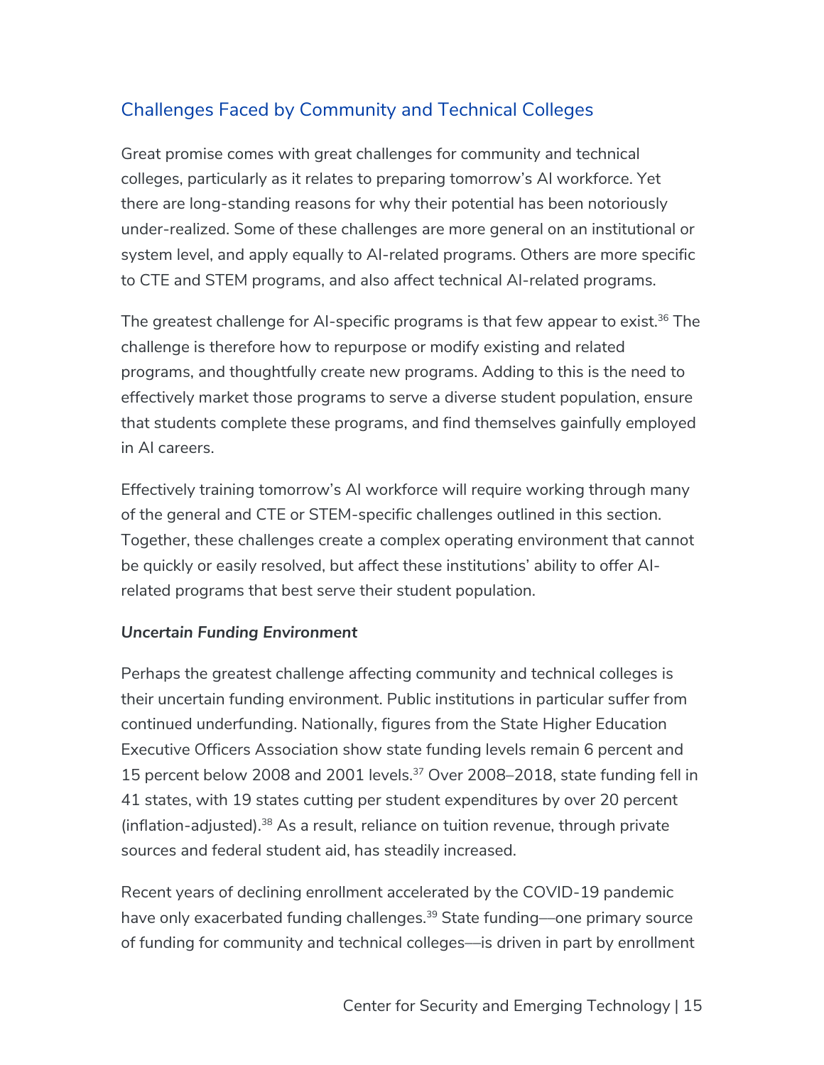## Challenges Faced by Community and Technical Colleges

Great promise comes with great challenges for community and technical colleges, particularly as it relates to preparing tomorrow's AI workforce. Yet there are long-standing reasons for why their potential has been notoriously under-realized. Some of these challenges are more general on an institutional or system level, and apply equally to AI-related programs. Others are more specific to CTE and STEM programs, and also affect technical AI-related programs.

The greatest challenge for AI-specific programs is that few appear to exist.[36] The challenge is therefore how to repurpose or modify existing and related programs, and thoughtfully create new programs. Adding to this is the need to effectively market those programs to serve a diverse student population, ensure that students complete these programs, and find themselves gainfully employed in AI careers.

Effectively training tomorrow's AI workforce will require working through many of the general and CTE or STEM-specific challenges outlined in this section. Together, these challenges create a complex operating environment that cannot be quickly or easily resolved, but affect these institutions' ability to offer AI-related programs that best serve their student population.

***Uncertain Funding Environment***

Perhaps the greatest challenge affecting community and technical colleges is their uncertain funding environment. Public institutions in particular suffer from continued underfunding. Nationally, figures from the State Higher Education Executive Officers Association show state funding levels remain 6 percent and 15 percent below 2008 and 2001 levels.[37] Over 2008–2018, state funding fell in 41 states, with 19 states cutting per student expenditures by over 20 percent (inflation-adjusted).[38] As a result, reliance on tuition revenue, through private sources and federal student aid, has steadily increased.

Recent years of declining enrollment accelerated by the COVID-19 pandemic have only exacerbated funding challenges.[39] State funding—one primary source of funding for community and technical colleges—is driven in part by enrollment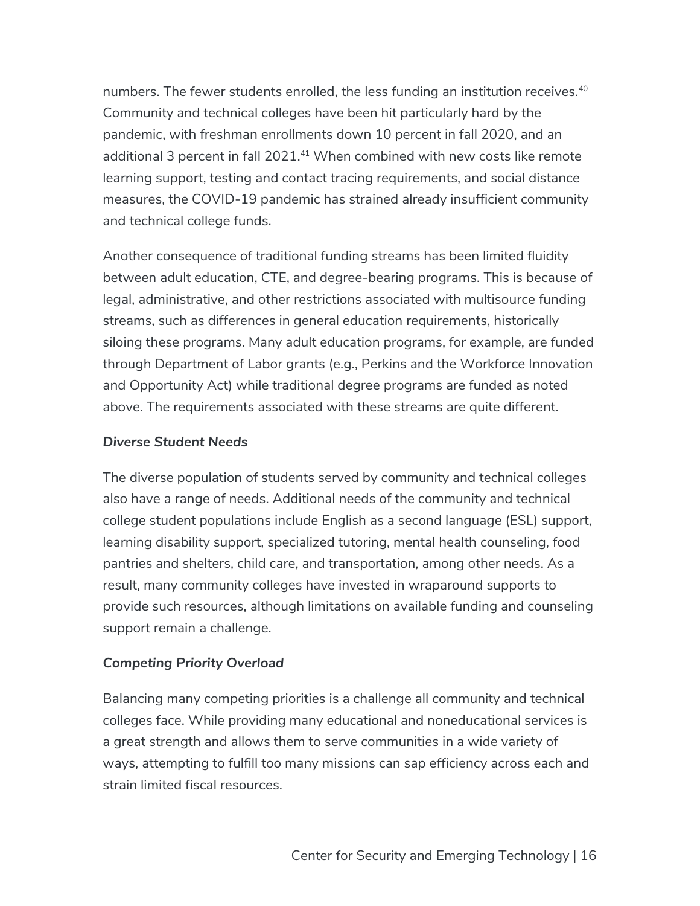numbers. The fewer students enrolled, the less funding an institution receives.[40] Community and technical colleges have been hit particularly hard by the pandemic, with freshman enrollments down 10 percent in fall 2020, and an additional 3 percent in fall 2021.[41] When combined with new costs like remote learning support, testing and contact tracing requirements, and social distance measures, the COVID-19 pandemic has strained already insufficient community and technical college funds.

Another consequence of traditional funding streams has been limited fluidity between adult education, CTE, and degree-bearing programs. This is because of legal, administrative, and other restrictions associated with multisource funding streams, such as differences in general education requirements, historically siloing these programs. Many adult education programs, for example, are funded through Department of Labor grants (e.g., Perkins and the Workforce Innovation and Opportunity Act) while traditional degree programs are funded as noted above. The requirements associated with these streams are quite different.

***Diverse Student Needs***

The diverse population of students served by community and technical colleges also have a range of needs. Additional needs of the community and technical college student populations include English as a second language (ESL) support, learning disability support, specialized tutoring, mental health counseling, food pantries and shelters, child care, and transportation, among other needs. As a result, many community colleges have invested in wraparound supports to provide such resources, although limitations on available funding and counseling support remain a challenge.

***Competing Priority Overload***

Balancing many competing priorities is a challenge all community and technical colleges face. While providing many educational and noneducational services is a great strength and allows them to serve communities in a wide variety of ways, attempting to fulfill too many missions can sap efficiency across each and strain limited fiscal resources.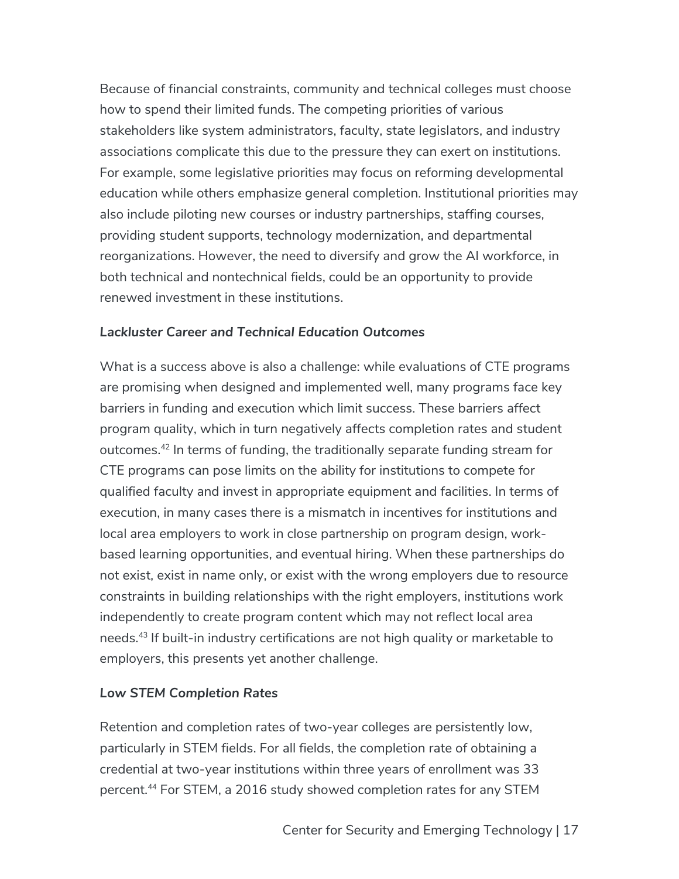Because of financial constraints, community and technical colleges must choose how to spend their limited funds. The competing priorities of various stakeholders like system administrators, faculty, state legislators, and industry associations complicate this due to the pressure they can exert on institutions. For example, some legislative priorities may focus on reforming developmental education while others emphasize general completion. Institutional priorities may also include piloting new courses or industry partnerships, staffing courses, providing student supports, technology modernization, and departmental reorganizations. However, the need to diversify and grow the AI workforce, in both technical and nontechnical fields, could be an opportunity to provide renewed investment in these institutions.

***Lackluster Career and Technical Education Outcomes***

What is a success above is also a challenge: while evaluations of CTE programs are promising when designed and implemented well, many programs face key barriers in funding and execution which limit success. These barriers affect program quality, which in turn negatively affects completion rates and student outcomes.[42] In terms of funding, the traditionally separate funding stream for CTE programs can pose limits on the ability for institutions to compete for qualified faculty and invest in appropriate equipment and facilities. In terms of execution, in many cases there is a mismatch in incentives for institutions and local area employers to work in close partnership on program design, work-based learning opportunities, and eventual hiring. When these partnerships do not exist, exist in name only, or exist with the wrong employers due to resource constraints in building relationships with the right employers, institutions work independently to create program content which may not reflect local area needs.[43] If built-in industry certifications are not high quality or marketable to employers, this presents yet another challenge.

***Low STEM Completion Rates***

Retention and completion rates of two-year colleges are persistently low, particularly in STEM fields. For all fields, the completion rate of obtaining a credential at two-year institutions within three years of enrollment was 33 percent.[44] For STEM, a 2016 study showed completion rates for any STEM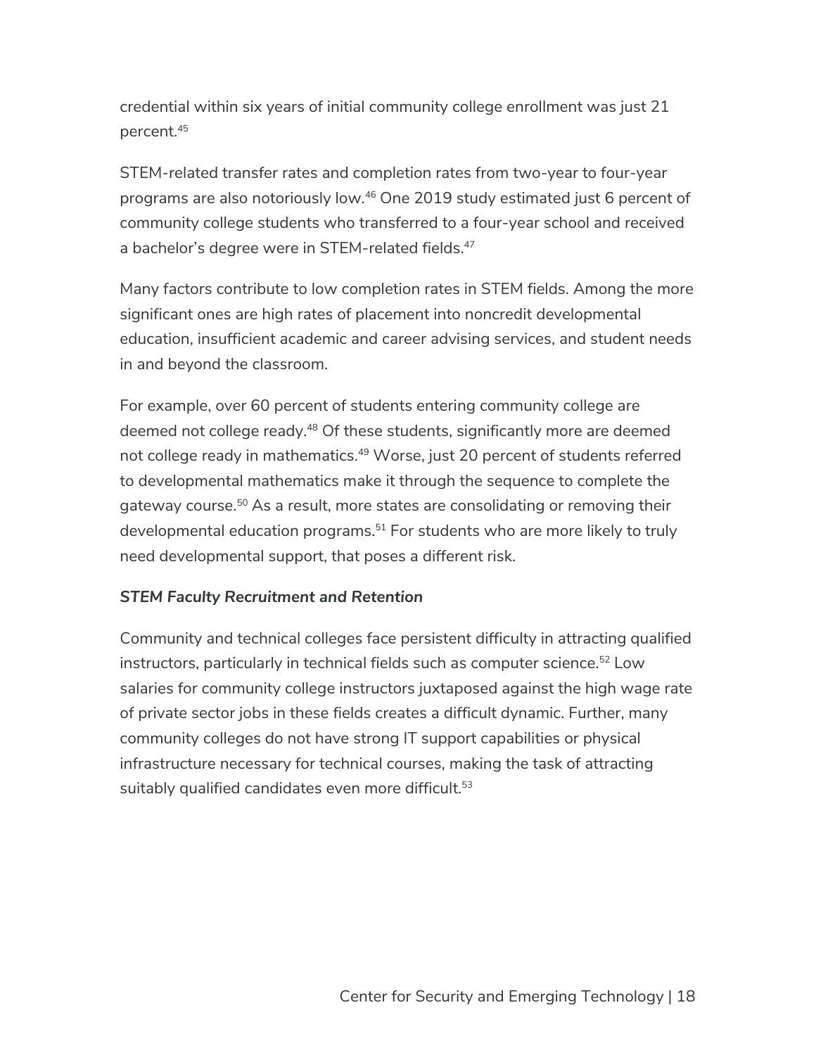credential within six years of initial community college enrollment was just 21 percent.[45]

STEM-related transfer rates and completion rates from two-year to four-year programs are also notoriously low.[46] One 2019 study estimated just 6 percent of community college students who transferred to a four-year school and received a bachelor's degree were in STEM-related fields.[47]

Many factors contribute to low completion rates in STEM fields. Among the more significant ones are high rates of placement into noncredit developmental education, insufficient academic and career advising services, and student needs in and beyond the classroom.

For example, over 60 percent of students entering community college are deemed not college ready.[48] Of these students, significantly more are deemed not college ready in mathematics.[49] Worse, just 20 percent of students referred to developmental mathematics make it through the sequence to complete the gateway course.[50] As a result, more states are consolidating or removing their developmental education programs.[51] For students who are more likely to truly need developmental support, that poses a different risk.

***STEM Faculty Recruitment and Retention***

Community and technical colleges face persistent difficulty in attracting qualified instructors, particularly in technical fields such as computer science.[52] Low salaries for community college instructors juxtaposed against the high wage rate of private sector jobs in these fields creates a difficult dynamic. Further, many community colleges do not have strong IT support capabilities or physical infrastructure necessary for technical courses, making the task of attracting suitably qualified candidates even more difficult.[53]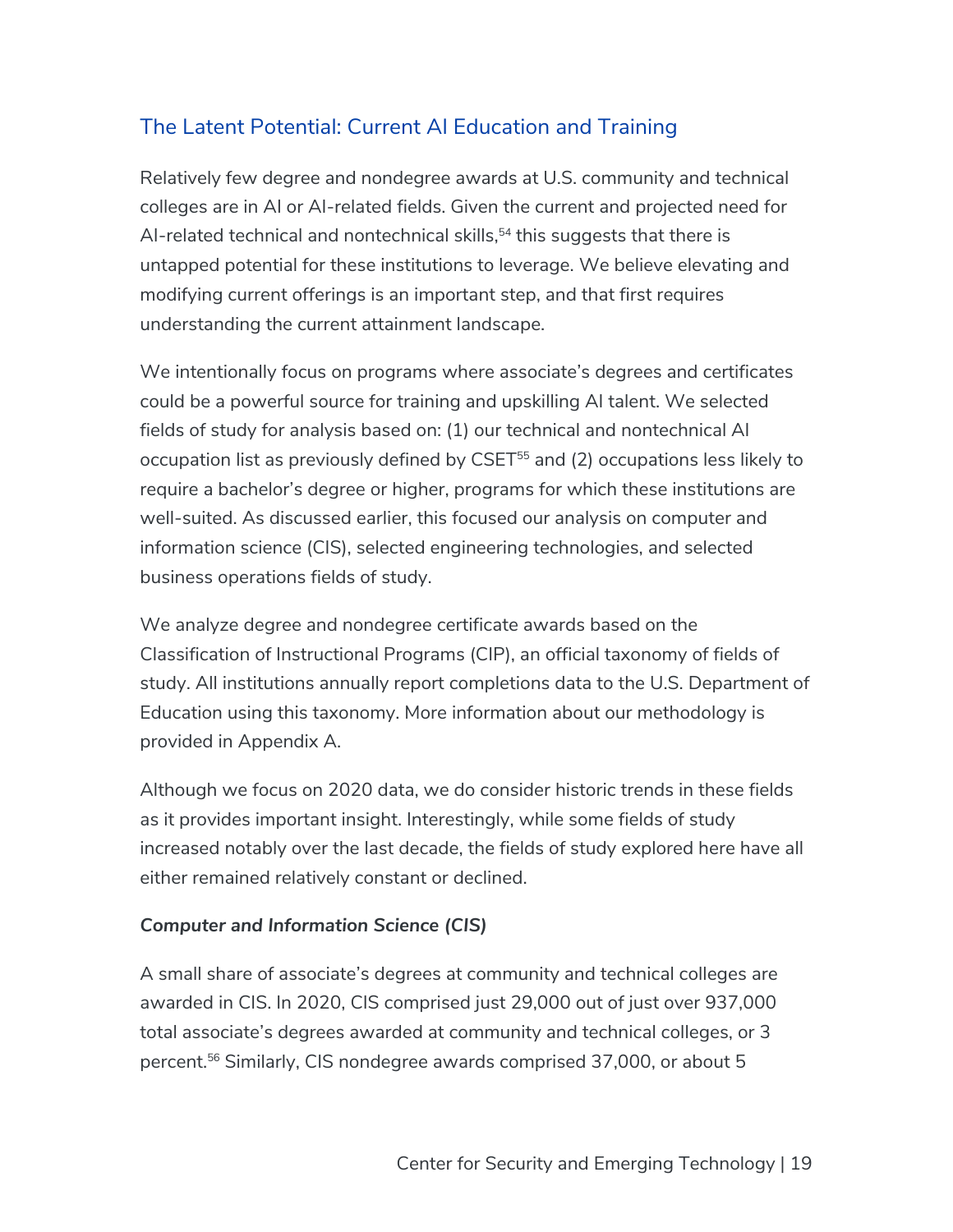## The Latent Potential: Current AI Education and Training

Relatively few degree and nondegree awards at U.S. community and technical colleges are in AI or AI-related fields. Given the current and projected need for AI-related technical and nontechnical skills,[54] this suggests that there is untapped potential for these institutions to leverage. We believe elevating and modifying current offerings is an important step, and that first requires understanding the current attainment landscape.

We intentionally focus on programs where associate's degrees and certificates could be a powerful source for training and upskilling AI talent. We selected fields of study for analysis based on: (1) our technical and nontechnical AI occupation list as previously defined by CSET[55] and (2) occupations less likely to require a bachelor's degree or higher, programs for which these institutions are well-suited. As discussed earlier, this focused our analysis on computer and information science (CIS), selected engineering technologies, and selected business operations fields of study.

We analyze degree and nondegree certificate awards based on the Classification of Instructional Programs (CIP), an official taxonomy of fields of study. All institutions annually report completions data to the U.S. Department of Education using this taxonomy. More information about our methodology is provided in Appendix A.

Although we focus on 2020 data, we do consider historic trends in these fields as it provides important insight. Interestingly, while some fields of study increased notably over the last decade, the fields of study explored here have all either remained relatively constant or declined.

### *Computer and Information Science (CIS)*

A small share of associate's degrees at community and technical colleges are awarded in CIS. In 2020, CIS comprised just 29,000 out of just over 937,000 total associate's degrees awarded at community and technical colleges, or 3 percent.[56] Similarly, CIS nondegree awards comprised 37,000, or about 5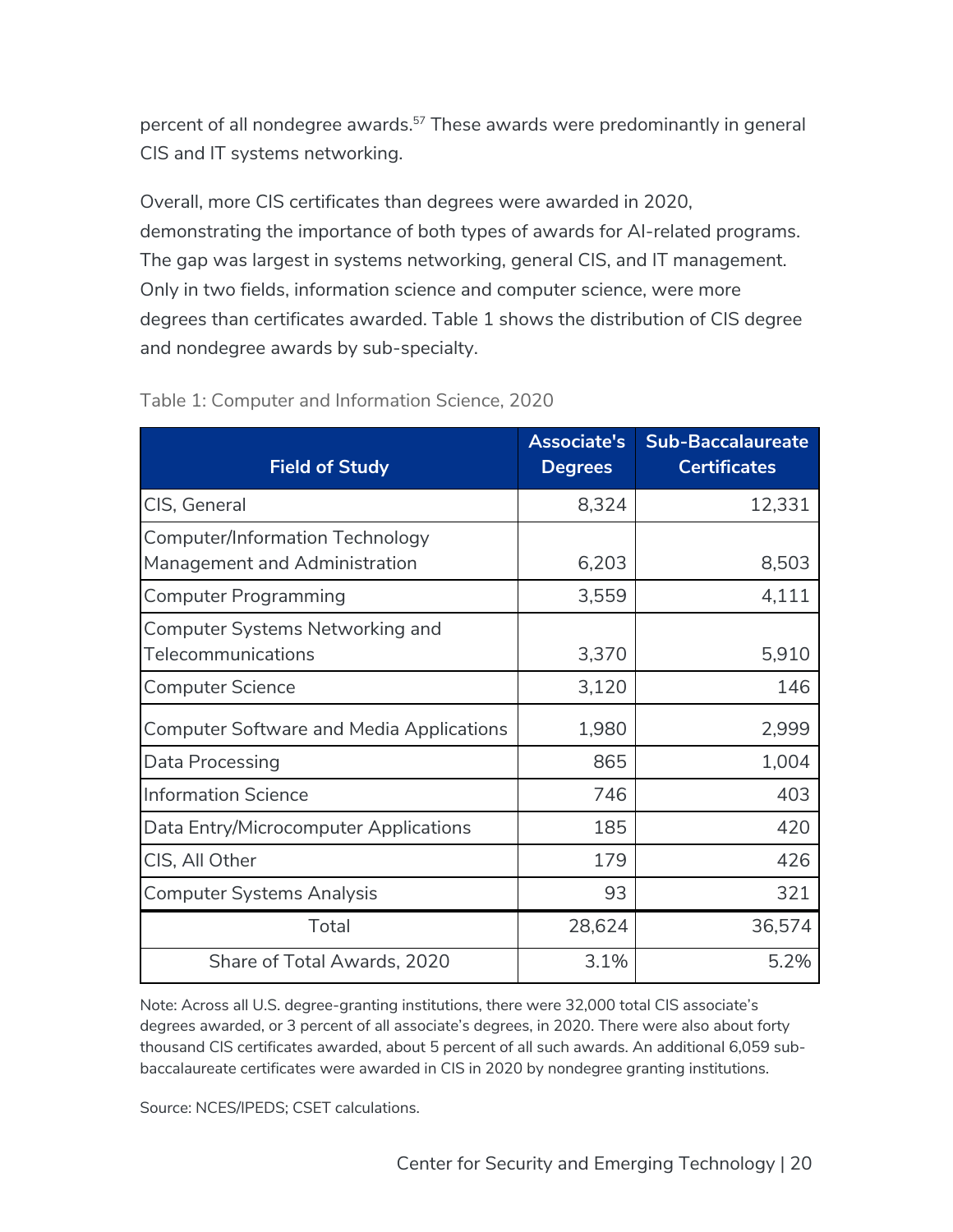percent of all nondegree awards.[57] These awards were predominantly in general CIS and IT systems networking.

Overall, more CIS certificates than degrees were awarded in 2020, demonstrating the importance of both types of awards for AI-related programs. The gap was largest in systems networking, general CIS, and IT management. Only in two fields, information science and computer science, were more degrees than certificates awarded. Table 1 shows the distribution of CIS degree and nondegree awards by sub-specialty.

Table 1: Computer and Information Science, 2020

| Field of Study | Associate's Degrees | Sub-Baccalaureate Certificates |
|---|---|---|
| CIS, General | 8,324 | 12,331 |
| Computer/Information Technology Management and Administration | 6,203 | 8,503 |
| Computer Programming | 3,559 | 4,111 |
| Computer Systems Networking and Telecommunications | 3,370 | 5,910 |
| Computer Science | 3,120 | 146 |
| Computer Software and Media Applications | 1,980 | 2,999 |
| Data Processing | 865 | 1,004 |
| Information Science | 746 | 403 |
| Data Entry/Microcomputer Applications | 185 | 420 |
| CIS, All Other | 179 | 426 |
| Computer Systems Analysis | 93 | 321 |
| Total | 28,624 | 36,574 |
| Share of Total Awards, 2020 | 3.1% | 5.2% |

Note: Across all U.S. degree-granting institutions, there were 32,000 total CIS associate's degrees awarded, or 3 percent of all associate's degrees, in 2020. There were also about forty thousand CIS certificates awarded, about 5 percent of all such awards. An additional 6,059 sub-baccalaureate certificates were awarded in CIS in 2020 by nondegree granting institutions.

Source: NCES/IPEDS; CSET calculations.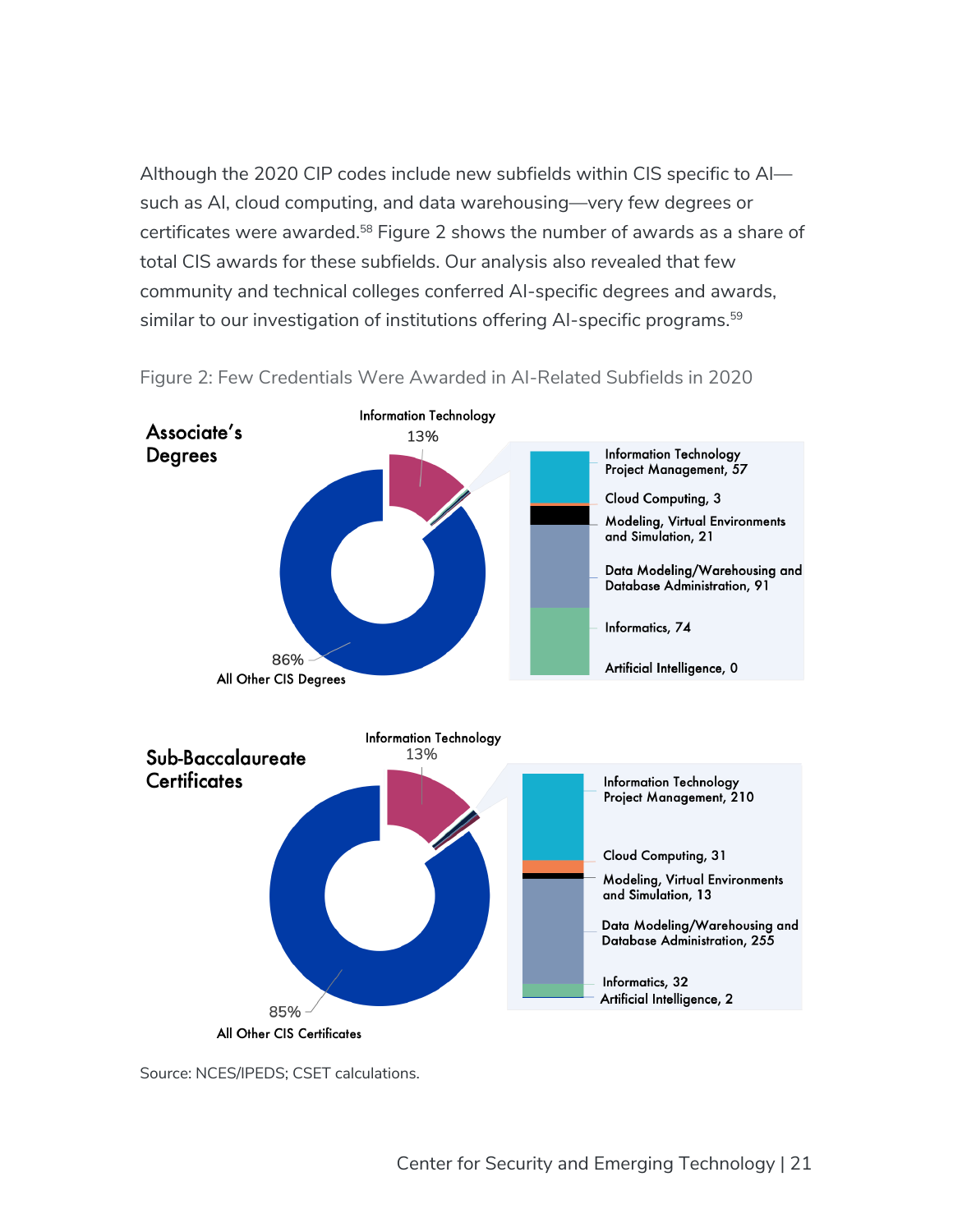Although the 2020 CIP codes include new subfields within CIS specific to AI—such as AI, cloud computing, and data warehousing—very few degrees or certificates were awarded.[58] Figure 2 shows the number of awards as a share of total CIS awards for these subfields. Our analysis also revealed that few community and technical colleges conferred AI-specific degrees and awards, similar to our investigation of institutions offering AI-specific programs.[59]

Figure 2: Few Credentials Were Awarded in AI-Related Subfields in 2020

**Associate's Degrees**

- Information Technology: 13%
- All Other CIS Degrees: 86%
- Information Technology Project Management, 57
- Cloud Computing, 3
- Modeling, Virtual Environments and Simulation, 21
- Data Modeling/Warehousing and Database Administration, 91
- Informatics, 74
- Artificial Intelligence, 0

**Sub-Baccalaureate Certificates**

- Information Technology: 13%
- All Other CIS Certificates: 85%
- Information Technology Project Management, 210
- Cloud Computing, 31
- Modeling, Virtual Environments and Simulation, 13
- Data Modeling/Warehousing and Database Administration, 255
- Informatics, 32
- Artificial Intelligence, 2

Source: NCES/IPEDS; CSET calculations.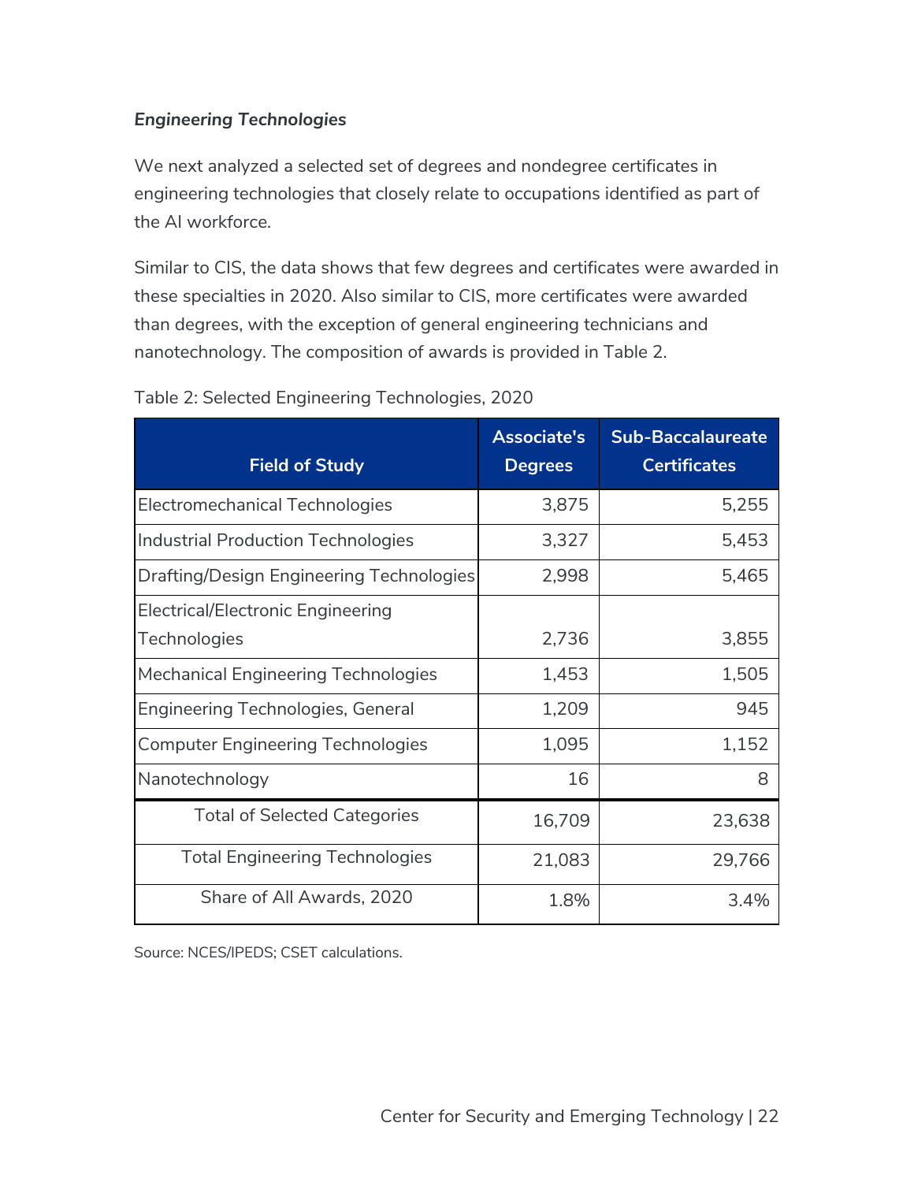*Engineering Technologies*

We next analyzed a selected set of degrees and nondegree certificates in engineering technologies that closely relate to occupations identified as part of the AI workforce.

Similar to CIS, the data shows that few degrees and certificates were awarded in these specialties in 2020. Also similar to CIS, more certificates were awarded than degrees, with the exception of general engineering technicians and nanotechnology. The composition of awards is provided in Table 2.

Table 2: Selected Engineering Technologies, 2020

| Field of Study | Associate's Degrees | Sub-Baccalaureate Certificates |
|---|---:|---:|
| Electromechanical Technologies | 3,875 | 5,255 |
| Industrial Production Technologies | 3,327 | 5,453 |
| Drafting/Design Engineering Technologies | 2,998 | 5,465 |
| Electrical/Electronic Engineering Technologies | 2,736 | 3,855 |
| Mechanical Engineering Technologies | 1,453 | 1,505 |
| Engineering Technologies, General | 1,209 | 945 |
| Computer Engineering Technologies | 1,095 | 1,152 |
| Nanotechnology | 16 | 8 |
| Total of Selected Categories | 16,709 | 23,638 |
| Total Engineering Technologies | 21,083 | 29,766 |
| Share of All Awards, 2020 | 1.8% | 3.4% |

Source: NCES/IPEDS; CSET calculations.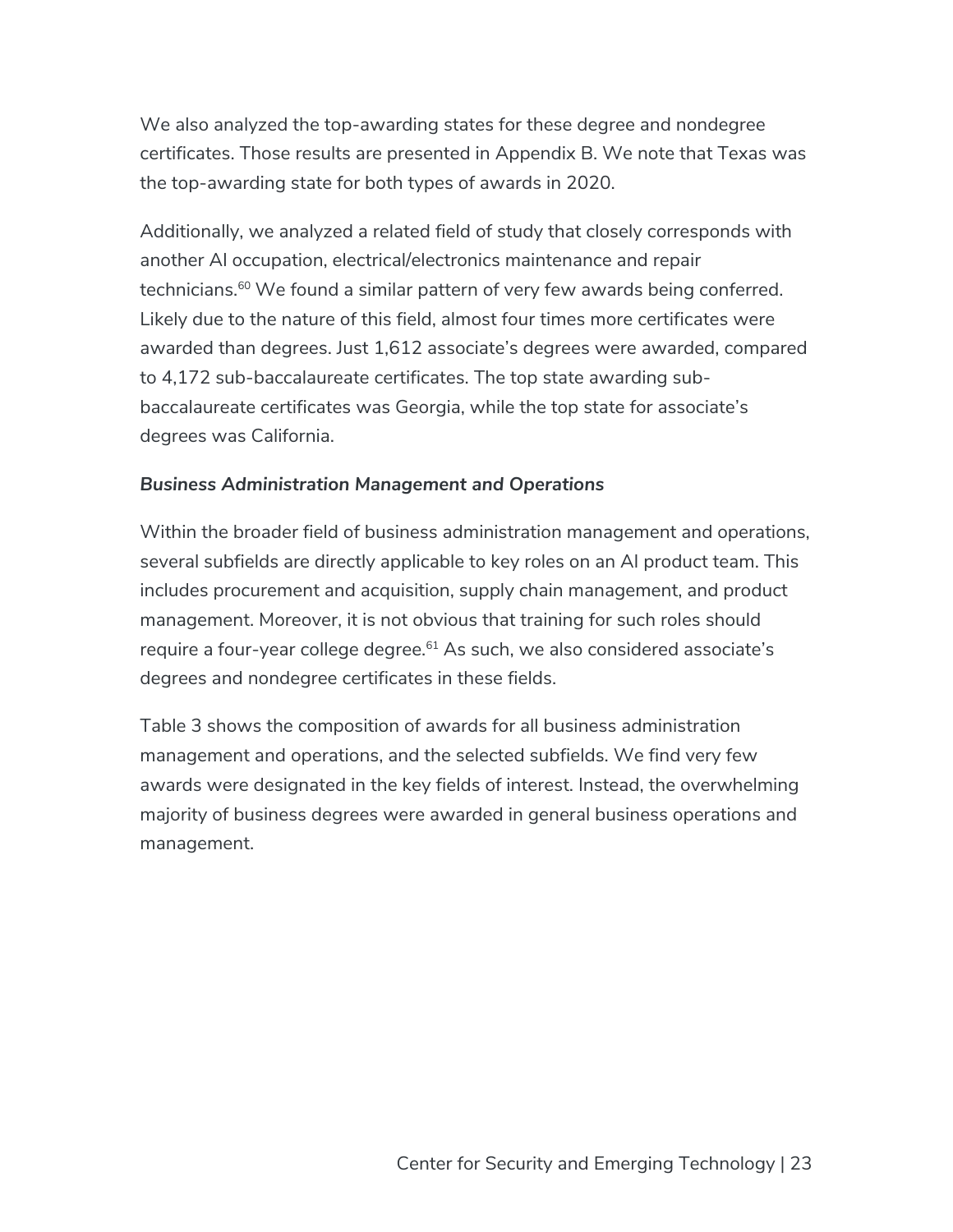We also analyzed the top-awarding states for these degree and nondegree certificates. Those results are presented in Appendix B. We note that Texas was the top-awarding state for both types of awards in 2020.

Additionally, we analyzed a related field of study that closely corresponds with another AI occupation, electrical/electronics maintenance and repair technicians.[60] We found a similar pattern of very few awards being conferred. Likely due to the nature of this field, almost four times more certificates were awarded than degrees. Just 1,612 associate's degrees were awarded, compared to 4,172 sub-baccalaureate certificates. The top state awarding sub-baccalaureate certificates was Georgia, while the top state for associate's degrees was California.

***Business Administration Management and Operations***

Within the broader field of business administration management and operations, several subfields are directly applicable to key roles on an AI product team. This includes procurement and acquisition, supply chain management, and product management. Moreover, it is not obvious that training for such roles should require a four-year college degree.[61] As such, we also considered associate's degrees and nondegree certificates in these fields.

Table 3 shows the composition of awards for all business administration management and operations, and the selected subfields. We find very few awards were designated in the key fields of interest. Instead, the overwhelming majority of business degrees were awarded in general business operations and management.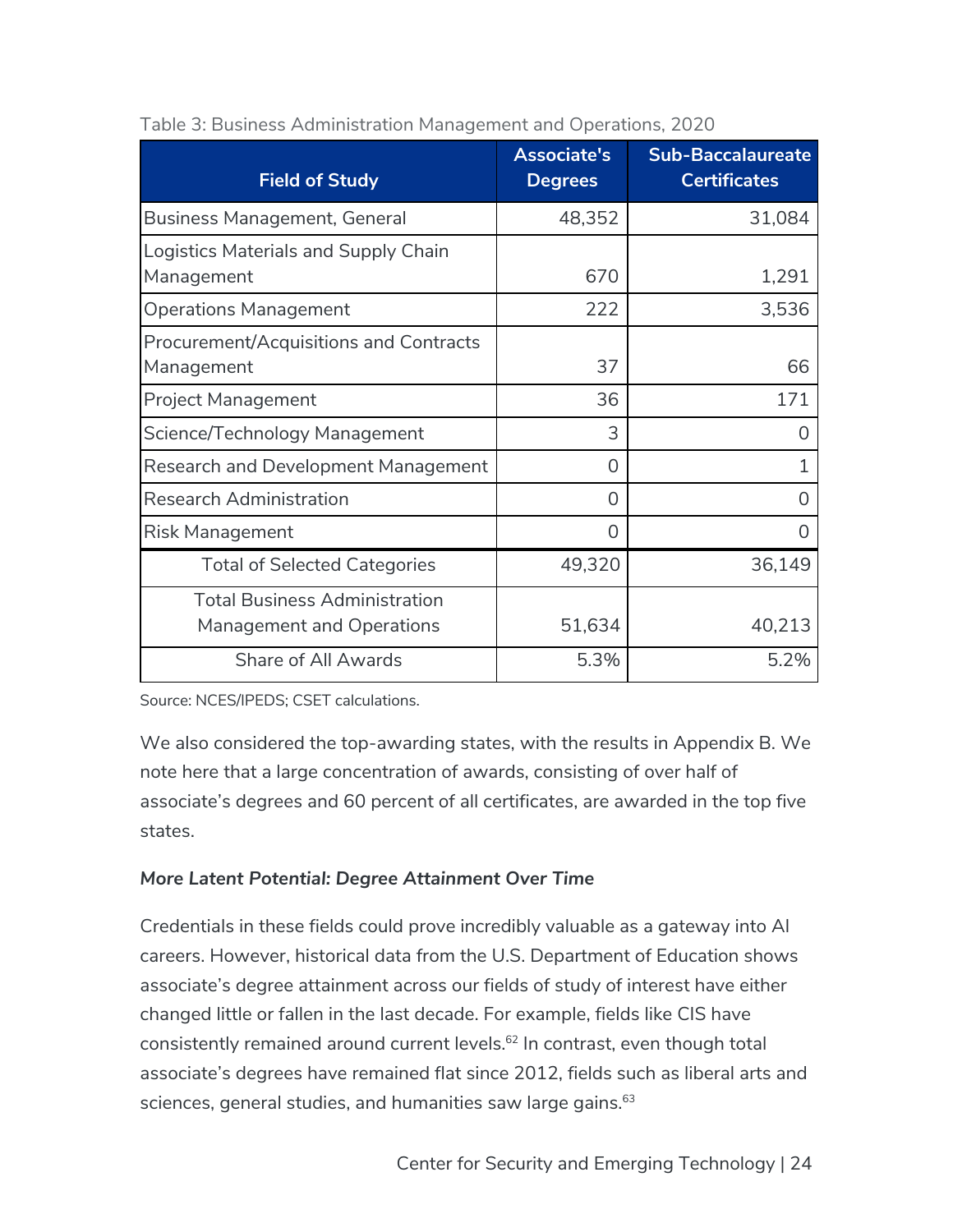Table 3: Business Administration Management and Operations, 2020

| Field of Study | Associate's Degrees | Sub-Baccalaureate Certificates |
|---|---|---|
| Business Management, General | 48,352 | 31,084 |
| Logistics Materials and Supply Chain Management | 670 | 1,291 |
| Operations Management | 222 | 3,536 |
| Procurement/Acquisitions and Contracts Management | 37 | 66 |
| Project Management | 36 | 171 |
| Science/Technology Management | 3 | 0 |
| Research and Development Management | 0 | 1 |
| Research Administration | 0 | 0 |
| Risk Management | 0 | 0 |
| Total of Selected Categories | 49,320 | 36,149 |
| Total Business Administration Management and Operations | 51,634 | 40,213 |
| Share of All Awards | 5.3% | 5.2% |

Source: NCES/IPEDS; CSET calculations.

We also considered the top-awarding states, with the results in Appendix B. We note here that a large concentration of awards, consisting of over half of associate's degrees and 60 percent of all certificates, are awarded in the top five states.

***More Latent Potential: Degree Attainment Over Time***

Credentials in these fields could prove incredibly valuable as a gateway into AI careers. However, historical data from the U.S. Department of Education shows associate's degree attainment across our fields of study of interest have either changed little or fallen in the last decade. For example, fields like CIS have consistently remained around current levels.[62] In contrast, even though total associate's degrees have remained flat since 2012, fields such as liberal arts and sciences, general studies, and humanities saw large gains.[63]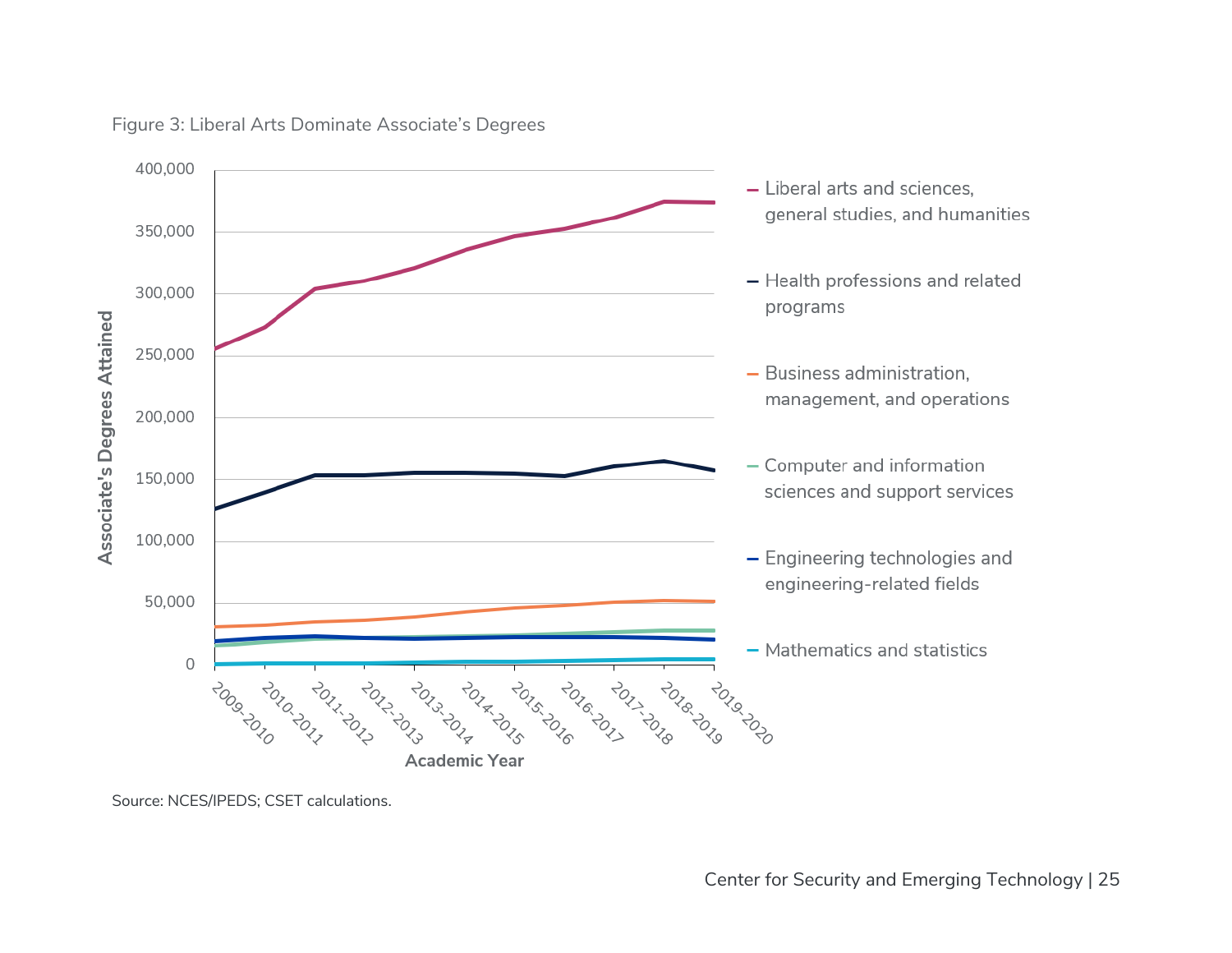Figure 3: Liberal Arts Dominate Associate's Degrees

Source: NCES/IPEDS; CSET calculations.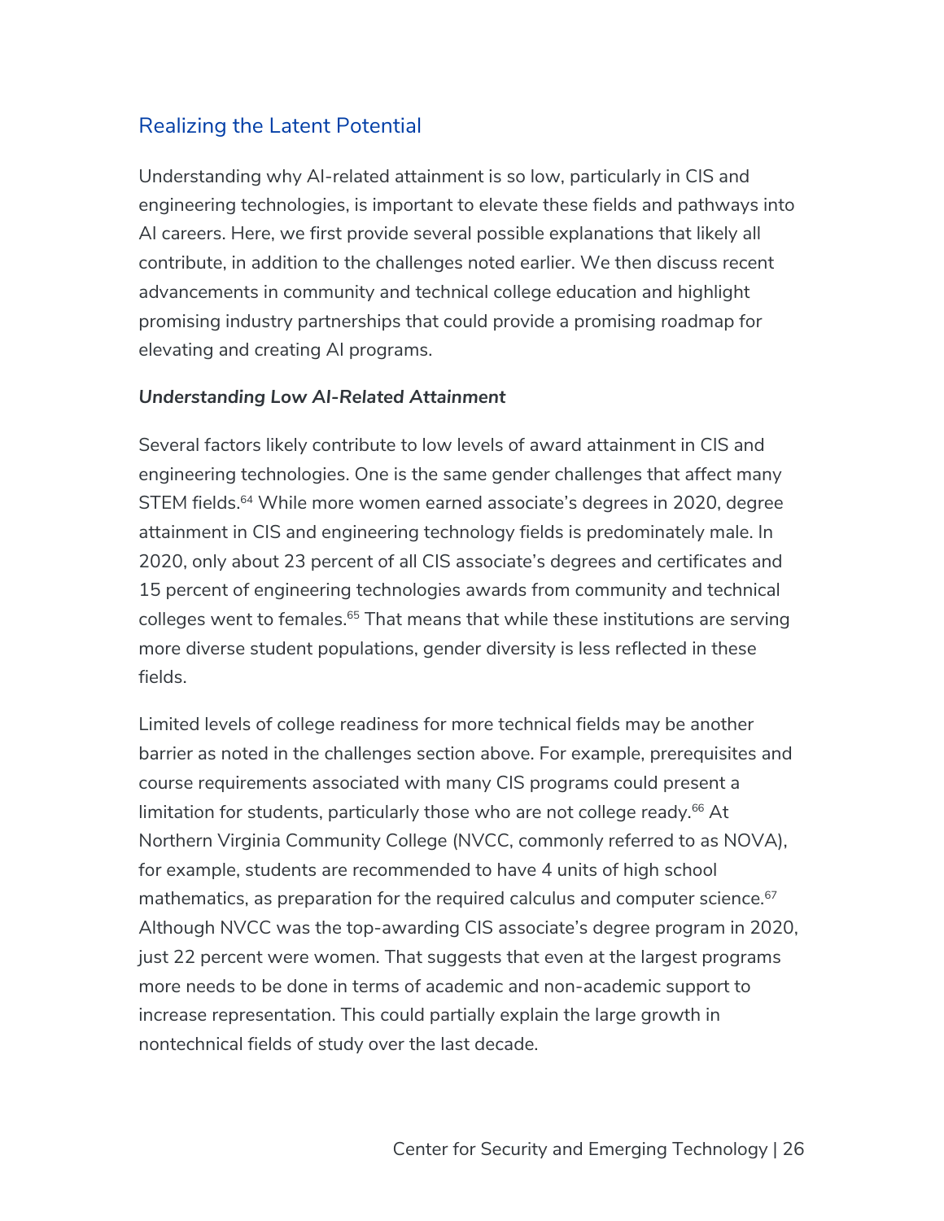## Realizing the Latent Potential

Understanding why AI-related attainment is so low, particularly in CIS and engineering technologies, is important to elevate these fields and pathways into AI careers. Here, we first provide several possible explanations that likely all contribute, in addition to the challenges noted earlier. We then discuss recent advancements in community and technical college education and highlight promising industry partnerships that could provide a promising roadmap for elevating and creating AI programs.

### *Understanding Low AI-Related Attainment*

Several factors likely contribute to low levels of award attainment in CIS and engineering technologies. One is the same gender challenges that affect many STEM fields.[64] While more women earned associate's degrees in 2020, degree attainment in CIS and engineering technology fields is predominately male. In 2020, only about 23 percent of all CIS associate's degrees and certificates and 15 percent of engineering technologies awards from community and technical colleges went to females.[65] That means that while these institutions are serving more diverse student populations, gender diversity is less reflected in these fields.

Limited levels of college readiness for more technical fields may be another barrier as noted in the challenges section above. For example, prerequisites and course requirements associated with many CIS programs could present a limitation for students, particularly those who are not college ready.[66] At Northern Virginia Community College (NVCC, commonly referred to as NOVA), for example, students are recommended to have 4 units of high school mathematics, as preparation for the required calculus and computer science.[67] Although NVCC was the top-awarding CIS associate's degree program in 2020, just 22 percent were women. That suggests that even at the largest programs more needs to be done in terms of academic and non-academic support to increase representation. This could partially explain the large growth in nontechnical fields of study over the last decade.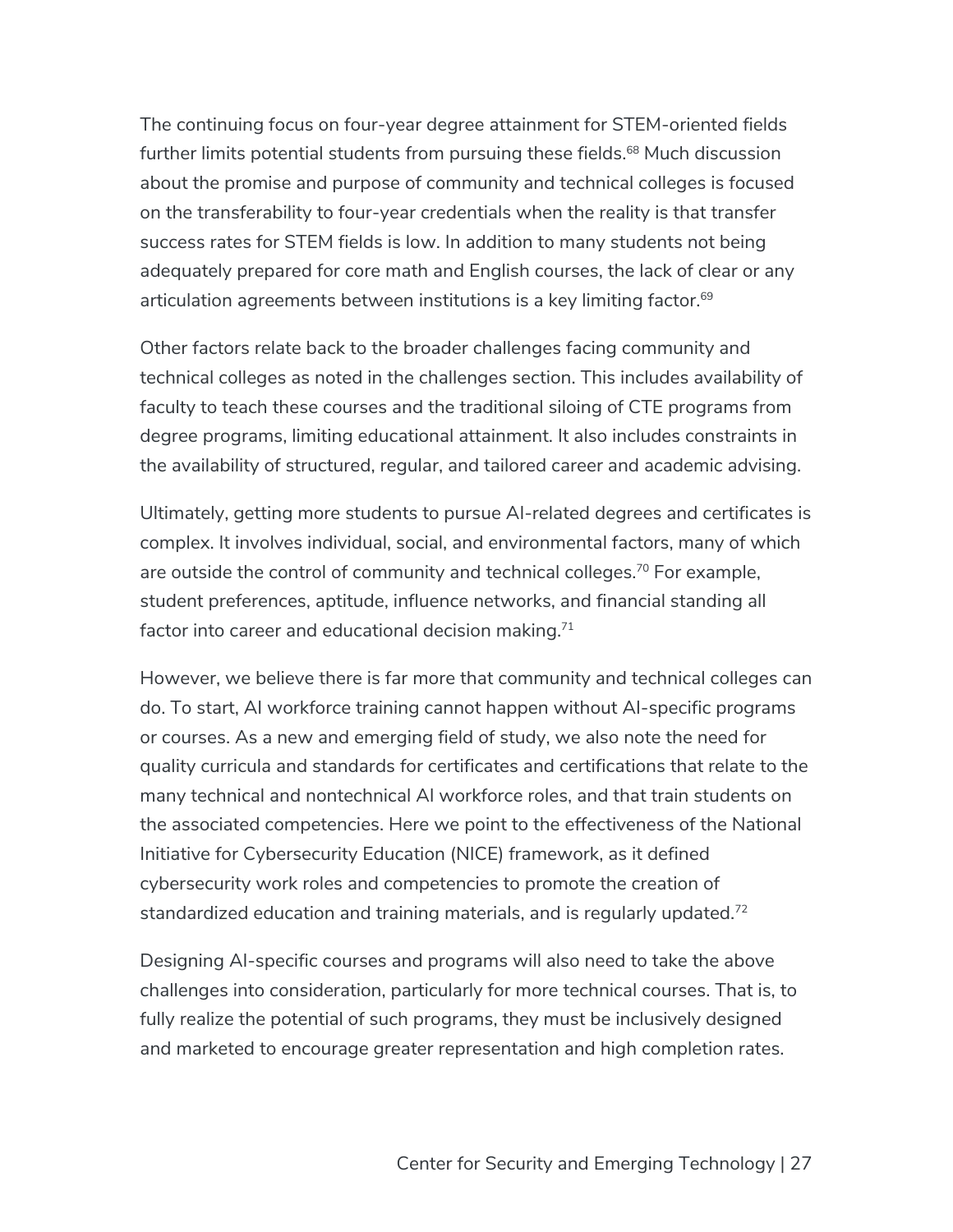The continuing focus on four-year degree attainment for STEM-oriented fields further limits potential students from pursuing these fields.[68] Much discussion about the promise and purpose of community and technical colleges is focused on the transferability to four-year credentials when the reality is that transfer success rates for STEM fields is low. In addition to many students not being adequately prepared for core math and English courses, the lack of clear or any articulation agreements between institutions is a key limiting factor.[69]

Other factors relate back to the broader challenges facing community and technical colleges as noted in the challenges section. This includes availability of faculty to teach these courses and the traditional siloing of CTE programs from degree programs, limiting educational attainment. It also includes constraints in the availability of structured, regular, and tailored career and academic advising.

Ultimately, getting more students to pursue AI-related degrees and certificates is complex. It involves individual, social, and environmental factors, many of which are outside the control of community and technical colleges.[70] For example, student preferences, aptitude, influence networks, and financial standing all factor into career and educational decision making.[71]

However, we believe there is far more that community and technical colleges can do. To start, AI workforce training cannot happen without AI-specific programs or courses. As a new and emerging field of study, we also note the need for quality curricula and standards for certificates and certifications that relate to the many technical and nontechnical AI workforce roles, and that train students on the associated competencies. Here we point to the effectiveness of the National Initiative for Cybersecurity Education (NICE) framework, as it defined cybersecurity work roles and competencies to promote the creation of standardized education and training materials, and is regularly updated.[72]

Designing AI-specific courses and programs will also need to take the above challenges into consideration, particularly for more technical courses. That is, to fully realize the potential of such programs, they must be inclusively designed and marketed to encourage greater representation and high completion rates.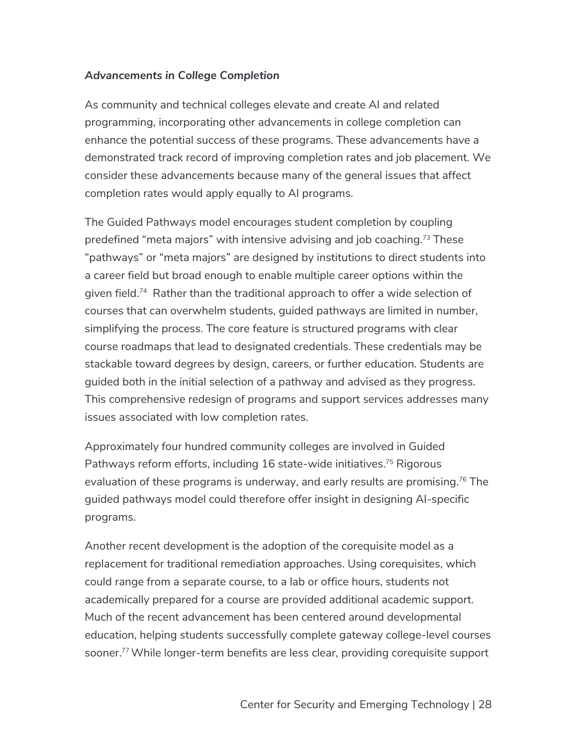***Advancements in College Completion***

As community and technical colleges elevate and create AI and related programming, incorporating other advancements in college completion can enhance the potential success of these programs. These advancements have a demonstrated track record of improving completion rates and job placement. We consider these advancements because many of the general issues that affect completion rates would apply equally to AI programs.

The Guided Pathways model encourages student completion by coupling predefined "meta majors" with intensive advising and job coaching.[73] These "pathways" or "meta majors" are designed by institutions to direct students into a career field but broad enough to enable multiple career options within the given field.[74] Rather than the traditional approach to offer a wide selection of courses that can overwhelm students, guided pathways are limited in number, simplifying the process. The core feature is structured programs with clear course roadmaps that lead to designated credentials. These credentials may be stackable toward degrees by design, careers, or further education. Students are guided both in the initial selection of a pathway and advised as they progress. This comprehensive redesign of programs and support services addresses many issues associated with low completion rates.

Approximately four hundred community colleges are involved in Guided Pathways reform efforts, including 16 state-wide initiatives.[75] Rigorous evaluation of these programs is underway, and early results are promising.[76] The guided pathways model could therefore offer insight in designing AI-specific programs.

Another recent development is the adoption of the corequisite model as a replacement for traditional remediation approaches. Using corequisites, which could range from a separate course, to a lab or office hours, students not academically prepared for a course are provided additional academic support. Much of the recent advancement has been centered around developmental education, helping students successfully complete gateway college-level courses sooner.[77] While longer-term benefits are less clear, providing corequisite support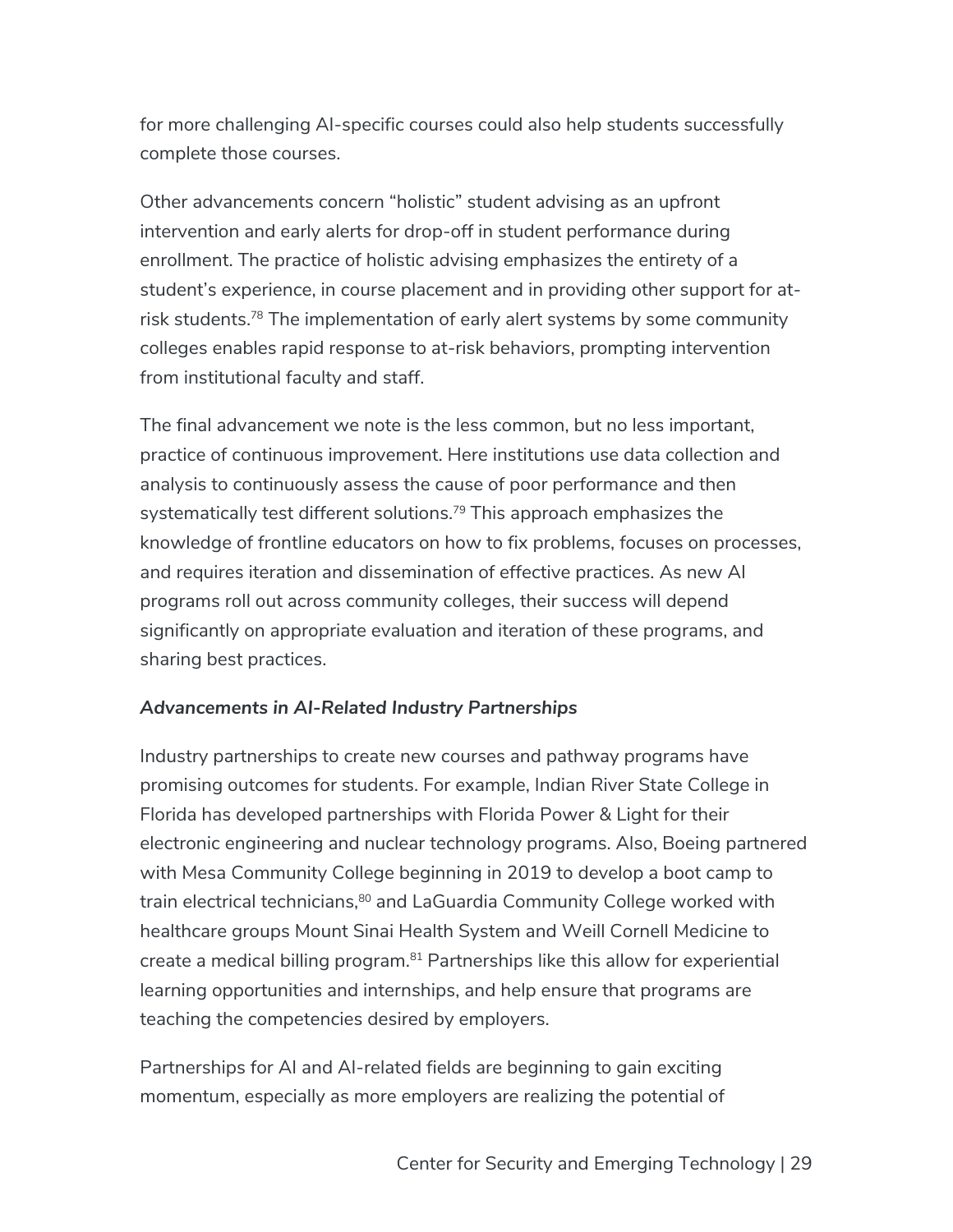for more challenging AI-specific courses could also help students successfully complete those courses.

Other advancements concern "holistic" student advising as an upfront intervention and early alerts for drop-off in student performance during enrollment. The practice of holistic advising emphasizes the entirety of a student's experience, in course placement and in providing other support for at-risk students.[78] The implementation of early alert systems by some community colleges enables rapid response to at-risk behaviors, prompting intervention from institutional faculty and staff.

The final advancement we note is the less common, but no less important, practice of continuous improvement. Here institutions use data collection and analysis to continuously assess the cause of poor performance and then systematically test different solutions.[79] This approach emphasizes the knowledge of frontline educators on how to fix problems, focuses on processes, and requires iteration and dissemination of effective practices. As new AI programs roll out across community colleges, their success will depend significantly on appropriate evaluation and iteration of these programs, and sharing best practices.

***Advancements in AI-Related Industry Partnerships***

Industry partnerships to create new courses and pathway programs have promising outcomes for students. For example, Indian River State College in Florida has developed partnerships with Florida Power & Light for their electronic engineering and nuclear technology programs. Also, Boeing partnered with Mesa Community College beginning in 2019 to develop a boot camp to train electrical technicians,[80] and LaGuardia Community College worked with healthcare groups Mount Sinai Health System and Weill Cornell Medicine to create a medical billing program.[81] Partnerships like this allow for experiential learning opportunities and internships, and help ensure that programs are teaching the competencies desired by employers.

Partnerships for AI and AI-related fields are beginning to gain exciting momentum, especially as more employers are realizing the potential of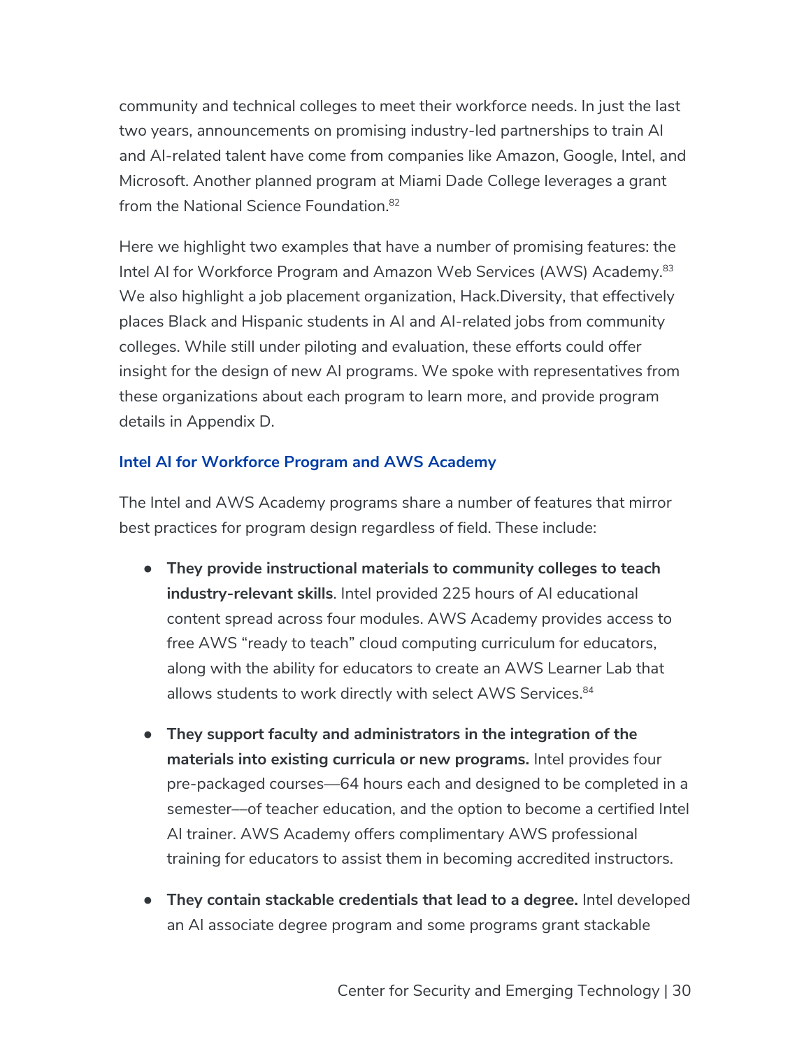community and technical colleges to meet their workforce needs. In just the last two years, announcements on promising industry-led partnerships to train AI and AI-related talent have come from companies like Amazon, Google, Intel, and Microsoft. Another planned program at Miami Dade College leverages a grant from the National Science Foundation.[82]

Here we highlight two examples that have a number of promising features: the Intel AI for Workforce Program and Amazon Web Services (AWS) Academy.[83] We also highlight a job placement organization, Hack.Diversity, that effectively places Black and Hispanic students in AI and AI-related jobs from community colleges. While still under piloting and evaluation, these efforts could offer insight for the design of new AI programs. We spoke with representatives from these organizations about each program to learn more, and provide program details in Appendix D.

### Intel AI for Workforce Program and AWS Academy

The Intel and AWS Academy programs share a number of features that mirror best practices for program design regardless of field. These include:

- **They provide instructional materials to community colleges to teach industry-relevant skills**. Intel provided 225 hours of AI educational content spread across four modules. AWS Academy provides access to free AWS "ready to teach" cloud computing curriculum for educators, along with the ability for educators to create an AWS Learner Lab that allows students to work directly with select AWS Services.[84]

- **They support faculty and administrators in the integration of the materials into existing curricula or new programs.** Intel provides four pre-packaged courses—64 hours each and designed to be completed in a semester—of teacher education, and the option to become a certified Intel AI trainer. AWS Academy offers complimentary AWS professional training for educators to assist them in becoming accredited instructors.

- **They contain stackable credentials that lead to a degree.** Intel developed an AI associate degree program and some programs grant stackable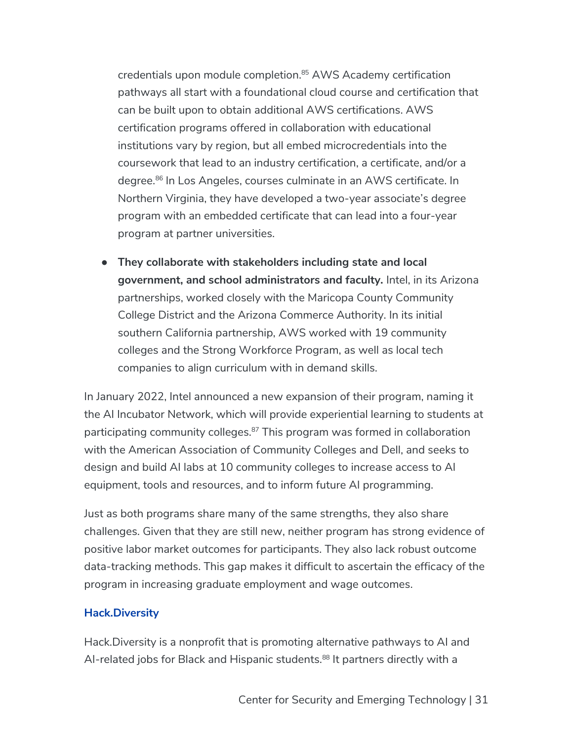credentials upon module completion.[85] AWS Academy certification pathways all start with a foundational cloud course and certification that can be built upon to obtain additional AWS certifications. AWS certification programs offered in collaboration with educational institutions vary by region, but all embed microcredentials into the coursework that lead to an industry certification, a certificate, and/or a degree.[86] In Los Angeles, courses culminate in an AWS certificate. In Northern Virginia, they have developed a two-year associate's degree program with an embedded certificate that can lead into a four-year program at partner universities.

- **They collaborate with stakeholders including state and local government, and school administrators and faculty.** Intel, in its Arizona partnerships, worked closely with the Maricopa County Community College District and the Arizona Commerce Authority. In its initial southern California partnership, AWS worked with 19 community colleges and the Strong Workforce Program, as well as local tech companies to align curriculum with in demand skills.

In January 2022, Intel announced a new expansion of their program, naming it the AI Incubator Network, which will provide experiential learning to students at participating community colleges.[87] This program was formed in collaboration with the American Association of Community Colleges and Dell, and seeks to design and build AI labs at 10 community colleges to increase access to AI equipment, tools and resources, and to inform future AI programming.

Just as both programs share many of the same strengths, they also share challenges. Given that they are still new, neither program has strong evidence of positive labor market outcomes for participants. They also lack robust outcome data-tracking methods. This gap makes it difficult to ascertain the efficacy of the program in increasing graduate employment and wage outcomes.

### Hack.Diversity

Hack.Diversity is a nonprofit that is promoting alternative pathways to AI and AI-related jobs for Black and Hispanic students.[88] It partners directly with a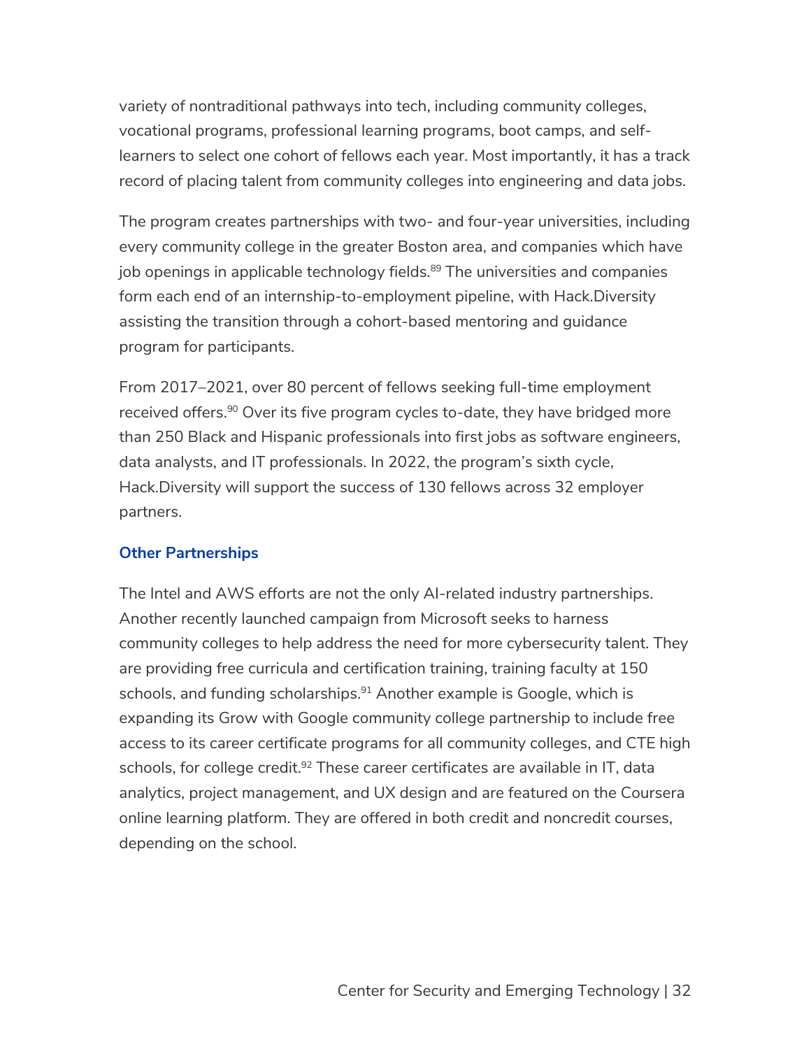variety of nontraditional pathways into tech, including community colleges, vocational programs, professional learning programs, boot camps, and self-learners to select one cohort of fellows each year. Most importantly, it has a track record of placing talent from community colleges into engineering and data jobs.

The program creates partnerships with two- and four-year universities, including every community college in the greater Boston area, and companies which have job openings in applicable technology fields.[89] The universities and companies form each end of an internship-to-employment pipeline, with Hack.Diversity assisting the transition through a cohort-based mentoring and guidance program for participants.

From 2017–2021, over 80 percent of fellows seeking full-time employment received offers.[90] Over its five program cycles to-date, they have bridged more than 250 Black and Hispanic professionals into first jobs as software engineers, data analysts, and IT professionals. In 2022, the program's sixth cycle, Hack.Diversity will support the success of 130 fellows across 32 employer partners.

### Other Partnerships

The Intel and AWS efforts are not the only AI-related industry partnerships. Another recently launched campaign from Microsoft seeks to harness community colleges to help address the need for more cybersecurity talent. They are providing free curricula and certification training, training faculty at 150 schools, and funding scholarships.[91] Another example is Google, which is expanding its Grow with Google community college partnership to include free access to its career certificate programs for all community colleges, and CTE high schools, for college credit.[92] These career certificates are available in IT, data analytics, project management, and UX design and are featured on the Coursera online learning platform. They are offered in both credit and noncredit courses, depending on the school.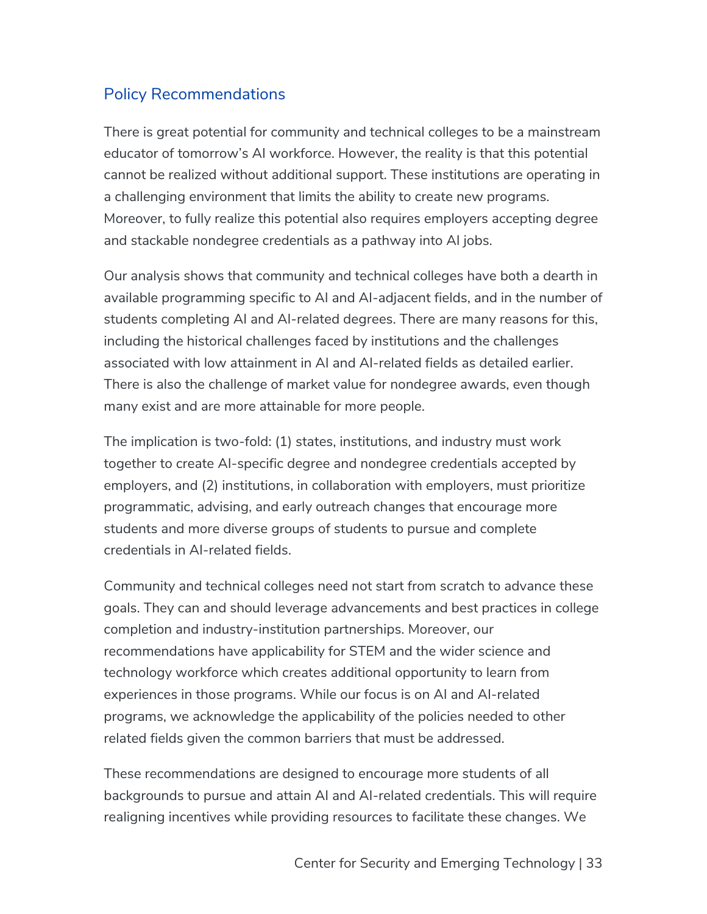## Policy Recommendations

There is great potential for community and technical colleges to be a mainstream educator of tomorrow's AI workforce. However, the reality is that this potential cannot be realized without additional support. These institutions are operating in a challenging environment that limits the ability to create new programs. Moreover, to fully realize this potential also requires employers accepting degree and stackable nondegree credentials as a pathway into AI jobs.

Our analysis shows that community and technical colleges have both a dearth in available programming specific to AI and AI-adjacent fields, and in the number of students completing AI and AI-related degrees. There are many reasons for this, including the historical challenges faced by institutions and the challenges associated with low attainment in AI and AI-related fields as detailed earlier. There is also the challenge of market value for nondegree awards, even though many exist and are more attainable for more people.

The implication is two-fold: (1) states, institutions, and industry must work together to create AI-specific degree and nondegree credentials accepted by employers, and (2) institutions, in collaboration with employers, must prioritize programmatic, advising, and early outreach changes that encourage more students and more diverse groups of students to pursue and complete credentials in AI-related fields.

Community and technical colleges need not start from scratch to advance these goals. They can and should leverage advancements and best practices in college completion and industry-institution partnerships. Moreover, our recommendations have applicability for STEM and the wider science and technology workforce which creates additional opportunity to learn from experiences in those programs. While our focus is on AI and AI-related programs, we acknowledge the applicability of the policies needed to other related fields given the common barriers that must be addressed.

These recommendations are designed to encourage more students of all backgrounds to pursue and attain AI and AI-related credentials. This will require realigning incentives while providing resources to facilitate these changes. We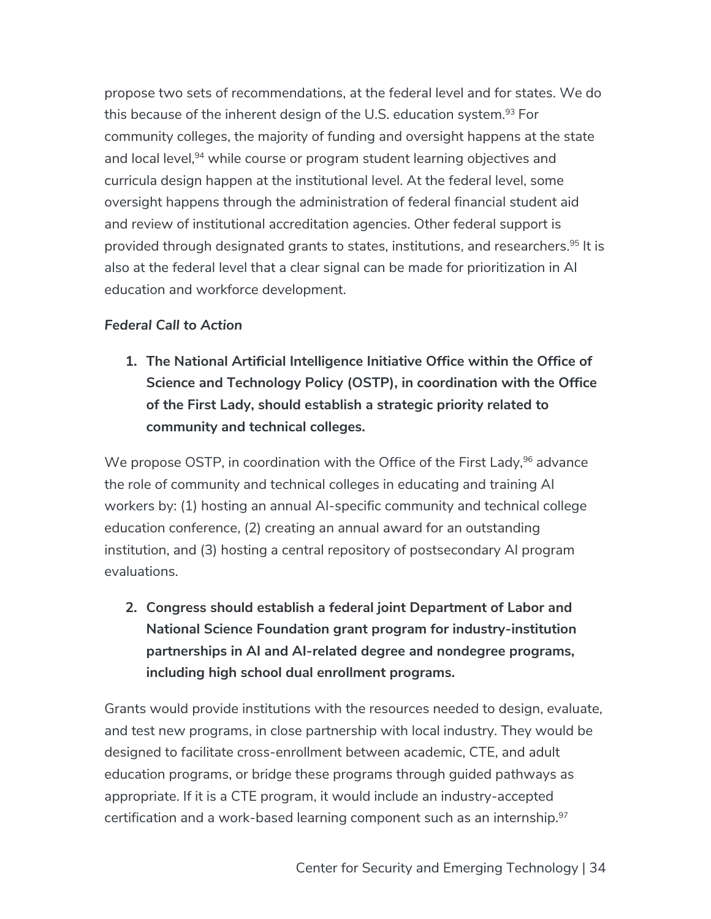propose two sets of recommendations, at the federal level and for states. We do this because of the inherent design of the U.S. education system.[93] For community colleges, the majority of funding and oversight happens at the state and local level,[94] while course or program student learning objectives and curricula design happen at the institutional level. At the federal level, some oversight happens through the administration of federal financial student aid and review of institutional accreditation agencies. Other federal support is provided through designated grants to states, institutions, and researchers.[95] It is also at the federal level that a clear signal can be made for prioritization in AI education and workforce development.

***Federal Call to Action***

1. **The National Artificial Intelligence Initiative Office within the Office of Science and Technology Policy (OSTP), in coordination with the Office of the First Lady, should establish a strategic priority related to community and technical colleges.**

We propose OSTP, in coordination with the Office of the First Lady,[96] advance the role of community and technical colleges in educating and training AI workers by: (1) hosting an annual AI-specific community and technical college education conference, (2) creating an annual award for an outstanding institution, and (3) hosting a central repository of postsecondary AI program evaluations.

2. **Congress should establish a federal joint Department of Labor and National Science Foundation grant program for industry-institution partnerships in AI and AI-related degree and nondegree programs, including high school dual enrollment programs.**

Grants would provide institutions with the resources needed to design, evaluate, and test new programs, in close partnership with local industry. They would be designed to facilitate cross-enrollment between academic, CTE, and adult education programs, or bridge these programs through guided pathways as appropriate. If it is a CTE program, it would include an industry-accepted certification and a work-based learning component such as an internship.[97]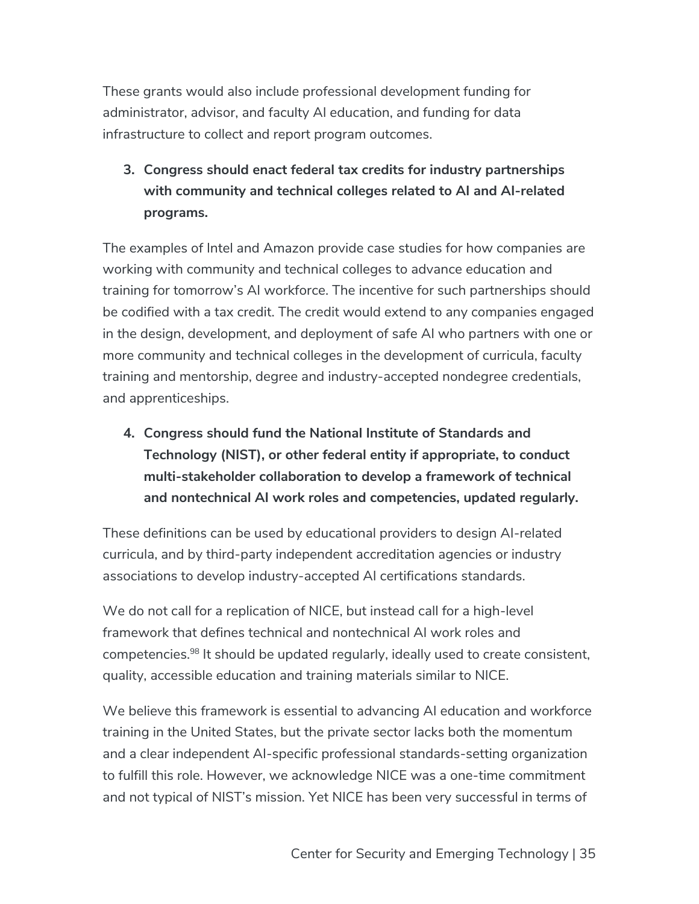These grants would also include professional development funding for administrator, advisor, and faculty AI education, and funding for data infrastructure to collect and report program outcomes.

3. **Congress should enact federal tax credits for industry partnerships with community and technical colleges related to AI and AI-related programs.**

The examples of Intel and Amazon provide case studies for how companies are working with community and technical colleges to advance education and training for tomorrow's AI workforce. The incentive for such partnerships should be codified with a tax credit. The credit would extend to any companies engaged in the design, development, and deployment of safe AI who partners with one or more community and technical colleges in the development of curricula, faculty training and mentorship, degree and industry-accepted nondegree credentials, and apprenticeships.

4. **Congress should fund the National Institute of Standards and Technology (NIST), or other federal entity if appropriate, to conduct multi-stakeholder collaboration to develop a framework of technical and nontechnical AI work roles and competencies, updated regularly.**

These definitions can be used by educational providers to design AI-related curricula, and by third-party independent accreditation agencies or industry associations to develop industry-accepted AI certifications standards.

We do not call for a replication of NICE, but instead call for a high-level framework that defines technical and nontechnical AI work roles and competencies.[98] It should be updated regularly, ideally used to create consistent, quality, accessible education and training materials similar to NICE.

We believe this framework is essential to advancing AI education and workforce training in the United States, but the private sector lacks both the momentum and a clear independent AI-specific professional standards-setting organization to fulfill this role. However, we acknowledge NICE was a one-time commitment and not typical of NIST's mission. Yet NICE has been very successful in terms of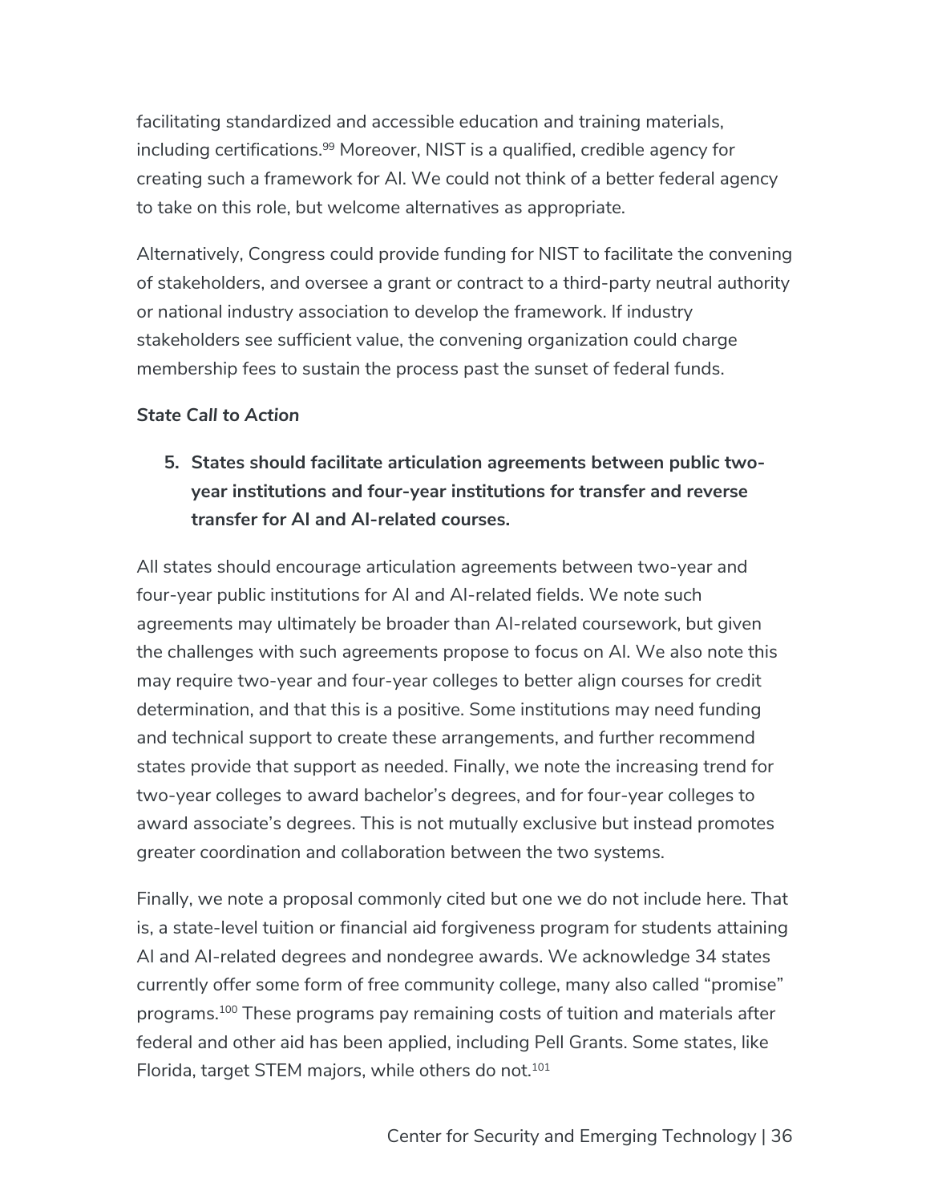facilitating standardized and accessible education and training materials, including certifications.[99] Moreover, NIST is a qualified, credible agency for creating such a framework for AI. We could not think of a better federal agency to take on this role, but welcome alternatives as appropriate.

Alternatively, Congress could provide funding for NIST to facilitate the convening of stakeholders, and oversee a grant or contract to a third-party neutral authority or national industry association to develop the framework. If industry stakeholders see sufficient value, the convening organization could charge membership fees to sustain the process past the sunset of federal funds.

***State Call to Action***

5. **States should facilitate articulation agreements between public two-year institutions and four-year institutions for transfer and reverse transfer for AI and AI-related courses.**

All states should encourage articulation agreements between two-year and four-year public institutions for AI and AI-related fields. We note such agreements may ultimately be broader than AI-related coursework, but given the challenges with such agreements propose to focus on AI. We also note this may require two-year and four-year colleges to better align courses for credit determination, and that this is a positive. Some institutions may need funding and technical support to create these arrangements, and further recommend states provide that support as needed. Finally, we note the increasing trend for two-year colleges to award bachelor's degrees, and for four-year colleges to award associate's degrees. This is not mutually exclusive but instead promotes greater coordination and collaboration between the two systems.

Finally, we note a proposal commonly cited but one we do not include here. That is, a state-level tuition or financial aid forgiveness program for students attaining AI and AI-related degrees and nondegree awards. We acknowledge 34 states currently offer some form of free community college, many also called "promise" programs.[100] These programs pay remaining costs of tuition and materials after federal and other aid has been applied, including Pell Grants. Some states, like Florida, target STEM majors, while others do not.[101]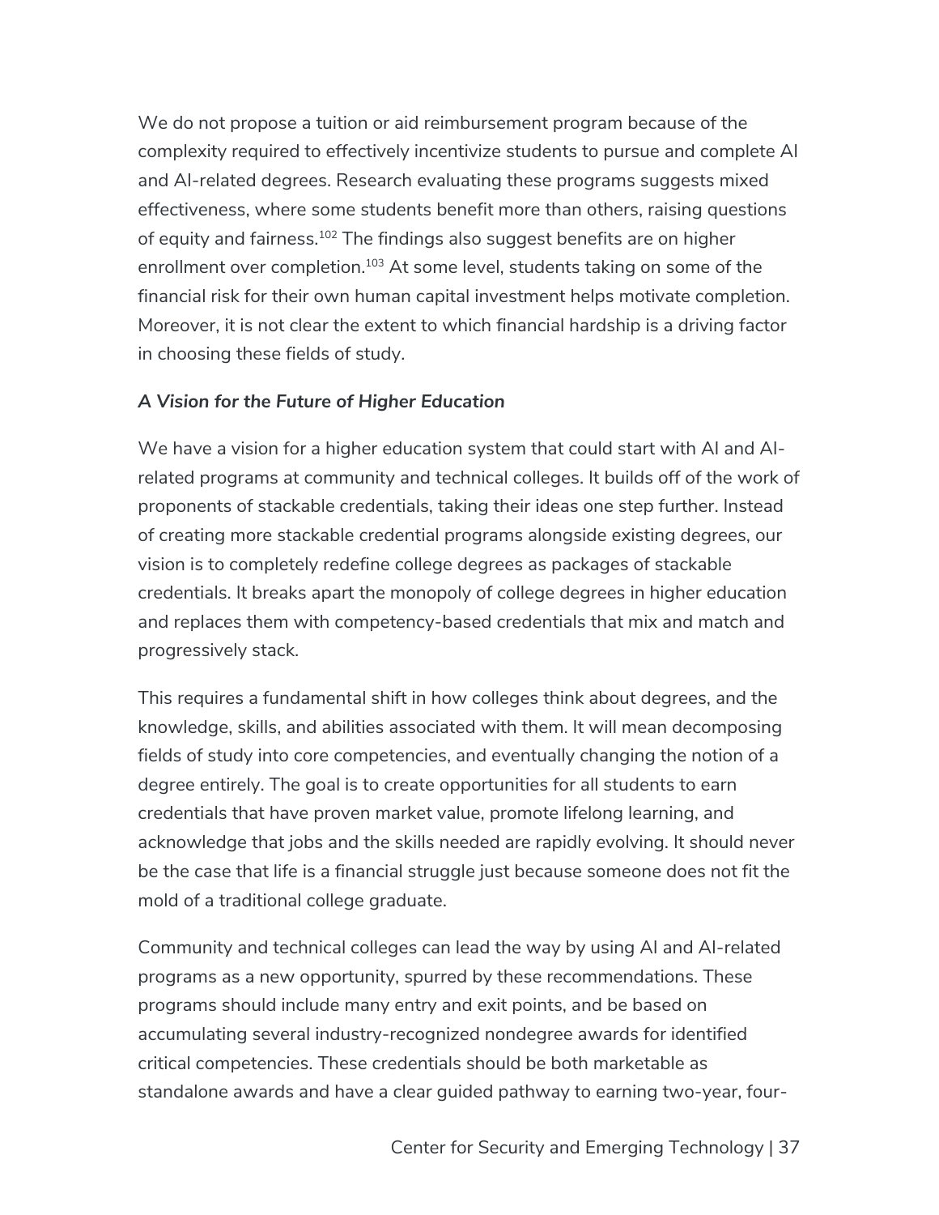We do not propose a tuition or aid reimbursement program because of the complexity required to effectively incentivize students to pursue and complete AI and AI-related degrees. Research evaluating these programs suggests mixed effectiveness, where some students benefit more than others, raising questions of equity and fairness.[102] The findings also suggest benefits are on higher enrollment over completion.[103] At some level, students taking on some of the financial risk for their own human capital investment helps motivate completion. Moreover, it is not clear the extent to which financial hardship is a driving factor in choosing these fields of study.

***A Vision for the Future of Higher Education***

We have a vision for a higher education system that could start with AI and AI-related programs at community and technical colleges. It builds off of the work of proponents of stackable credentials, taking their ideas one step further. Instead of creating more stackable credential programs alongside existing degrees, our vision is to completely redefine college degrees as packages of stackable credentials. It breaks apart the monopoly of college degrees in higher education and replaces them with competency-based credentials that mix and match and progressively stack.

This requires a fundamental shift in how colleges think about degrees, and the knowledge, skills, and abilities associated with them. It will mean decomposing fields of study into core competencies, and eventually changing the notion of a degree entirely. The goal is to create opportunities for all students to earn credentials that have proven market value, promote lifelong learning, and acknowledge that jobs and the skills needed are rapidly evolving. It should never be the case that life is a financial struggle just because someone does not fit the mold of a traditional college graduate.

Community and technical colleges can lead the way by using AI and AI-related programs as a new opportunity, spurred by these recommendations. These programs should include many entry and exit points, and be based on accumulating several industry-recognized nondegree awards for identified critical competencies. These credentials should be both marketable as standalone awards and have a clear guided pathway to earning two-year, four-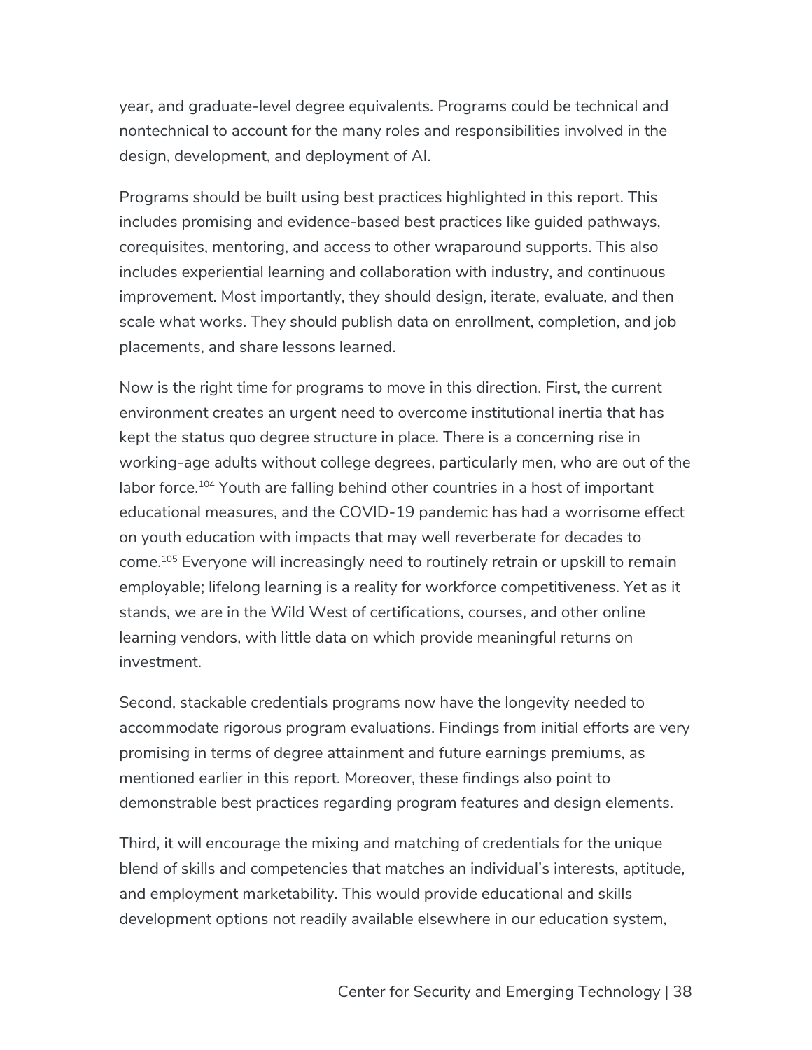year, and graduate-level degree equivalents. Programs could be technical and nontechnical to account for the many roles and responsibilities involved in the design, development, and deployment of AI.

Programs should be built using best practices highlighted in this report. This includes promising and evidence-based best practices like guided pathways, corequisites, mentoring, and access to other wraparound supports. This also includes experiential learning and collaboration with industry, and continuous improvement. Most importantly, they should design, iterate, evaluate, and then scale what works. They should publish data on enrollment, completion, and job placements, and share lessons learned.

Now is the right time for programs to move in this direction. First, the current environment creates an urgent need to overcome institutional inertia that has kept the status quo degree structure in place. There is a concerning rise in working-age adults without college degrees, particularly men, who are out of the labor force.[104] Youth are falling behind other countries in a host of important educational measures, and the COVID-19 pandemic has had a worrisome effect on youth education with impacts that may well reverberate for decades to come.[105] Everyone will increasingly need to routinely retrain or upskill to remain employable; lifelong learning is a reality for workforce competitiveness. Yet as it stands, we are in the Wild West of certifications, courses, and other online learning vendors, with little data on which provide meaningful returns on investment.

Second, stackable credentials programs now have the longevity needed to accommodate rigorous program evaluations. Findings from initial efforts are very promising in terms of degree attainment and future earnings premiums, as mentioned earlier in this report. Moreover, these findings also point to demonstrable best practices regarding program features and design elements.

Third, it will encourage the mixing and matching of credentials for the unique blend of skills and competencies that matches an individual's interests, aptitude, and employment marketability. This would provide educational and skills development options not readily available elsewhere in our education system,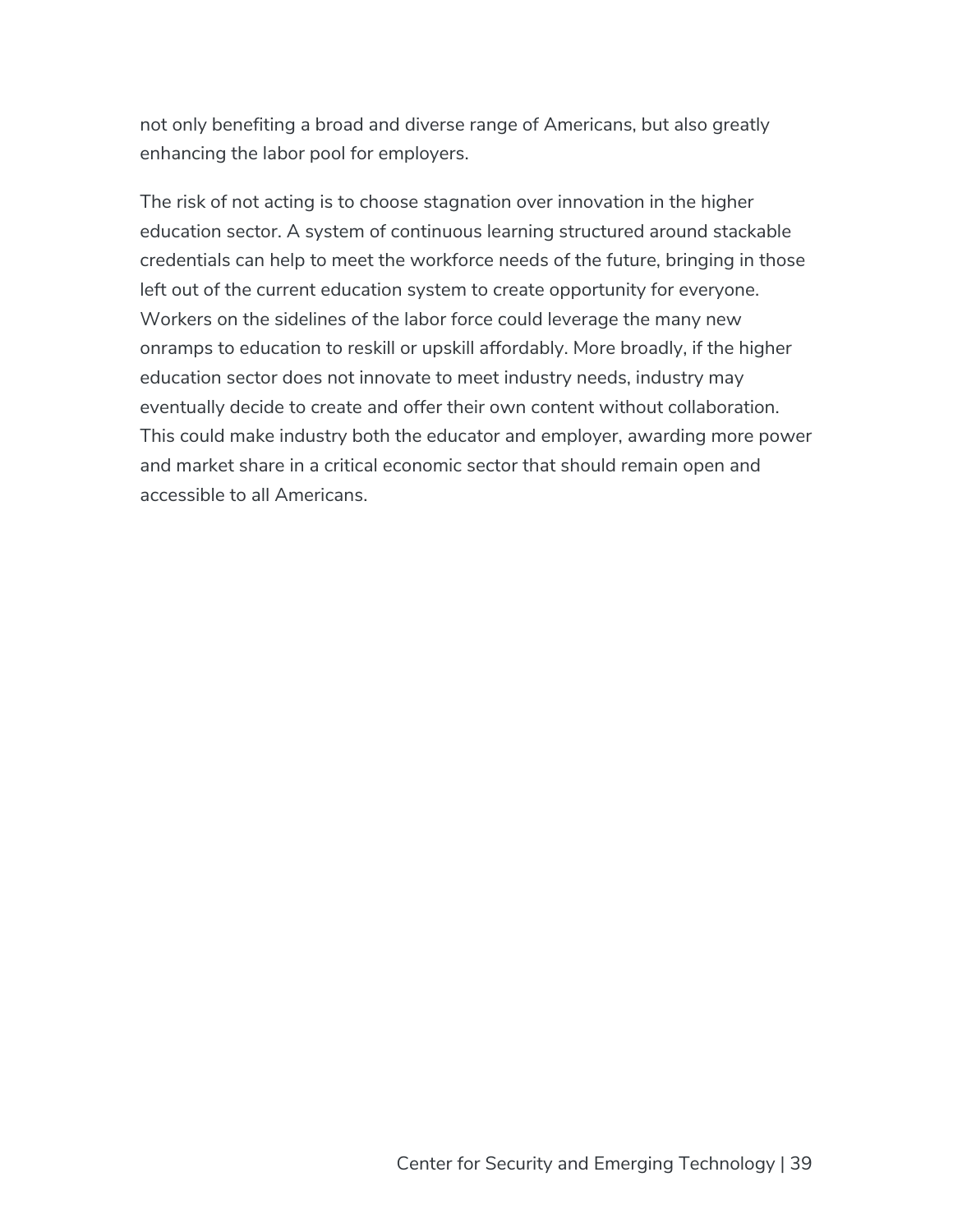not only benefiting a broad and diverse range of Americans, but also greatly enhancing the labor pool for employers.

The risk of not acting is to choose stagnation over innovation in the higher education sector. A system of continuous learning structured around stackable credentials can help to meet the workforce needs of the future, bringing in those left out of the current education system to create opportunity for everyone. Workers on the sidelines of the labor force could leverage the many new onramps to education to reskill or upskill affordably. More broadly, if the higher education sector does not innovate to meet industry needs, industry may eventually decide to create and offer their own content without collaboration. This could make industry both the educator and employer, awarding more power and market share in a critical economic sector that should remain open and accessible to all Americans.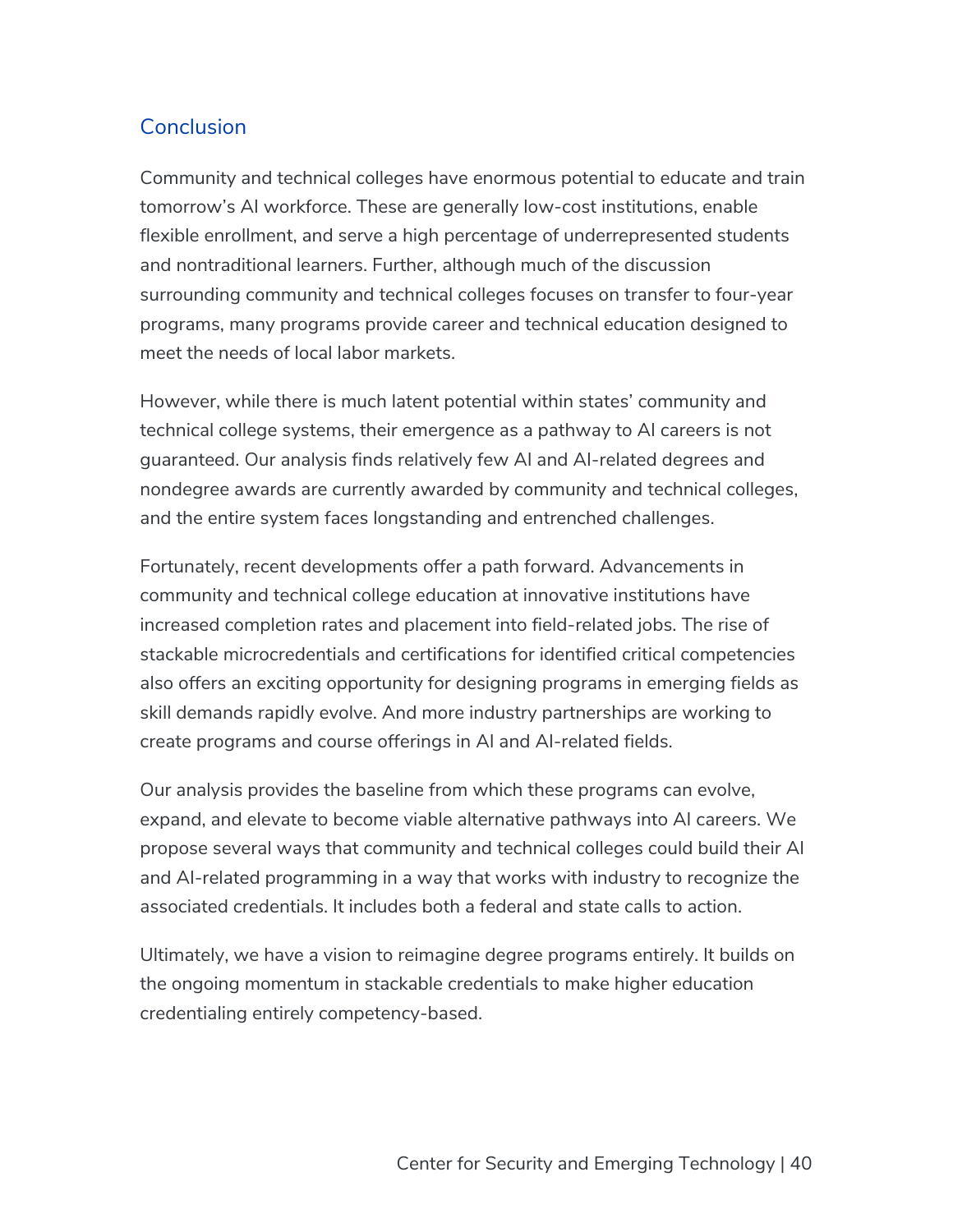## Conclusion

Community and technical colleges have enormous potential to educate and train tomorrow's AI workforce. These are generally low-cost institutions, enable flexible enrollment, and serve a high percentage of underrepresented students and nontraditional learners. Further, although much of the discussion surrounding community and technical colleges focuses on transfer to four-year programs, many programs provide career and technical education designed to meet the needs of local labor markets.

However, while there is much latent potential within states' community and technical college systems, their emergence as a pathway to AI careers is not guaranteed. Our analysis finds relatively few AI and AI-related degrees and nondegree awards are currently awarded by community and technical colleges, and the entire system faces longstanding and entrenched challenges.

Fortunately, recent developments offer a path forward. Advancements in community and technical college education at innovative institutions have increased completion rates and placement into field-related jobs. The rise of stackable microcredentials and certifications for identified critical competencies also offers an exciting opportunity for designing programs in emerging fields as skill demands rapidly evolve. And more industry partnerships are working to create programs and course offerings in AI and AI-related fields.

Our analysis provides the baseline from which these programs can evolve, expand, and elevate to become viable alternative pathways into AI careers. We propose several ways that community and technical colleges could build their AI and AI-related programming in a way that works with industry to recognize the associated credentials. It includes both a federal and state calls to action.

Ultimately, we have a vision to reimagine degree programs entirely. It builds on the ongoing momentum in stackable credentials to make higher education credentialing entirely competency-based.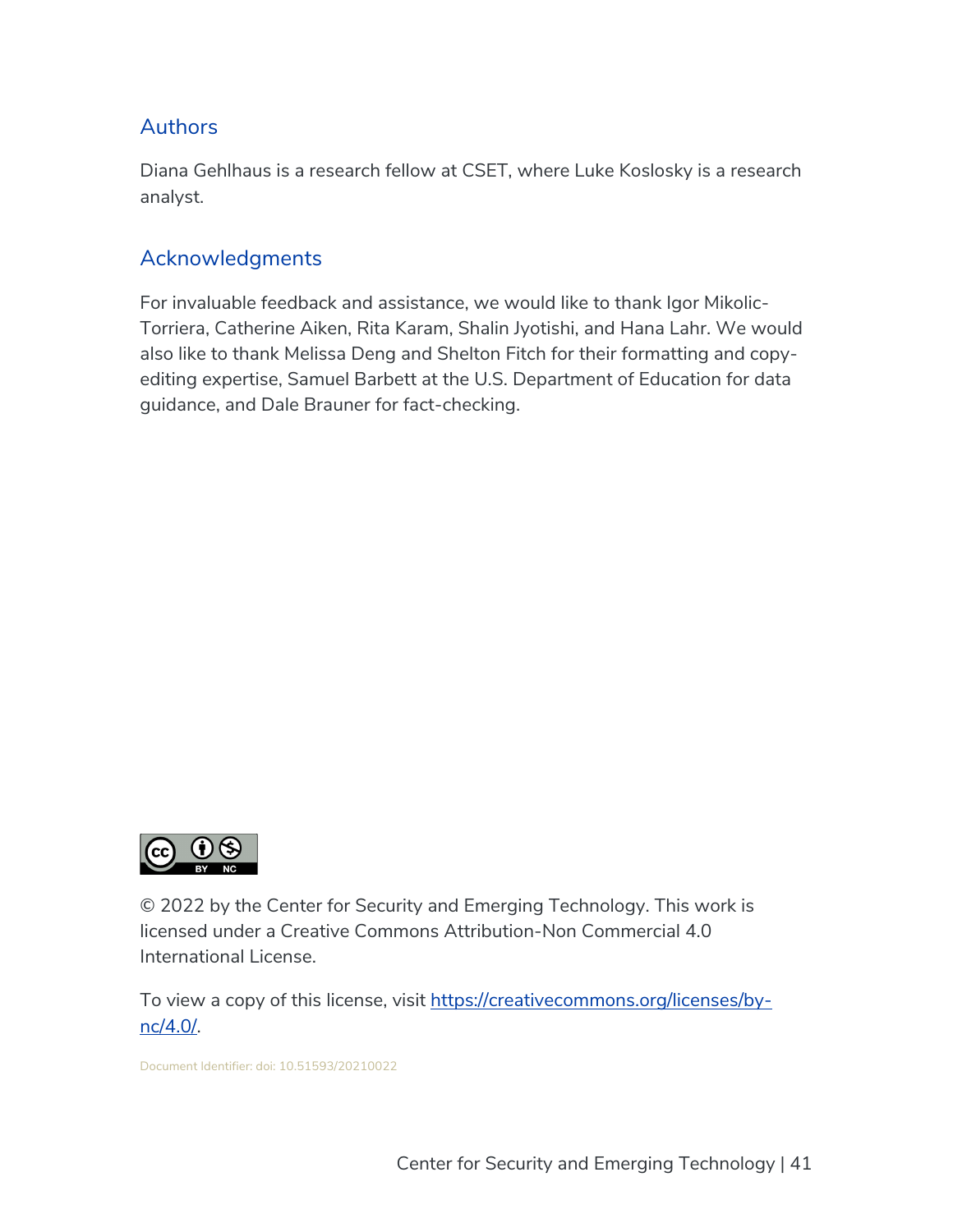## Authors

Diana Gehlhaus is a research fellow at CSET, where Luke Koslosky is a research analyst.

## Acknowledgments

For invaluable feedback and assistance, we would like to thank Igor Mikolic-Torriera, Catherine Aiken, Rita Karam, Shalin Jyotishi, and Hana Lahr. We would also like to thank Melissa Deng and Shelton Fitch for their formatting and copy-editing expertise, Samuel Barbett at the U.S. Department of Education for data guidance, and Dale Brauner for fact-checking.

© 2022 by the Center for Security and Emerging Technology. This work is licensed under a Creative Commons Attribution-Non Commercial 4.0 International License.

To view a copy of this license, visit [https://creativecommons.org/licenses/by-nc/4.0/](https://creativecommons.org/licenses/by-nc/4.0/).

Document Identifier: doi: 10.51593/20210022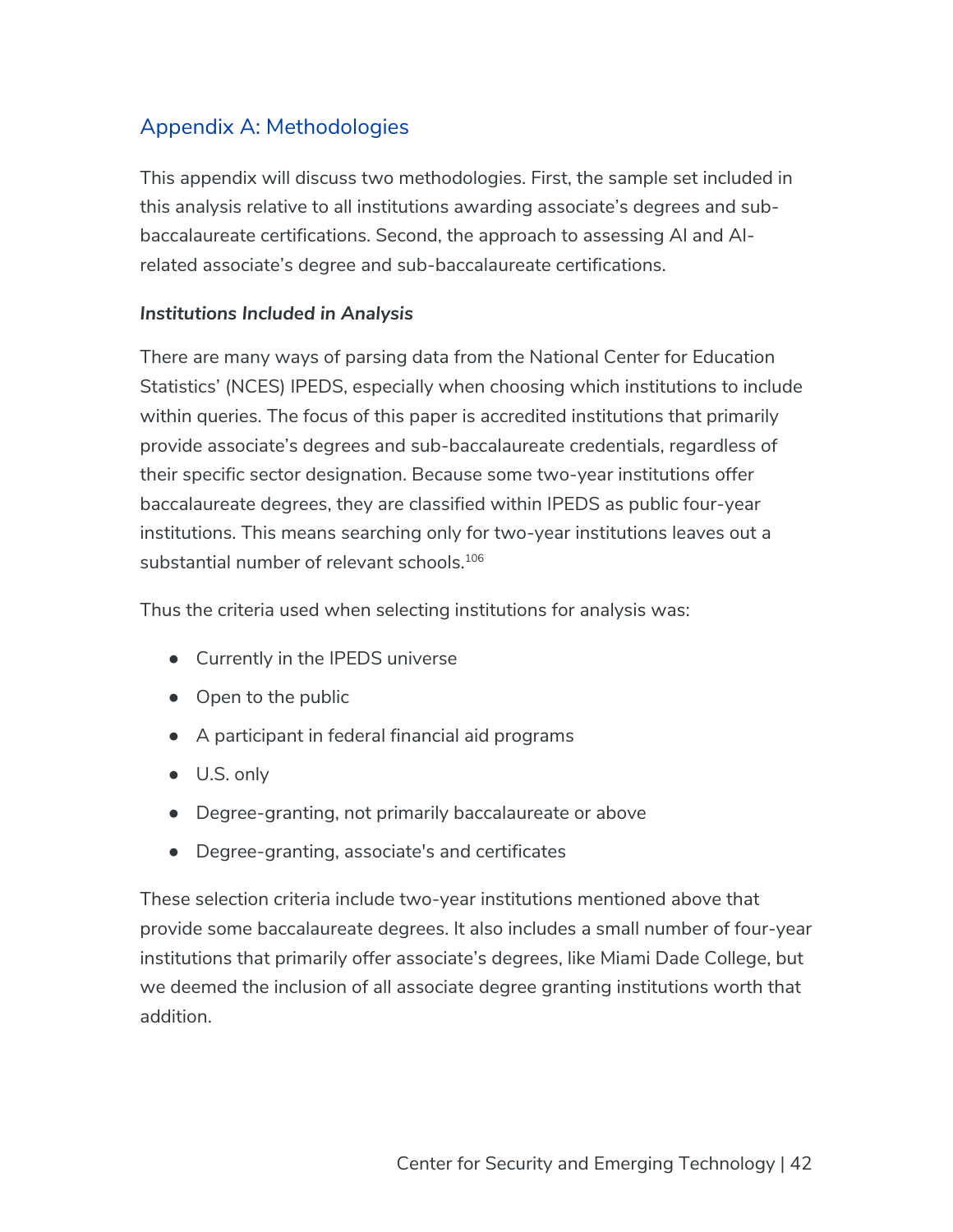## Appendix A: Methodologies

This appendix will discuss two methodologies. First, the sample set included in this analysis relative to all institutions awarding associate's degrees and sub-baccalaureate certifications. Second, the approach to assessing AI and AI-related associate's degree and sub-baccalaureate certifications.

***Institutions Included in Analysis***

There are many ways of parsing data from the National Center for Education Statistics' (NCES) IPEDS, especially when choosing which institutions to include within queries. The focus of this paper is accredited institutions that primarily provide associate's degrees and sub-baccalaureate credentials, regardless of their specific sector designation. Because some two-year institutions offer baccalaureate degrees, they are classified within IPEDS as public four-year institutions. This means searching only for two-year institutions leaves out a substantial number of relevant schools.[106]

Thus the criteria used when selecting institutions for analysis was:

- Currently in the IPEDS universe
- Open to the public
- A participant in federal financial aid programs
- U.S. only
- Degree-granting, not primarily baccalaureate or above
- Degree-granting, associate's and certificates

These selection criteria include two-year institutions mentioned above that provide some baccalaureate degrees. It also includes a small number of four-year institutions that primarily offer associate's degrees, like Miami Dade College, but we deemed the inclusion of all associate degree granting institutions worth that addition.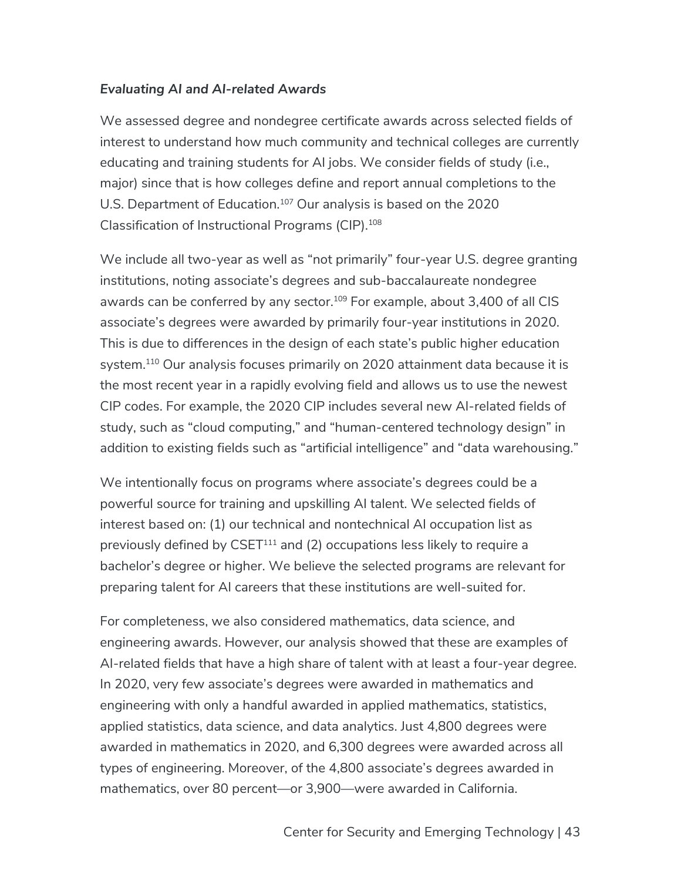### *Evaluating AI and AI-related Awards*

We assessed degree and nondegree certificate awards across selected fields of interest to understand how much community and technical colleges are currently educating and training students for AI jobs. We consider fields of study (i.e., major) since that is how colleges define and report annual completions to the U.S. Department of Education.[107] Our analysis is based on the 2020 Classification of Instructional Programs (CIP).[108]

We include all two-year as well as "not primarily" four-year U.S. degree granting institutions, noting associate's degrees and sub-baccalaureate nondegree awards can be conferred by any sector.[109] For example, about 3,400 of all CIS associate's degrees were awarded by primarily four-year institutions in 2020. This is due to differences in the design of each state's public higher education system.[110] Our analysis focuses primarily on 2020 attainment data because it is the most recent year in a rapidly evolving field and allows us to use the newest CIP codes. For example, the 2020 CIP includes several new AI-related fields of study, such as "cloud computing," and "human-centered technology design" in addition to existing fields such as "artificial intelligence" and "data warehousing."

We intentionally focus on programs where associate's degrees could be a powerful source for training and upskilling AI talent. We selected fields of interest based on: (1) our technical and nontechnical AI occupation list as previously defined by CSET[111] and (2) occupations less likely to require a bachelor's degree or higher. We believe the selected programs are relevant for preparing talent for AI careers that these institutions are well-suited for.

For completeness, we also considered mathematics, data science, and engineering awards. However, our analysis showed that these are examples of AI-related fields that have a high share of talent with at least a four-year degree. In 2020, very few associate's degrees were awarded in mathematics and engineering with only a handful awarded in applied mathematics, statistics, applied statistics, data science, and data analytics. Just 4,800 degrees were awarded in mathematics in 2020, and 6,300 degrees were awarded across all types of engineering. Moreover, of the 4,800 associate's degrees awarded in mathematics, over 80 percent—or 3,900—were awarded in California.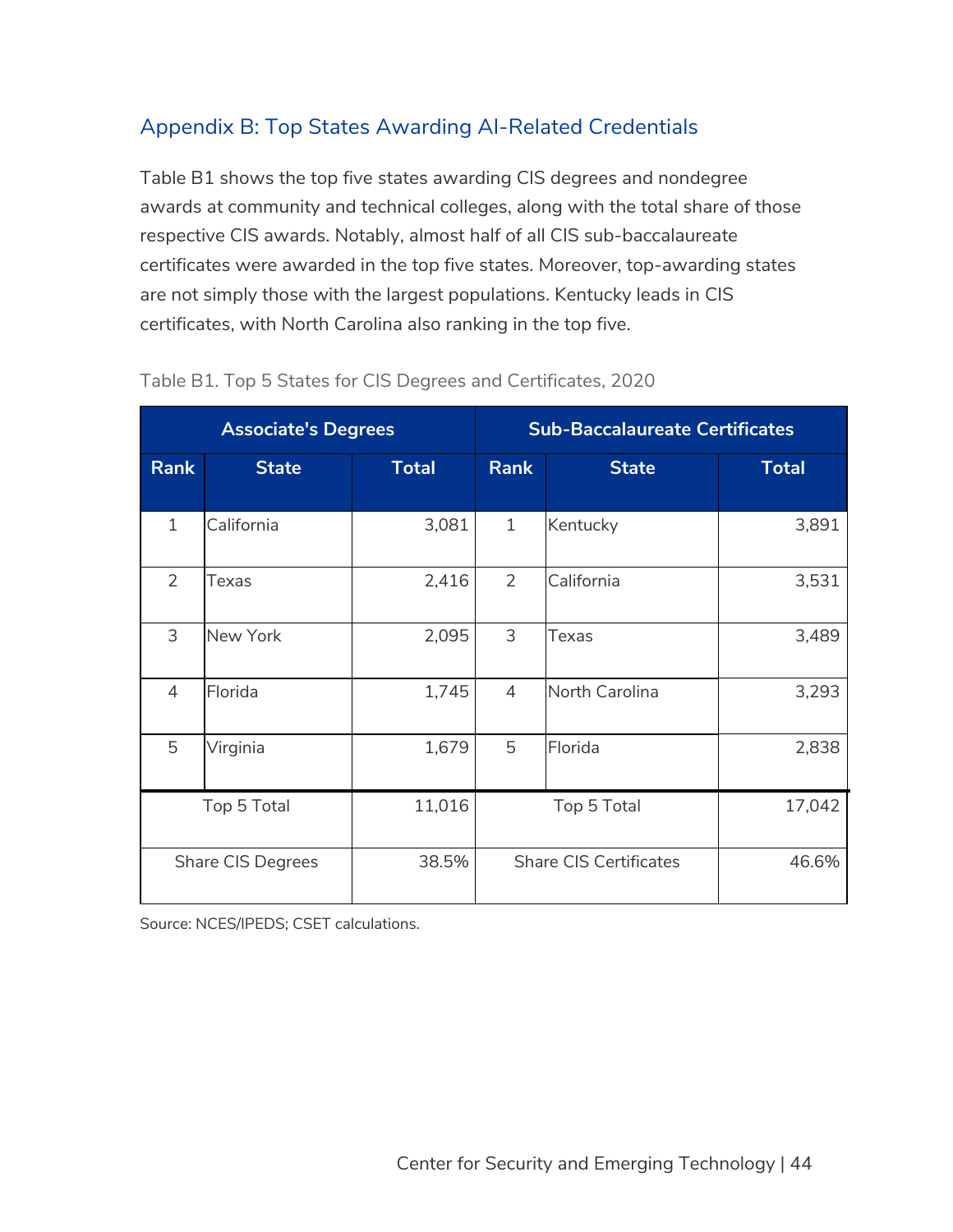## Appendix B: Top States Awarding AI-Related Credentials

Table B1 shows the top five states awarding CIS degrees and nondegree awards at community and technical colleges, along with the total share of those respective CIS awards. Notably, almost half of all CIS sub-baccalaureate certificates were awarded in the top five states. Moreover, top-awarding states are not simply those with the largest populations. Kentucky leads in CIS certificates, with North Carolina also ranking in the top five.

Table B1. Top 5 States for CIS Degrees and Certificates, 2020

| Associate's Degrees | | | Sub-Baccalaureate Certificates | | |
|---|---|---|---|---|---|
| **Rank** | **State** | **Total** | **Rank** | **State** | **Total** |
| 1 | California | 3,081 | 1 | Kentucky | 3,891 |
| 2 | Texas | 2,416 | 2 | California | 3,531 |
| 3 | New York | 2,095 | 3 | Texas | 3,489 |
| 4 | Florida | 1,745 | 4 | North Carolina | 3,293 |
| 5 | Virginia | 1,679 | 5 | Florida | 2,838 |
| Top 5 Total | | 11,016 | Top 5 Total | | 17,042 |
| Share CIS Degrees | | 38.5% | Share CIS Certificates | | 46.6% |

Source: NCES/IPEDS; CSET calculations.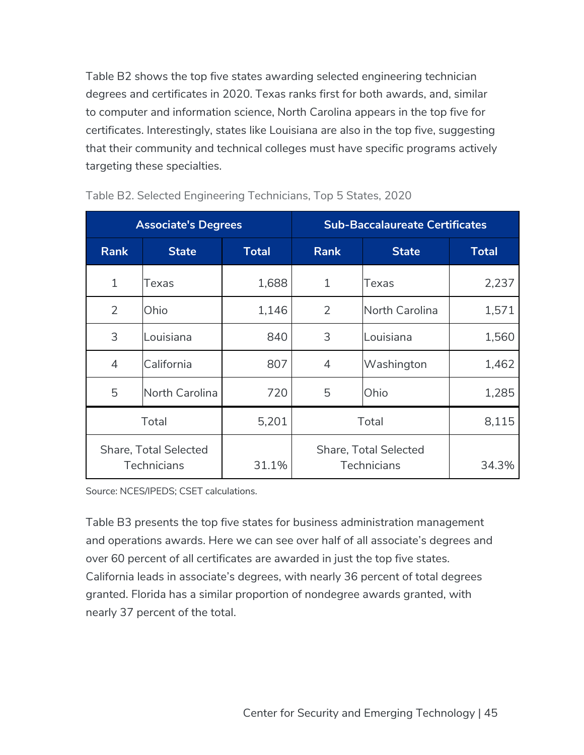Table B2 shows the top five states awarding selected engineering technician degrees and certificates in 2020. Texas ranks first for both awards, and, similar to computer and information science, North Carolina appears in the top five for certificates. Interestingly, states like Louisiana are also in the top five, suggesting that their community and technical colleges must have specific programs actively targeting these specialties.

Table B2. Selected Engineering Technicians, Top 5 States, 2020

| Associate's Degrees | | | Sub-Baccalaureate Certificates | | |
|---|---|---|---|---|---|
| **Rank** | **State** | **Total** | **Rank** | **State** | **Total** |
| 1 | Texas | 1,688 | 1 | Texas | 2,237 |
| 2 | Ohio | 1,146 | 2 | North Carolina | 1,571 |
| 3 | Louisiana | 840 | 3 | Louisiana | 1,560 |
| 4 | California | 807 | 4 | Washington | 1,462 |
| 5 | North Carolina | 720 | 5 | Ohio | 1,285 |
| Total | | 5,201 | Total | | 8,115 |
| Share, Total Selected Technicians | | 31.1% | Share, Total Selected Technicians | | 34.3% |

Source: NCES/IPEDS; CSET calculations.

Table B3 presents the top five states for business administration management and operations awards. Here we can see over half of all associate's degrees and over 60 percent of all certificates are awarded in just the top five states. California leads in associate's degrees, with nearly 36 percent of total degrees granted. Florida has a similar proportion of nondegree awards granted, with nearly 37 percent of the total.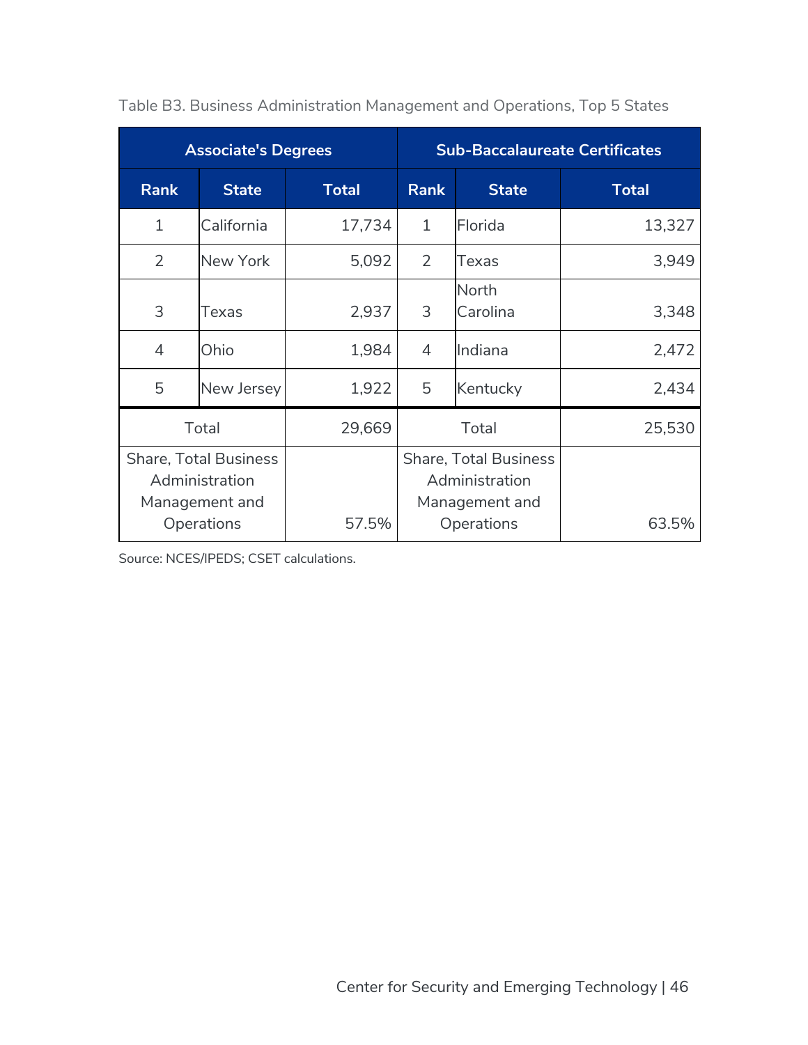Table B3. Business Administration Management and Operations, Top 5 States

| Associate's Degrees | | | Sub-Baccalaureate Certificates | | |
|---|---|---|---|---|---|
| Rank | State | Total | Rank | State | Total |
| 1 | California | 17,734 | 1 | Florida | 13,327 |
| 2 | New York | 5,092 | 2 | Texas | 3,949 |
| 3 | Texas | 2,937 | 3 | North Carolina | 3,348 |
| 4 | Ohio | 1,984 | 4 | Indiana | 2,472 |
| 5 | New Jersey | 1,922 | 5 | Kentucky | 2,434 |
| Total | | 29,669 | Total | | 25,530 |
| Share, Total Business Administration Management and Operations | | 57.5% | Share, Total Business Administration Management and Operations | | 63.5% |

Source: NCES/IPEDS; CSET calculations.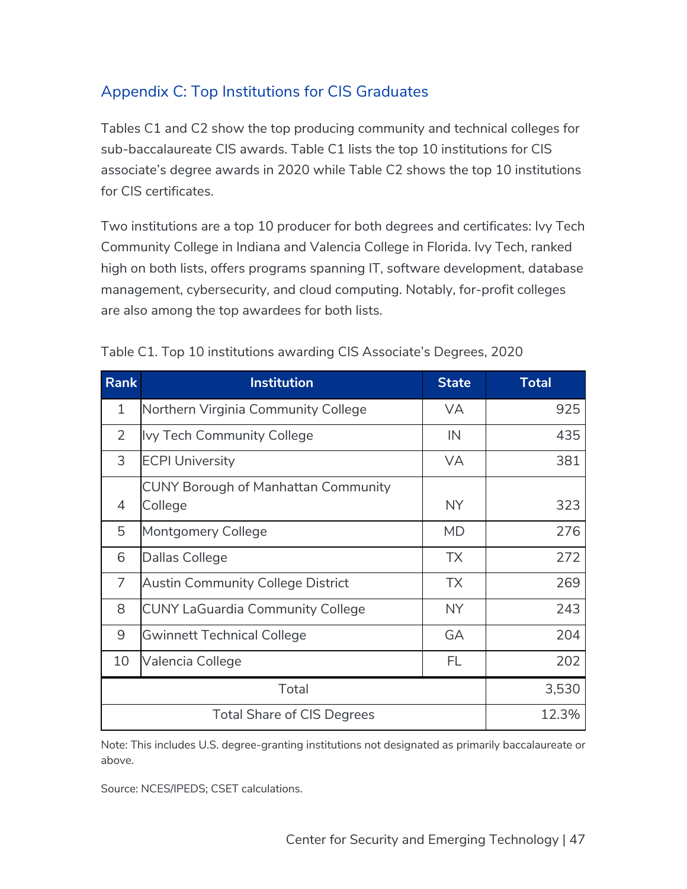## Appendix C: Top Institutions for CIS Graduates

Tables C1 and C2 show the top producing community and technical colleges for sub-baccalaureate CIS awards. Table C1 lists the top 10 institutions for CIS associate's degree awards in 2020 while Table C2 shows the top 10 institutions for CIS certificates.

Two institutions are a top 10 producer for both degrees and certificates: Ivy Tech Community College in Indiana and Valencia College in Florida. Ivy Tech, ranked high on both lists, offers programs spanning IT, software development, database management, cybersecurity, and cloud computing. Notably, for-profit colleges are also among the top awardees for both lists.

Table C1. Top 10 institutions awarding CIS Associate's Degrees, 2020

| Rank | Institution | State | Total |
|---|---|---|---|
| 1 | Northern Virginia Community College | VA | 925 |
| 2 | Ivy Tech Community College | IN | 435 |
| 3 | ECPI University | VA | 381 |
| 4 | CUNY Borough of Manhattan Community College | NY | 323 |
| 5 | Montgomery College | MD | 276 |
| 6 | Dallas College | TX | 272 |
| 7 | Austin Community College District | TX | 269 |
| 8 | CUNY LaGuardia Community College | NY | 243 |
| 9 | Gwinnett Technical College | GA | 204 |
| 10 | Valencia College | FL | 202 |
| Total | | | 3,530 |
| Total Share of CIS Degrees | | | 12.3% |

Note: This includes U.S. degree-granting institutions not designated as primarily baccalaureate or above.

Source: NCES/IPEDS; CSET calculations.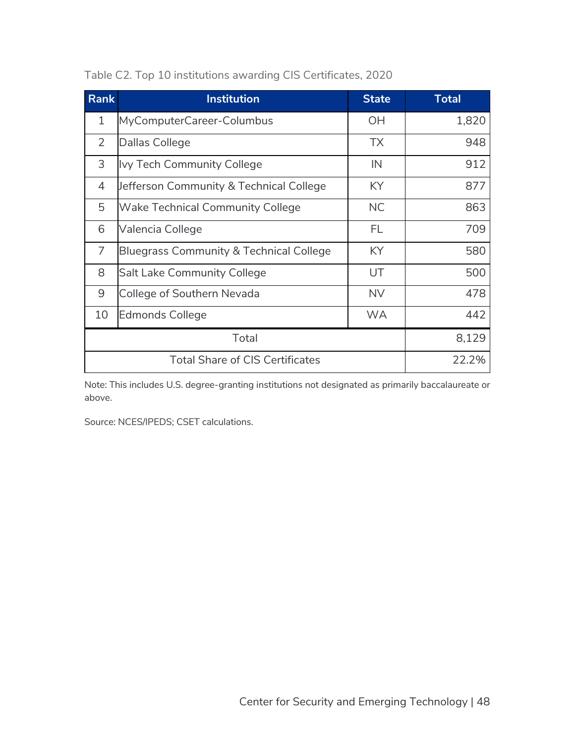Table C2. Top 10 institutions awarding CIS Certificates, 2020

| Rank | Institution | State | Total |
|---|---|---|---|
| 1 | MyComputerCareer-Columbus | OH | 1,820 |
| 2 | Dallas College | TX | 948 |
| 3 | Ivy Tech Community College | IN | 912 |
| 4 | Jefferson Community & Technical College | KY | 877 |
| 5 | Wake Technical Community College | NC | 863 |
| 6 | Valencia College | FL | 709 |
| 7 | Bluegrass Community & Technical College | KY | 580 |
| 8 | Salt Lake Community College | UT | 500 |
| 9 | College of Southern Nevada | NV | 478 |
| 10 | Edmonds College | WA | 442 |
| | Total | | 8,129 |
| | Total Share of CIS Certificates | | 22.2% |

Note: This includes U.S. degree-granting institutions not designated as primarily baccalaureate or above.

Source: NCES/IPEDS; CSET calculations.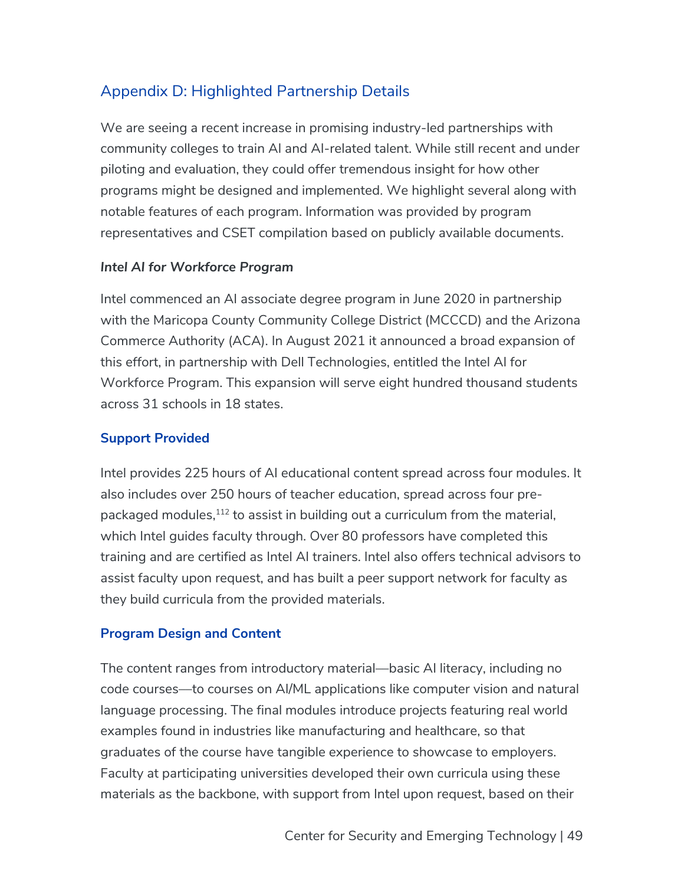## Appendix D: Highlighted Partnership Details

We are seeing a recent increase in promising industry-led partnerships with community colleges to train AI and AI-related talent. While still recent and under piloting and evaluation, they could offer tremendous insight for how other programs might be designed and implemented. We highlight several along with notable features of each program. Information was provided by program representatives and CSET compilation based on publicly available documents.

***Intel AI for Workforce Program***

Intel commenced an AI associate degree program in June 2020 in partnership with the Maricopa County Community College District (MCCCD) and the Arizona Commerce Authority (ACA). In August 2021 it announced a broad expansion of this effort, in partnership with Dell Technologies, entitled the Intel AI for Workforce Program. This expansion will serve eight hundred thousand students across 31 schools in 18 states.

**Support Provided**

Intel provides 225 hours of AI educational content spread across four modules. It also includes over 250 hours of teacher education, spread across four pre-packaged modules,[112] to assist in building out a curriculum from the material, which Intel guides faculty through. Over 80 professors have completed this training and are certified as Intel AI trainers. Intel also offers technical advisors to assist faculty upon request, and has built a peer support network for faculty as they build curricula from the provided materials.

**Program Design and Content**

The content ranges from introductory material—basic AI literacy, including no code courses—to courses on AI/ML applications like computer vision and natural language processing. The final modules introduce projects featuring real world examples found in industries like manufacturing and healthcare, so that graduates of the course have tangible experience to showcase to employers. Faculty at participating universities developed their own curricula using these materials as the backbone, with support from Intel upon request, based on their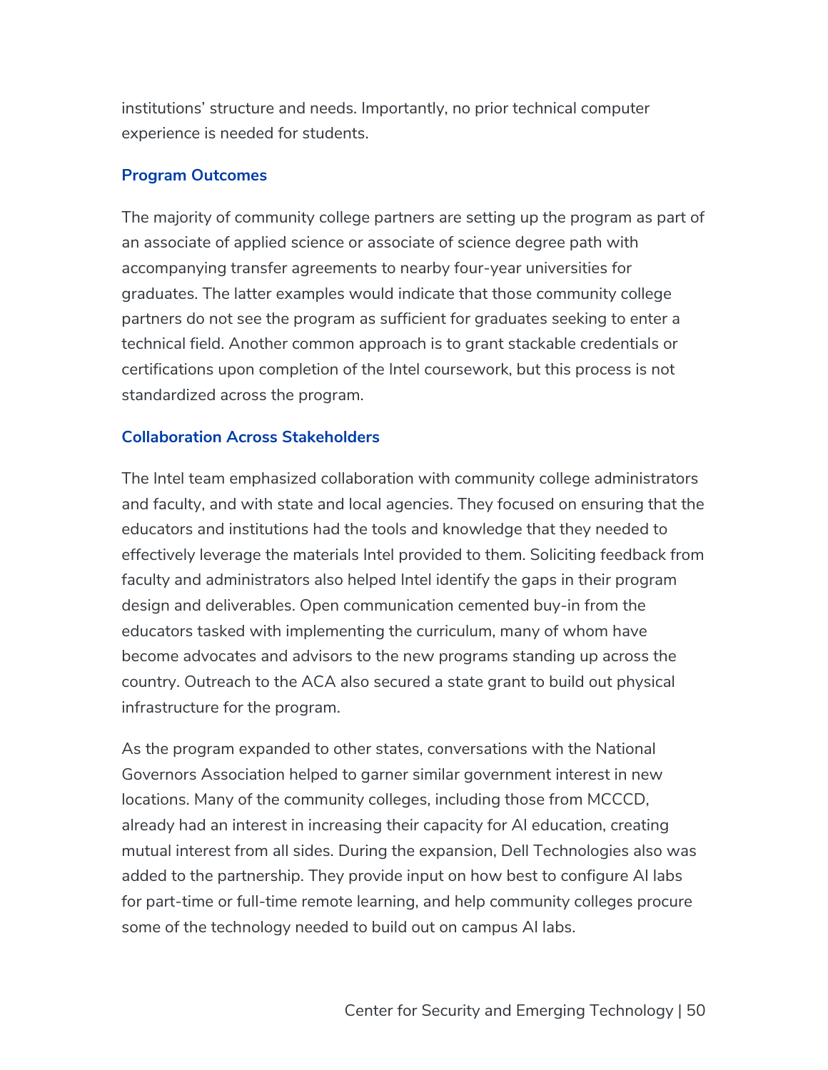institutions' structure and needs. Importantly, no prior technical computer experience is needed for students.

### Program Outcomes

The majority of community college partners are setting up the program as part of an associate of applied science or associate of science degree path with accompanying transfer agreements to nearby four-year universities for graduates. The latter examples would indicate that those community college partners do not see the program as sufficient for graduates seeking to enter a technical field. Another common approach is to grant stackable credentials or certifications upon completion of the Intel coursework, but this process is not standardized across the program.

### Collaboration Across Stakeholders

The Intel team emphasized collaboration with community college administrators and faculty, and with state and local agencies. They focused on ensuring that the educators and institutions had the tools and knowledge that they needed to effectively leverage the materials Intel provided to them. Soliciting feedback from faculty and administrators also helped Intel identify the gaps in their program design and deliverables. Open communication cemented buy-in from the educators tasked with implementing the curriculum, many of whom have become advocates and advisors to the new programs standing up across the country. Outreach to the ACA also secured a state grant to build out physical infrastructure for the program.

As the program expanded to other states, conversations with the National Governors Association helped to garner similar government interest in new locations. Many of the community colleges, including those from MCCCD, already had an interest in increasing their capacity for AI education, creating mutual interest from all sides. During the expansion, Dell Technologies also was added to the partnership. They provide input on how best to configure AI labs for part-time or full-time remote learning, and help community colleges procure some of the technology needed to build out on campus AI labs.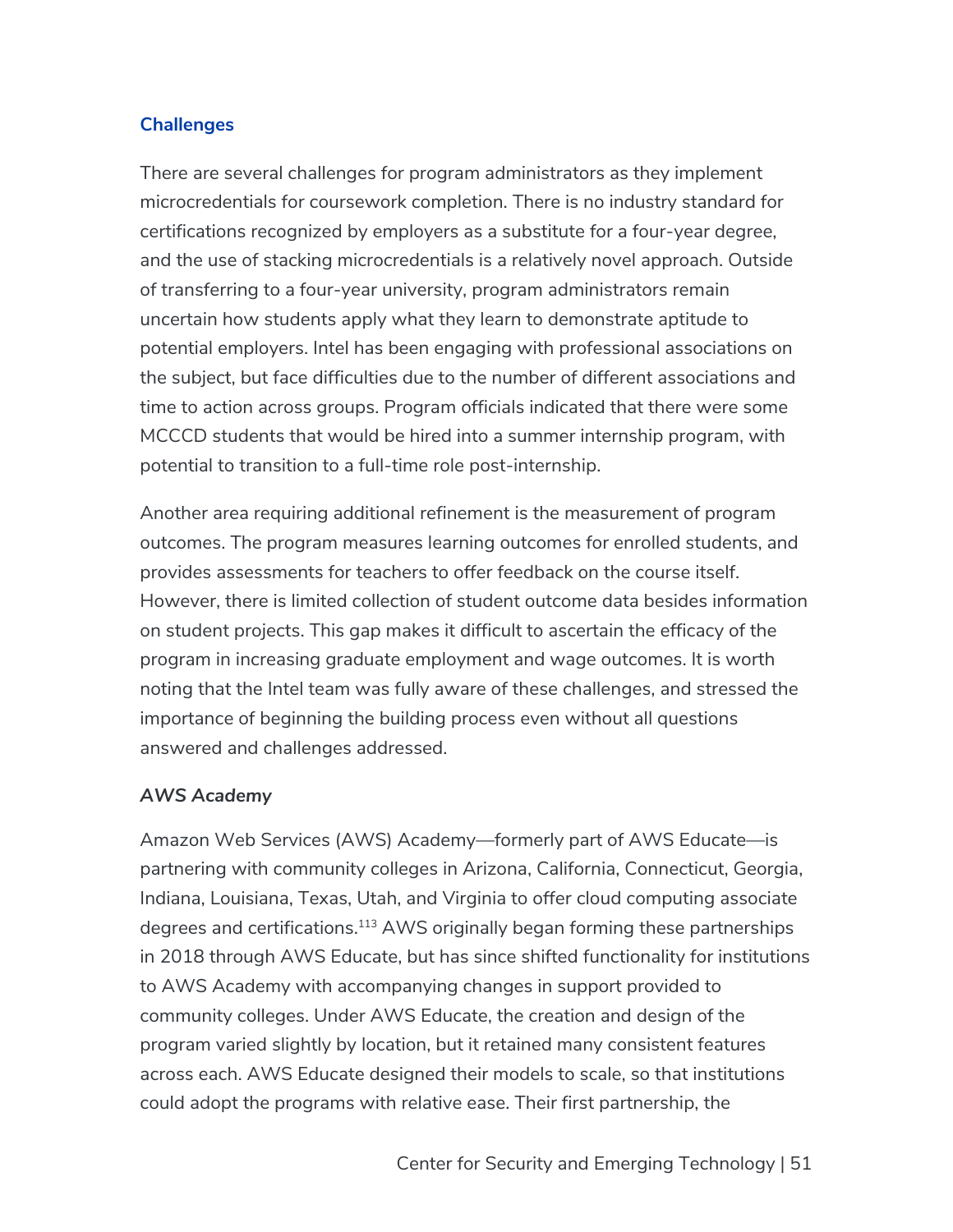### Challenges

There are several challenges for program administrators as they implement microcredentials for coursework completion. There is no industry standard for certifications recognized by employers as a substitute for a four-year degree, and the use of stacking microcredentials is a relatively novel approach. Outside of transferring to a four-year university, program administrators remain uncertain how students apply what they learn to demonstrate aptitude to potential employers. Intel has been engaging with professional associations on the subject, but face difficulties due to the number of different associations and time to action across groups. Program officials indicated that there were some MCCCD students that would be hired into a summer internship program, with potential to transition to a full-time role post-internship.

Another area requiring additional refinement is the measurement of program outcomes. The program measures learning outcomes for enrolled students, and provides assessments for teachers to offer feedback on the course itself. However, there is limited collection of student outcome data besides information on student projects. This gap makes it difficult to ascertain the efficacy of the program in increasing graduate employment and wage outcomes. It is worth noting that the Intel team was fully aware of these challenges, and stressed the importance of beginning the building process even without all questions answered and challenges addressed.

#### *AWS Academy*

Amazon Web Services (AWS) Academy—formerly part of AWS Educate—is partnering with community colleges in Arizona, California, Connecticut, Georgia, Indiana, Louisiana, Texas, Utah, and Virginia to offer cloud computing associate degrees and certifications.[113] AWS originally began forming these partnerships in 2018 through AWS Educate, but has since shifted functionality for institutions to AWS Academy with accompanying changes in support provided to community colleges. Under AWS Educate, the creation and design of the program varied slightly by location, but it retained many consistent features across each. AWS Educate designed their models to scale, so that institutions could adopt the programs with relative ease. Their first partnership, the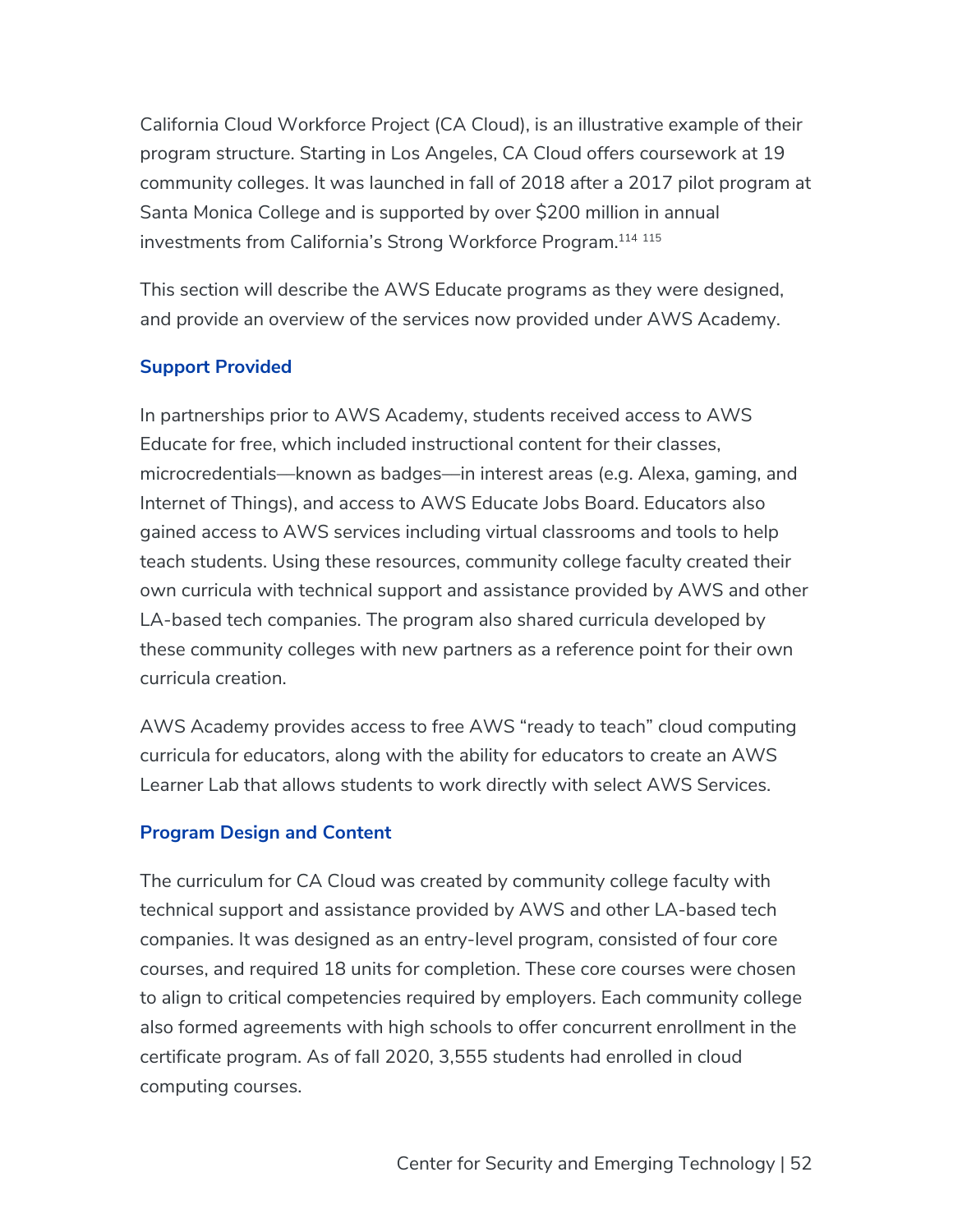California Cloud Workforce Project (CA Cloud), is an illustrative example of their program structure. Starting in Los Angeles, CA Cloud offers coursework at 19 community colleges. It was launched in fall of 2018 after a 2017 pilot program at Santa Monica College and is supported by over $200 million in annual investments from California's Strong Workforce Program.[114] [115]

This section will describe the AWS Educate programs as they were designed, and provide an overview of the services now provided under AWS Academy.

### Support Provided

In partnerships prior to AWS Academy, students received access to AWS Educate for free, which included instructional content for their classes, microcredentials—known as badges—in interest areas (e.g. Alexa, gaming, and Internet of Things), and access to AWS Educate Jobs Board. Educators also gained access to AWS services including virtual classrooms and tools to help teach students. Using these resources, community college faculty created their own curricula with technical support and assistance provided by AWS and other LA-based tech companies. The program also shared curricula developed by these community colleges with new partners as a reference point for their own curricula creation.

AWS Academy provides access to free AWS "ready to teach" cloud computing curricula for educators, along with the ability for educators to create an AWS Learner Lab that allows students to work directly with select AWS Services.

### Program Design and Content

The curriculum for CA Cloud was created by community college faculty with technical support and assistance provided by AWS and other LA-based tech companies. It was designed as an entry-level program, consisted of four core courses, and required 18 units for completion. These core courses were chosen to align to critical competencies required by employers. Each community college also formed agreements with high schools to offer concurrent enrollment in the certificate program. As of fall 2020, 3,555 students had enrolled in cloud computing courses.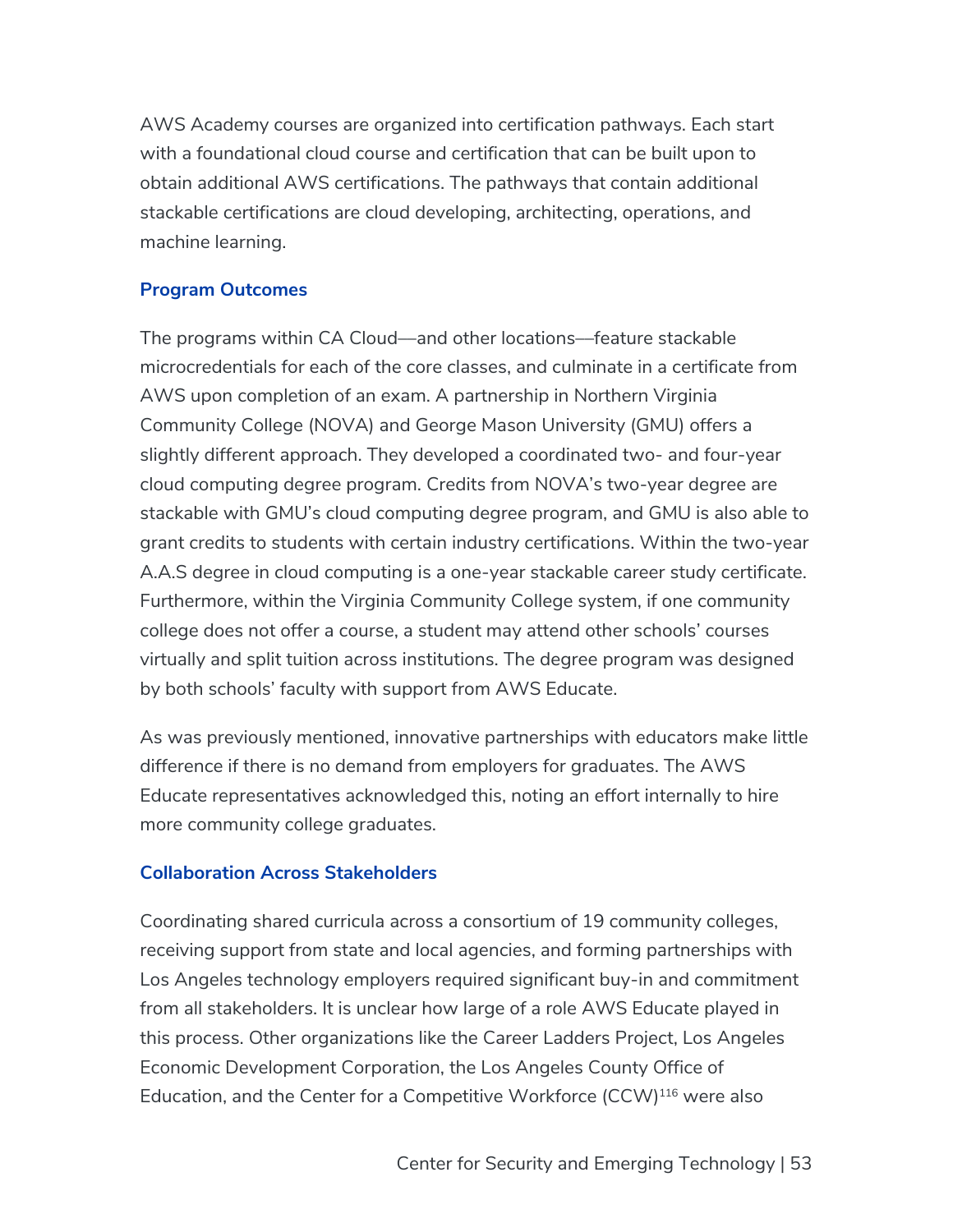AWS Academy courses are organized into certification pathways. Each start with a foundational cloud course and certification that can be built upon to obtain additional AWS certifications. The pathways that contain additional stackable certifications are cloud developing, architecting, operations, and machine learning.

### Program Outcomes

The programs within CA Cloud—and other locations—feature stackable microcredentials for each of the core classes, and culminate in a certificate from AWS upon completion of an exam. A partnership in Northern Virginia Community College (NOVA) and George Mason University (GMU) offers a slightly different approach. They developed a coordinated two- and four-year cloud computing degree program. Credits from NOVA's two-year degree are stackable with GMU's cloud computing degree program, and GMU is also able to grant credits to students with certain industry certifications. Within the two-year A.A.S degree in cloud computing is a one-year stackable career study certificate. Furthermore, within the Virginia Community College system, if one community college does not offer a course, a student may attend other schools' courses virtually and split tuition across institutions. The degree program was designed by both schools' faculty with support from AWS Educate.

As was previously mentioned, innovative partnerships with educators make little difference if there is no demand from employers for graduates. The AWS Educate representatives acknowledged this, noting an effort internally to hire more community college graduates.

### Collaboration Across Stakeholders

Coordinating shared curricula across a consortium of 19 community colleges, receiving support from state and local agencies, and forming partnerships with Los Angeles technology employers required significant buy-in and commitment from all stakeholders. It is unclear how large of a role AWS Educate played in this process. Other organizations like the Career Ladders Project, Los Angeles Economic Development Corporation, the Los Angeles County Office of Education, and the Center for a Competitive Workforce (CCW)[116] were also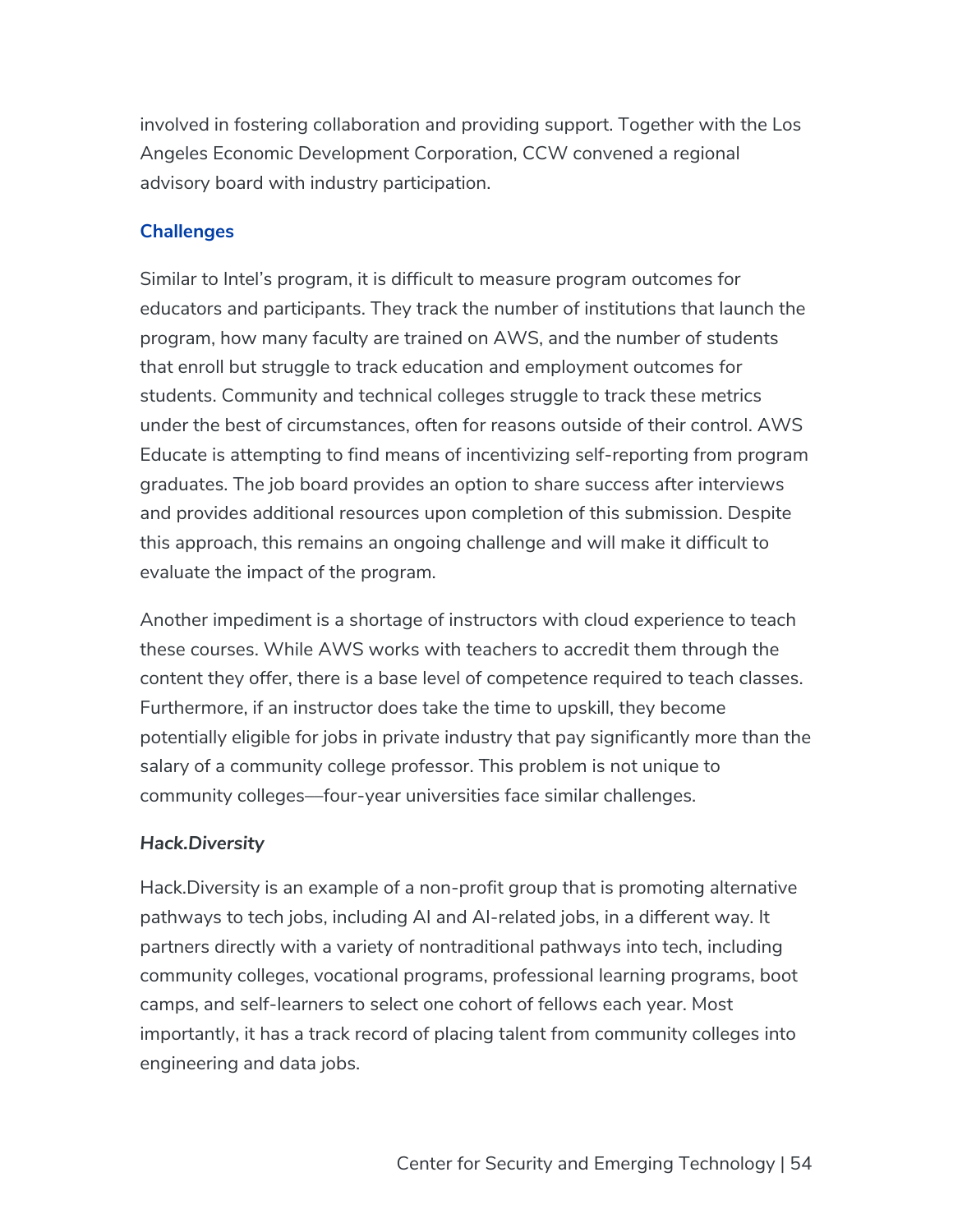involved in fostering collaboration and providing support. Together with the Los Angeles Economic Development Corporation, CCW convened a regional advisory board with industry participation.

### Challenges

Similar to Intel's program, it is difficult to measure program outcomes for educators and participants. They track the number of institutions that launch the program, how many faculty are trained on AWS, and the number of students that enroll but struggle to track education and employment outcomes for students. Community and technical colleges struggle to track these metrics under the best of circumstances, often for reasons outside of their control. AWS Educate is attempting to find means of incentivizing self-reporting from program graduates. The job board provides an option to share success after interviews and provides additional resources upon completion of this submission. Despite this approach, this remains an ongoing challenge and will make it difficult to evaluate the impact of the program.

Another impediment is a shortage of instructors with cloud experience to teach these courses. While AWS works with teachers to accredit them through the content they offer, there is a base level of competence required to teach classes. Furthermore, if an instructor does take the time to upskill, they become potentially eligible for jobs in private industry that pay significantly more than the salary of a community college professor. This problem is not unique to community colleges—four-year universities face similar challenges.

#### *Hack.Diversity*

Hack.Diversity is an example of a non-profit group that is promoting alternative pathways to tech jobs, including AI and AI-related jobs, in a different way. It partners directly with a variety of nontraditional pathways into tech, including community colleges, vocational programs, professional learning programs, boot camps, and self-learners to select one cohort of fellows each year. Most importantly, it has a track record of placing talent from community colleges into engineering and data jobs.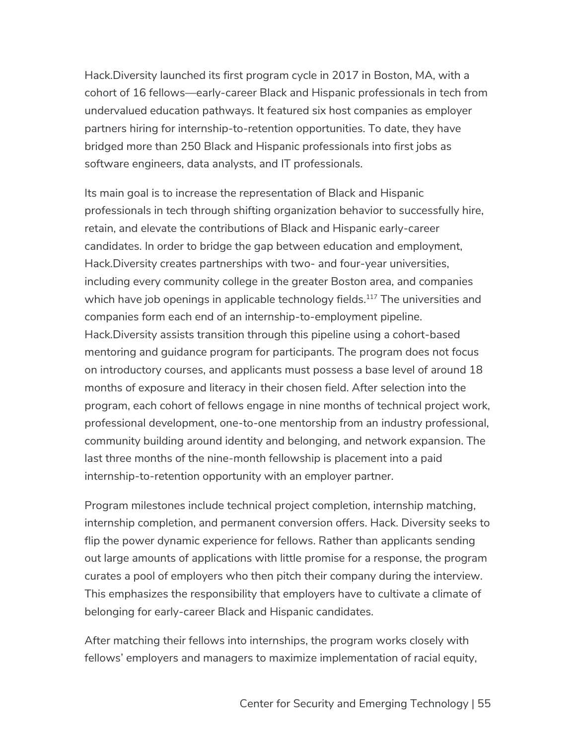Hack.Diversity launched its first program cycle in 2017 in Boston, MA, with a cohort of 16 fellows—early-career Black and Hispanic professionals in tech from undervalued education pathways. It featured six host companies as employer partners hiring for internship-to-retention opportunities. To date, they have bridged more than 250 Black and Hispanic professionals into first jobs as software engineers, data analysts, and IT professionals.

Its main goal is to increase the representation of Black and Hispanic professionals in tech through shifting organization behavior to successfully hire, retain, and elevate the contributions of Black and Hispanic early-career candidates. In order to bridge the gap between education and employment, Hack.Diversity creates partnerships with two- and four-year universities, including every community college in the greater Boston area, and companies which have job openings in applicable technology fields.[117] The universities and companies form each end of an internship-to-employment pipeline. Hack.Diversity assists transition through this pipeline using a cohort-based mentoring and guidance program for participants. The program does not focus on introductory courses, and applicants must possess a base level of around 18 months of exposure and literacy in their chosen field. After selection into the program, each cohort of fellows engage in nine months of technical project work, professional development, one-to-one mentorship from an industry professional, community building around identity and belonging, and network expansion. The last three months of the nine-month fellowship is placement into a paid internship-to-retention opportunity with an employer partner.

Program milestones include technical project completion, internship matching, internship completion, and permanent conversion offers. Hack. Diversity seeks to flip the power dynamic experience for fellows. Rather than applicants sending out large amounts of applications with little promise for a response, the program curates a pool of employers who then pitch their company during the interview. This emphasizes the responsibility that employers have to cultivate a climate of belonging for early-career Black and Hispanic candidates.

After matching their fellows into internships, the program works closely with fellows' employers and managers to maximize implementation of racial equity,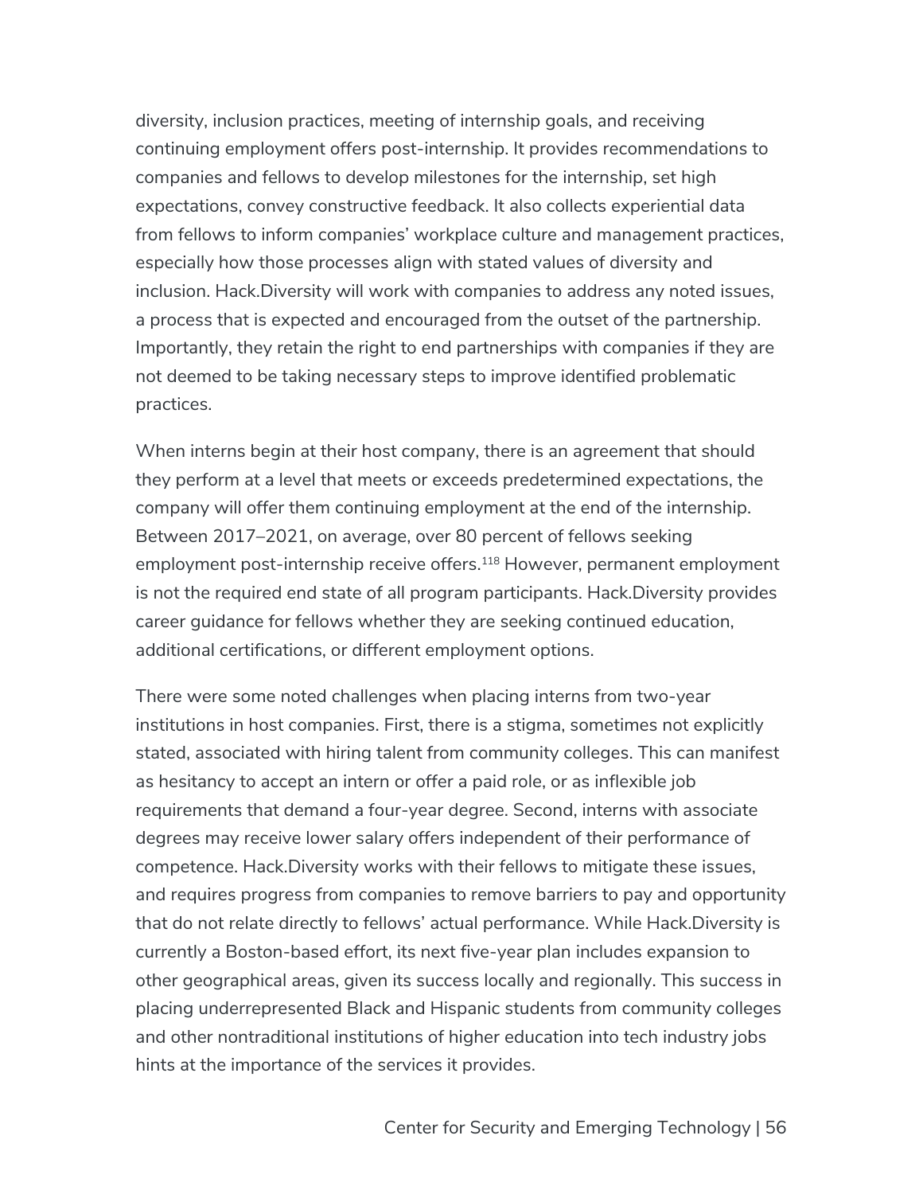diversity, inclusion practices, meeting of internship goals, and receiving continuing employment offers post-internship. It provides recommendations to companies and fellows to develop milestones for the internship, set high expectations, convey constructive feedback. It also collects experiential data from fellows to inform companies' workplace culture and management practices, especially how those processes align with stated values of diversity and inclusion. Hack.Diversity will work with companies to address any noted issues, a process that is expected and encouraged from the outset of the partnership. Importantly, they retain the right to end partnerships with companies if they are not deemed to be taking necessary steps to improve identified problematic practices.

When interns begin at their host company, there is an agreement that should they perform at a level that meets or exceeds predetermined expectations, the company will offer them continuing employment at the end of the internship. Between 2017–2021, on average, over 80 percent of fellows seeking employment post-internship receive offers.[118] However, permanent employment is not the required end state of all program participants. Hack.Diversity provides career guidance for fellows whether they are seeking continued education, additional certifications, or different employment options.

There were some noted challenges when placing interns from two-year institutions in host companies. First, there is a stigma, sometimes not explicitly stated, associated with hiring talent from community colleges. This can manifest as hesitancy to accept an intern or offer a paid role, or as inflexible job requirements that demand a four-year degree. Second, interns with associate degrees may receive lower salary offers independent of their performance of competence. Hack.Diversity works with their fellows to mitigate these issues, and requires progress from companies to remove barriers to pay and opportunity that do not relate directly to fellows' actual performance. While Hack.Diversity is currently a Boston-based effort, its next five-year plan includes expansion to other geographical areas, given its success locally and regionally. This success in placing underrepresented Black and Hispanic students from community colleges and other nontraditional institutions of higher education into tech industry jobs hints at the importance of the services it provides.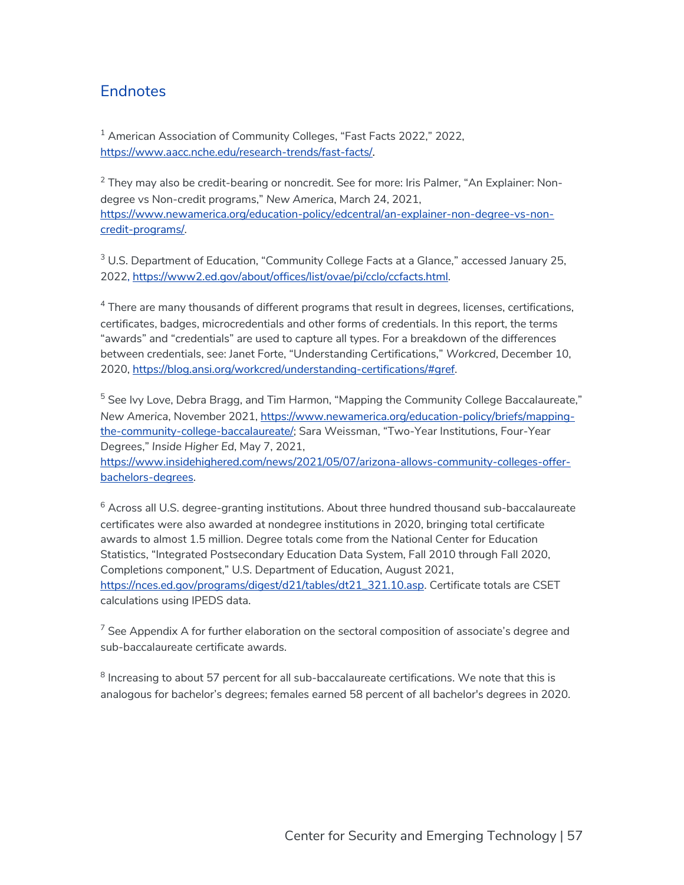## Endnotes

[1] American Association of Community Colleges, "Fast Facts 2022," 2022, https://www.aacc.nche.edu/research-trends/fast-facts/.

[2] They may also be credit-bearing or noncredit. See for more: Iris Palmer, "An Explainer: Non-degree vs Non-credit programs," *New America*, March 24, 2021, https://www.newamerica.org/education-policy/edcentral/an-explainer-non-degree-vs-non-credit-programs/.

[3] U.S. Department of Education, "Community College Facts at a Glance," accessed January 25, 2022, https://www2.ed.gov/about/offices/list/ovae/pi/cclo/ccfacts.html.

[4] There are many thousands of different programs that result in degrees, licenses, certifications, certificates, badges, microcredentials and other forms of credentials. In this report, the terms "awards" and "credentials" are used to capture all types. For a breakdown of the differences between credentials, see: Janet Forte, "Understanding Certifications," *Workcred*, December 10, 2020, https://blog.ansi.org/workcred/understanding-certifications/#gref.

[5] See Ivy Love, Debra Bragg, and Tim Harmon, "Mapping the Community College Baccalaureate," *New America*, November 2021, https://www.newamerica.org/education-policy/briefs/mapping-the-community-college-baccalaureate/; Sara Weissman, "Two-Year Institutions, Four-Year Degrees," *Inside Higher Ed*, May 7, 2021, https://www.insidehighered.com/news/2021/05/07/arizona-allows-community-colleges-offer-bachelors-degrees.

[6] Across all U.S. degree-granting institutions. About three hundred thousand sub-baccalaureate certificates were also awarded at nondegree institutions in 2020, bringing total certificate awards to almost 1.5 million. Degree totals come from the National Center for Education Statistics, "Integrated Postsecondary Education Data System, Fall 2010 through Fall 2020, Completions component," U.S. Department of Education, August 2021, https://nces.ed.gov/programs/digest/d21/tables/dt21_321.10.asp. Certificate totals are CSET calculations using IPEDS data.

[7] See Appendix A for further elaboration on the sectoral composition of associate's degree and sub-baccalaureate certificate awards.

[8] Increasing to about 57 percent for all sub-baccalaureate certifications. We note that this is analogous for bachelor's degrees; females earned 58 percent of all bachelor's degrees in 2020.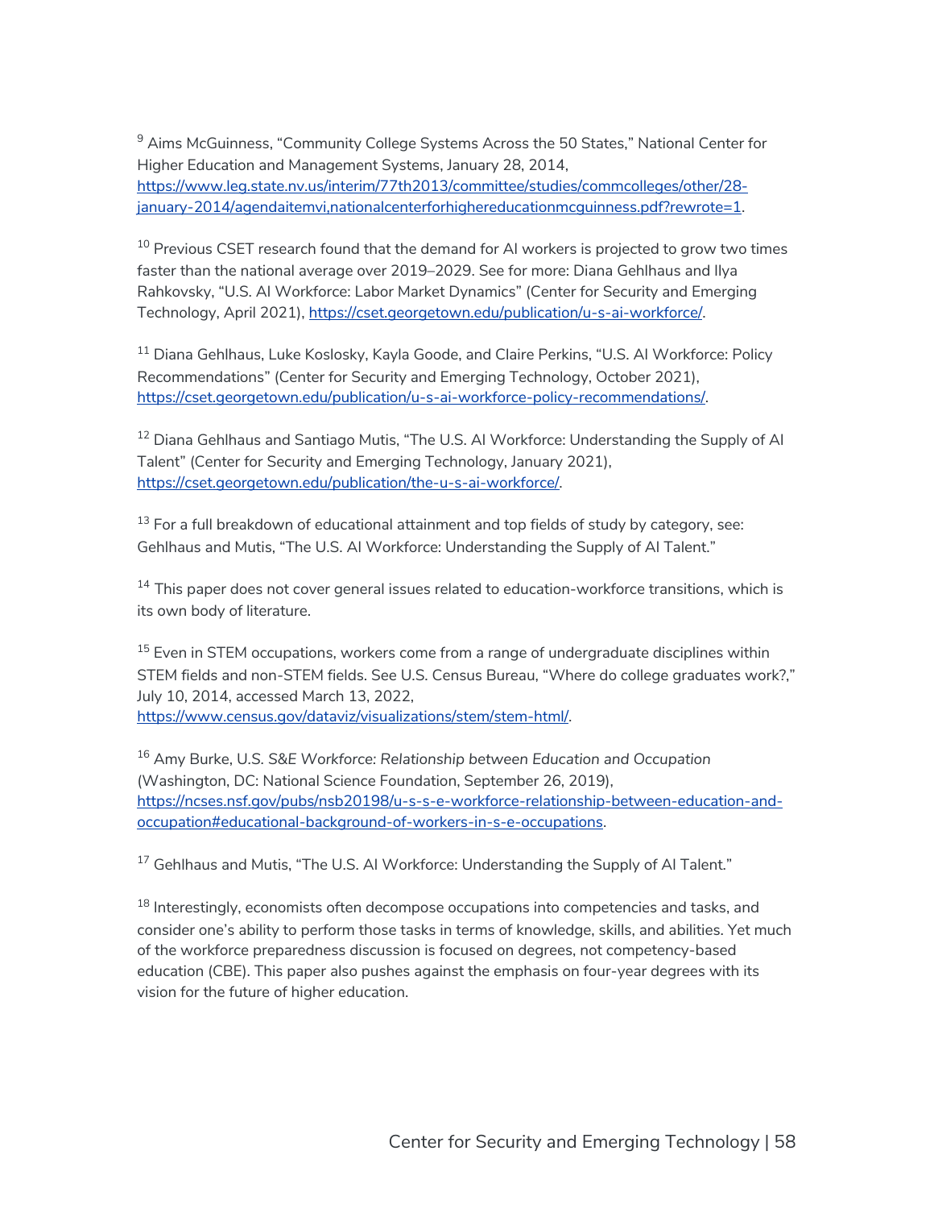[9] Aims McGuinness, "Community College Systems Across the 50 States," National Center for Higher Education and Management Systems, January 28, 2014, https://www.leg.state.nv.us/interim/77th2013/committee/studies/commcolleges/other/28-january-2014/agendaitemvi,nationalcenterforhighereducationmcguinness.pdf?rewrote=1.

[10] Previous CSET research found that the demand for AI workers is projected to grow two times faster than the national average over 2019–2029. See for more: Diana Gehlhaus and Ilya Rahkovsky, "U.S. AI Workforce: Labor Market Dynamics" (Center for Security and Emerging Technology, April 2021), https://cset.georgetown.edu/publication/u-s-ai-workforce/.

[11] Diana Gehlhaus, Luke Koslosky, Kayla Goode, and Claire Perkins, "U.S. AI Workforce: Policy Recommendations" (Center for Security and Emerging Technology, October 2021), https://cset.georgetown.edu/publication/u-s-ai-workforce-policy-recommendations/.

[12] Diana Gehlhaus and Santiago Mutis, "The U.S. AI Workforce: Understanding the Supply of AI Talent" (Center for Security and Emerging Technology, January 2021), https://cset.georgetown.edu/publication/the-u-s-ai-workforce/.

[13] For a full breakdown of educational attainment and top fields of study by category, see: Gehlhaus and Mutis, "The U.S. AI Workforce: Understanding the Supply of AI Talent."

[14] This paper does not cover general issues related to education-workforce transitions, which is its own body of literature.

[15] Even in STEM occupations, workers come from a range of undergraduate disciplines within STEM fields and non-STEM fields. See U.S. Census Bureau, "Where do college graduates work?," July 10, 2014, accessed March 13, 2022, https://www.census.gov/dataviz/visualizations/stem/stem-html/.

[16] Amy Burke, *U.S. S&E Workforce: Relationship between Education and Occupation* (Washington, DC: National Science Foundation, September 26, 2019), https://ncses.nsf.gov/pubs/nsb20198/u-s-s-e-workforce-relationship-between-education-and-occupation#educational-background-of-workers-in-s-e-occupations.

[17] Gehlhaus and Mutis, "The U.S. AI Workforce: Understanding the Supply of AI Talent."

[18] Interestingly, economists often decompose occupations into competencies and tasks, and consider one's ability to perform those tasks in terms of knowledge, skills, and abilities. Yet much of the workforce preparedness discussion is focused on degrees, not competency-based education (CBE). This paper also pushes against the emphasis on four-year degrees with its vision for the future of higher education.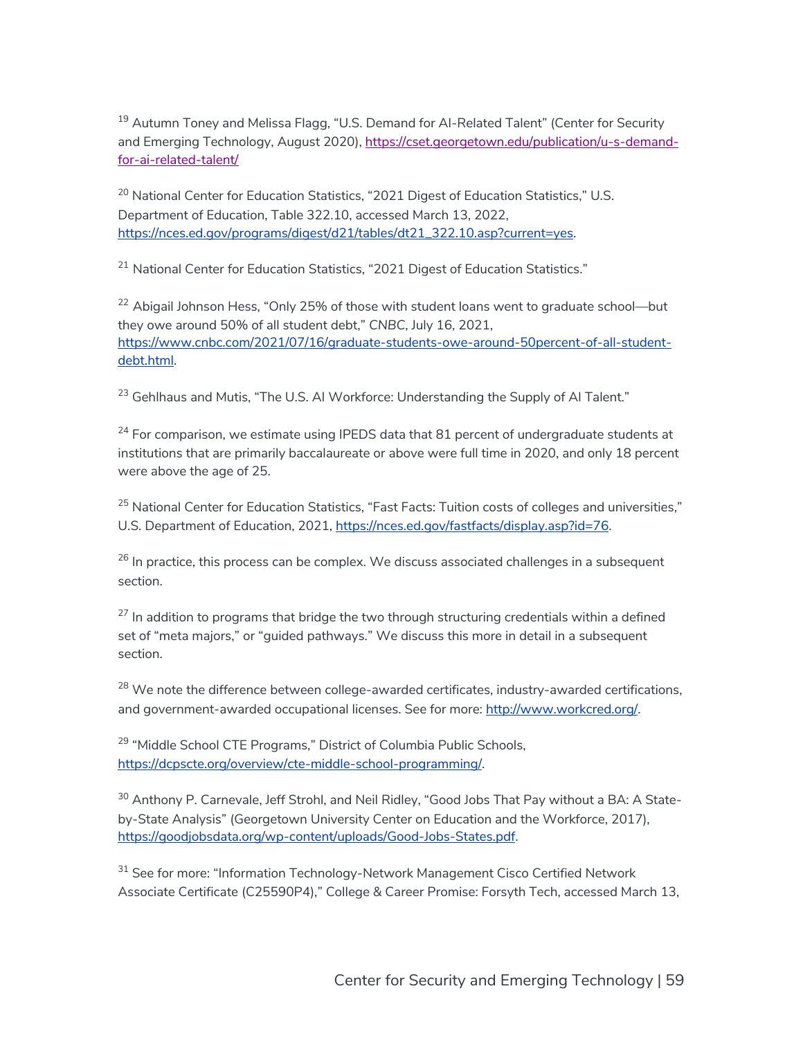[19] Autumn Toney and Melissa Flagg, "U.S. Demand for AI-Related Talent" (Center for Security and Emerging Technology, August 2020), https://cset.georgetown.edu/publication/u-s-demand-for-ai-related-talent/

[20] National Center for Education Statistics, "2021 Digest of Education Statistics," U.S. Department of Education, Table 322.10, accessed March 13, 2022, https://nces.ed.gov/programs/digest/d21/tables/dt21_322.10.asp?current=yes.

[21] National Center for Education Statistics, "2021 Digest of Education Statistics."

[22] Abigail Johnson Hess, "Only 25% of those with student loans went to graduate school—but they owe around 50% of all student debt," *CNBC*, July 16, 2021, https://www.cnbc.com/2021/07/16/graduate-students-owe-around-50percent-of-all-student-debt.html.

[23] Gehlhaus and Mutis, "The U.S. AI Workforce: Understanding the Supply of AI Talent."

[24] For comparison, we estimate using IPEDS data that 81 percent of undergraduate students at institutions that are primarily baccalaureate or above were full time in 2020, and only 18 percent were above the age of 25.

[25] National Center for Education Statistics, "Fast Facts: Tuition costs of colleges and universities," U.S. Department of Education, 2021, https://nces.ed.gov/fastfacts/display.asp?id=76.

[26] In practice, this process can be complex. We discuss associated challenges in a subsequent section.

[27] In addition to programs that bridge the two through structuring credentials within a defined set of "meta majors," or "guided pathways." We discuss this more in detail in a subsequent section.

[28] We note the difference between college-awarded certificates, industry-awarded certifications, and government-awarded occupational licenses. See for more: http://www.workcred.org/.

[29] "Middle School CTE Programs," District of Columbia Public Schools, https://dcpscte.org/overview/cte-middle-school-programming/.

[30] Anthony P. Carnevale, Jeff Strohl, and Neil Ridley, "Good Jobs That Pay without a BA: A State-by-State Analysis" (Georgetown University Center on Education and the Workforce, 2017), https://goodjobsdata.org/wp-content/uploads/Good-Jobs-States.pdf.

[31] See for more: "Information Technology-Network Management Cisco Certified Network Associate Certificate (C25590P4)," College & Career Promise: Forsyth Tech, accessed March 13,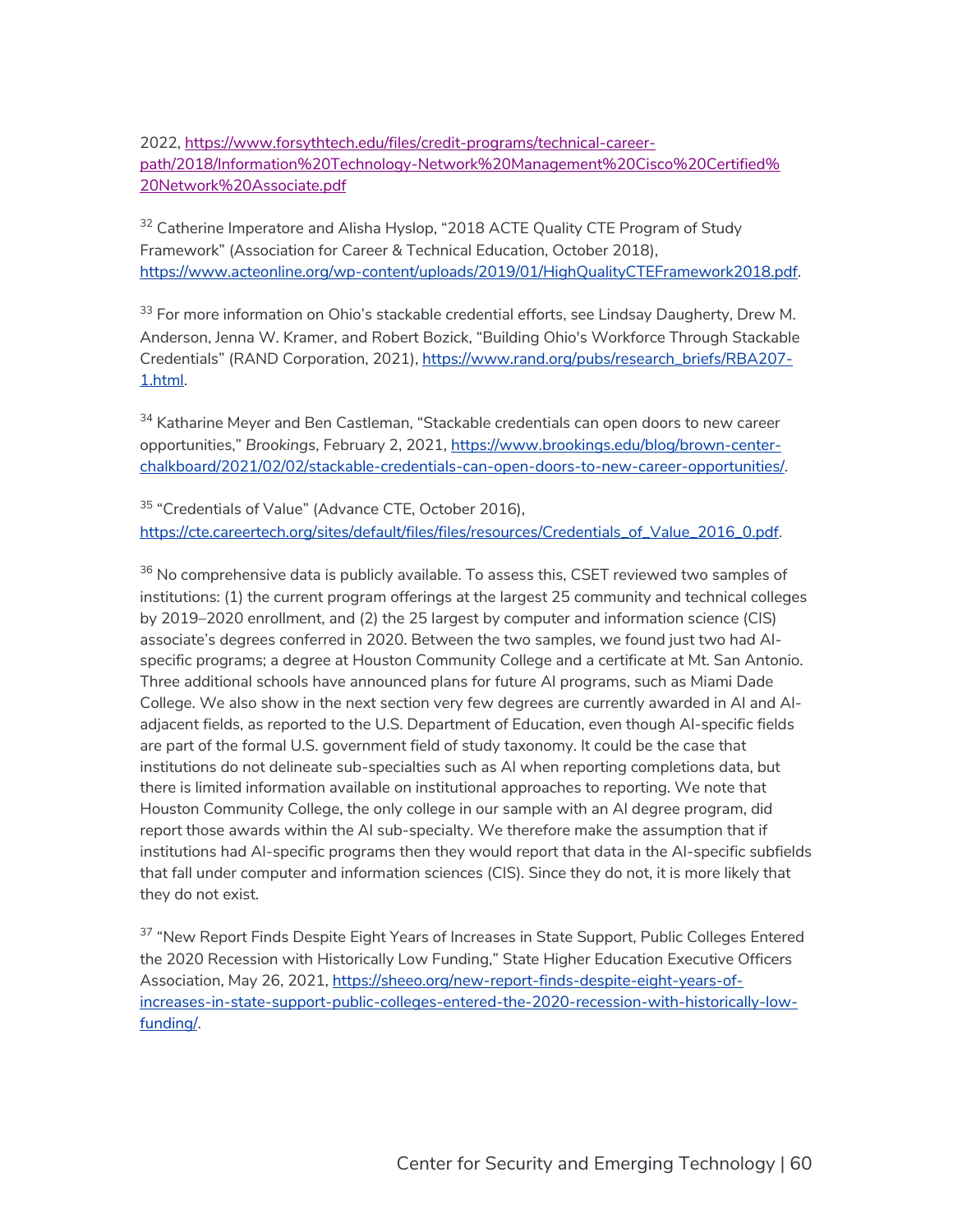2022, https://www.forsythtech.edu/files/credit-programs/technical-career-path/2018/Information%20Technology-Network%20Management%20Cisco%20Certified%20Network%20Associate.pdf

[32] Catherine Imperatore and Alisha Hyslop, "2018 ACTE Quality CTE Program of Study Framework" (Association for Career & Technical Education, October 2018), https://www.acteonline.org/wp-content/uploads/2019/01/HighQualityCTEFramework2018.pdf.

[33] For more information on Ohio's stackable credential efforts, see Lindsay Daugherty, Drew M. Anderson, Jenna W. Kramer, and Robert Bozick, "Building Ohio's Workforce Through Stackable Credentials" (RAND Corporation, 2021), https://www.rand.org/pubs/research_briefs/RBA207-1.html.

[34] Katharine Meyer and Ben Castleman, "Stackable credentials can open doors to new career opportunities," *Brookings*, February 2, 2021, https://www.brookings.edu/blog/brown-center-chalkboard/2021/02/02/stackable-credentials-can-open-doors-to-new-career-opportunities/.

[35] "Credentials of Value" (Advance CTE, October 2016), https://cte.careertech.org/sites/default/files/files/resources/Credentials_of_Value_2016_0.pdf.

[36] No comprehensive data is publicly available. To assess this, CSET reviewed two samples of institutions: (1) the current program offerings at the largest 25 community and technical colleges by 2019–2020 enrollment, and (2) the 25 largest by computer and information science (CIS) associate's degrees conferred in 2020. Between the two samples, we found just two had AI-specific programs; a degree at Houston Community College and a certificate at Mt. San Antonio. Three additional schools have announced plans for future AI programs, such as Miami Dade College. We also show in the next section very few degrees are currently awarded in AI and AI-adjacent fields, as reported to the U.S. Department of Education, even though AI-specific fields are part of the formal U.S. government field of study taxonomy. It could be the case that institutions do not delineate sub-specialties such as AI when reporting completions data, but there is limited information available on institutional approaches to reporting. We note that Houston Community College, the only college in our sample with an AI degree program, did report those awards within the AI sub-specialty. We therefore make the assumption that if institutions had AI-specific programs then they would report that data in the AI-specific subfields that fall under computer and information sciences (CIS). Since they do not, it is more likely that they do not exist.

[37] "New Report Finds Despite Eight Years of Increases in State Support, Public Colleges Entered the 2020 Recession with Historically Low Funding," State Higher Education Executive Officers Association, May 26, 2021, https://sheeo.org/new-report-finds-despite-eight-years-of-increases-in-state-support-public-colleges-entered-the-2020-recession-with-historically-low-funding/.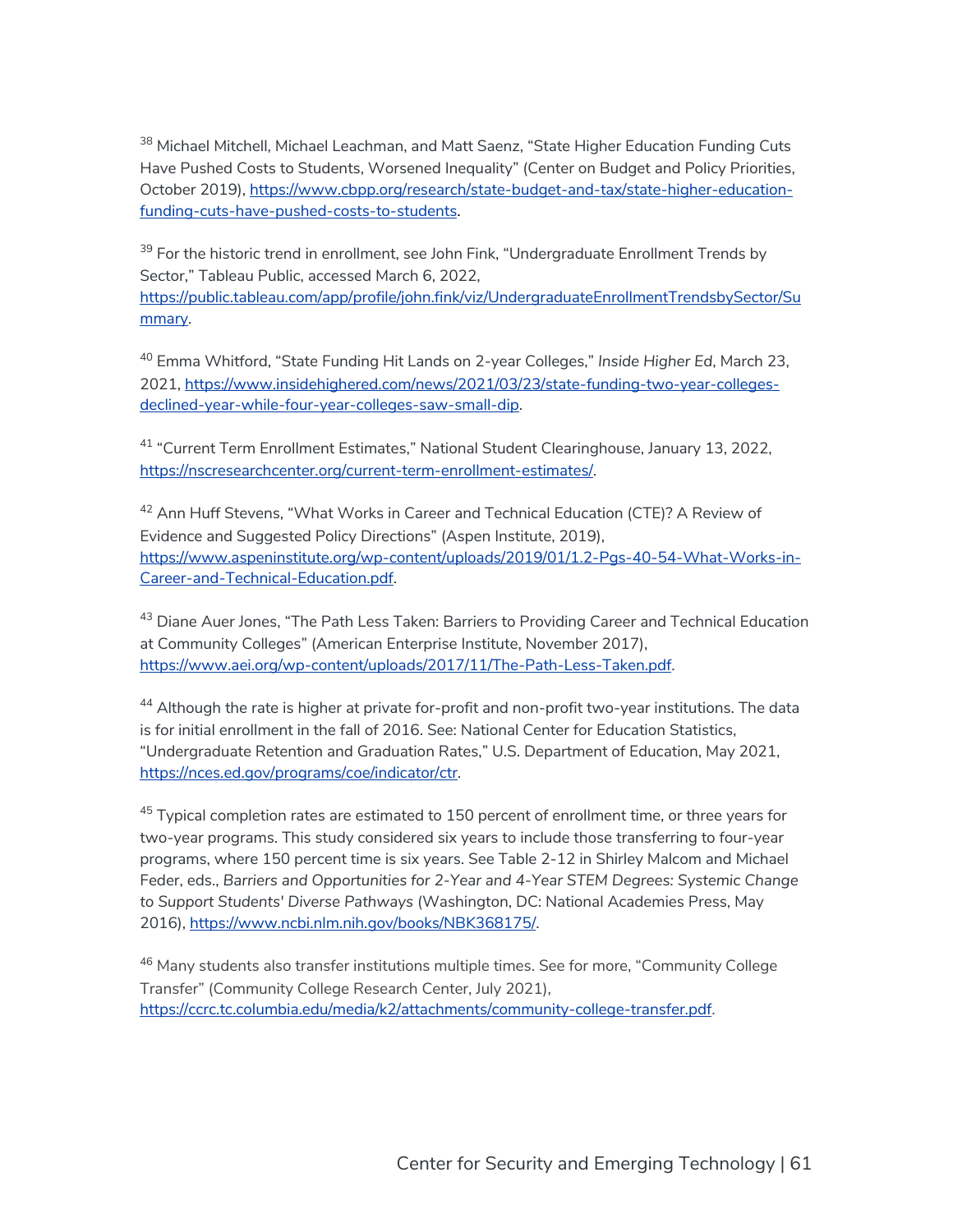[38] Michael Mitchell, Michael Leachman, and Matt Saenz, "State Higher Education Funding Cuts Have Pushed Costs to Students, Worsened Inequality" (Center on Budget and Policy Priorities, October 2019), https://www.cbpp.org/research/state-budget-and-tax/state-higher-education-funding-cuts-have-pushed-costs-to-students.

[39] For the historic trend in enrollment, see John Fink, "Undergraduate Enrollment Trends by Sector," Tableau Public, accessed March 6, 2022, https://public.tableau.com/app/profile/john.fink/viz/UndergraduateEnrollmentTrendsbySector/Summary.

[40] Emma Whitford, "State Funding Hit Lands on 2-year Colleges," *Inside Higher Ed*, March 23, 2021, https://www.insidehighered.com/news/2021/03/23/state-funding-two-year-colleges-declined-year-while-four-year-colleges-saw-small-dip.

[41] "Current Term Enrollment Estimates," National Student Clearinghouse, January 13, 2022, https://nscresearchcenter.org/current-term-enrollment-estimates/.

[42] Ann Huff Stevens, "What Works in Career and Technical Education (CTE)? A Review of Evidence and Suggested Policy Directions" (Aspen Institute, 2019), https://www.aspeninstitute.org/wp-content/uploads/2019/01/1.2-Pgs-40-54-What-Works-in-Career-and-Technical-Education.pdf.

[43] Diane Auer Jones, "The Path Less Taken: Barriers to Providing Career and Technical Education at Community Colleges" (American Enterprise Institute, November 2017), https://www.aei.org/wp-content/uploads/2017/11/The-Path-Less-Taken.pdf.

[44] Although the rate is higher at private for-profit and non-profit two-year institutions. The data is for initial enrollment in the fall of 2016. See: National Center for Education Statistics, "Undergraduate Retention and Graduation Rates," U.S. Department of Education, May 2021, https://nces.ed.gov/programs/coe/indicator/ctr.

[45] Typical completion rates are estimated to 150 percent of enrollment time, or three years for two-year programs. This study considered six years to include those transferring to four-year programs, where 150 percent time is six years. See Table 2-12 in Shirley Malcom and Michael Feder, eds., *Barriers and Opportunities for 2-Year and 4-Year STEM Degrees: Systemic Change to Support Students' Diverse Pathways* (Washington, DC: National Academies Press, May 2016), https://www.ncbi.nlm.nih.gov/books/NBK368175/.

[46] Many students also transfer institutions multiple times. See for more, "Community College Transfer" (Community College Research Center, July 2021), https://ccrc.tc.columbia.edu/media/k2/attachments/community-college-transfer.pdf.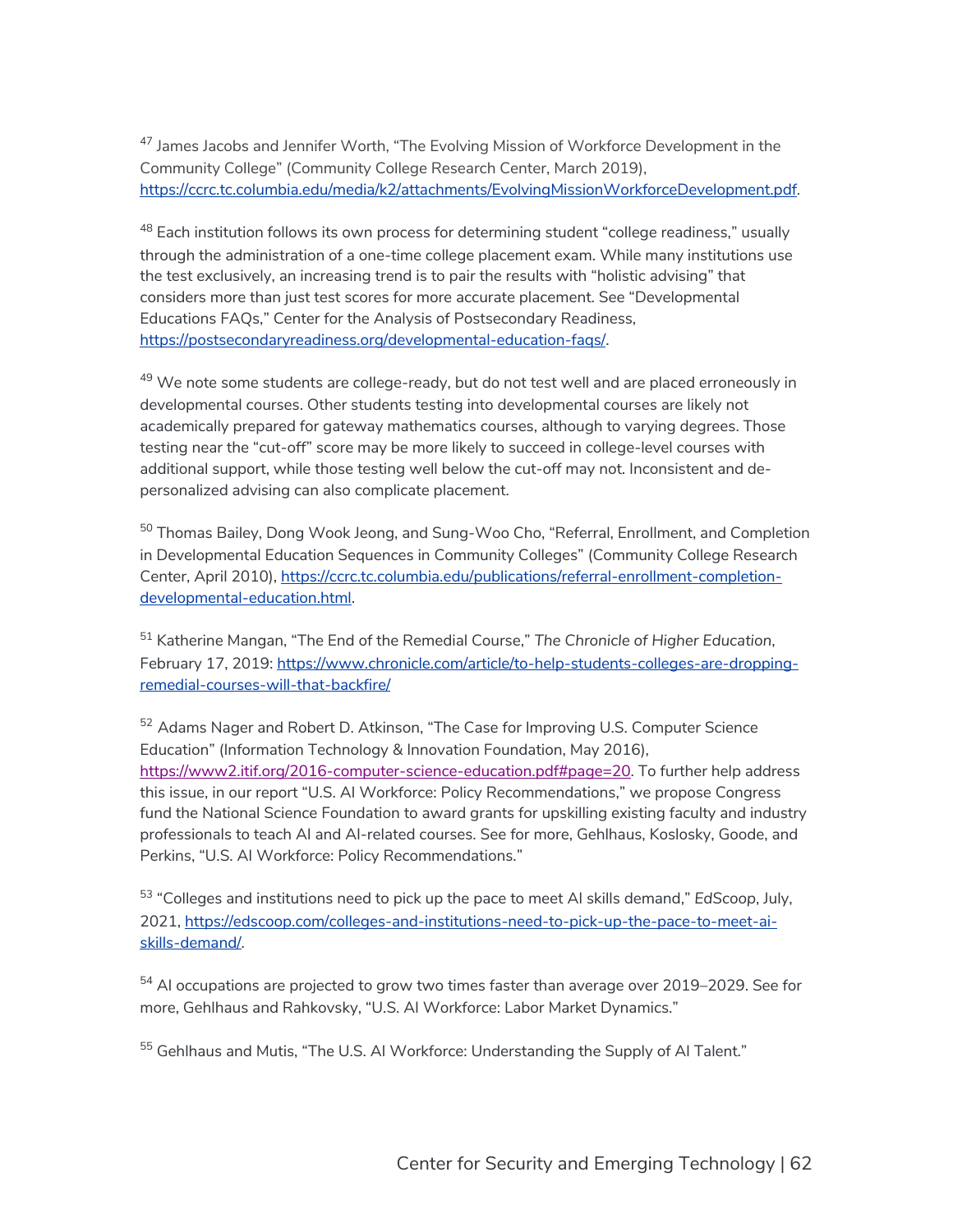[47] James Jacobs and Jennifer Worth, "The Evolving Mission of Workforce Development in the Community College" (Community College Research Center, March 2019), https://ccrc.tc.columbia.edu/media/k2/attachments/EvolvingMissionWorkforceDevelopment.pdf.

[48] Each institution follows its own process for determining student "college readiness," usually through the administration of a one-time college placement exam. While many institutions use the test exclusively, an increasing trend is to pair the results with "holistic advising" that considers more than just test scores for more accurate placement. See "Developmental Educations FAQs," Center for the Analysis of Postsecondary Readiness, https://postsecondaryreadiness.org/developmental-education-faqs/.

[49] We note some students are college-ready, but do not test well and are placed erroneously in developmental courses. Other students testing into developmental courses are likely not academically prepared for gateway mathematics courses, although to varying degrees. Those testing near the "cut-off" score may be more likely to succeed in college-level courses with additional support, while those testing well below the cut-off may not. Inconsistent and de-personalized advising can also complicate placement.

[50] Thomas Bailey, Dong Wook Jeong, and Sung-Woo Cho, "Referral, Enrollment, and Completion in Developmental Education Sequences in Community Colleges" (Community College Research Center, April 2010), https://ccrc.tc.columbia.edu/publications/referral-enrollment-completion-developmental-education.html.

[51] Katherine Mangan, "The End of the Remedial Course," *The Chronicle of Higher Education*, February 17, 2019: https://www.chronicle.com/article/to-help-students-colleges-are-dropping-remedial-courses-will-that-backfire/

[52] Adams Nager and Robert D. Atkinson, "The Case for Improving U.S. Computer Science Education" (Information Technology & Innovation Foundation, May 2016), https://www2.itif.org/2016-computer-science-education.pdf#page=20. To further help address this issue, in our report "U.S. AI Workforce: Policy Recommendations," we propose Congress fund the National Science Foundation to award grants for upskilling existing faculty and industry professionals to teach AI and AI-related courses. See for more, Gehlhaus, Koslosky, Goode, and Perkins, "U.S. AI Workforce: Policy Recommendations."

[53] "Colleges and institutions need to pick up the pace to meet AI skills demand," *EdScoop*, July, 2021, https://edscoop.com/colleges-and-institutions-need-to-pick-up-the-pace-to-meet-ai-skills-demand/.

[54] AI occupations are projected to grow two times faster than average over 2019–2029. See for more, Gehlhaus and Rahkovsky, "U.S. AI Workforce: Labor Market Dynamics."

[55] Gehlhaus and Mutis, "The U.S. AI Workforce: Understanding the Supply of AI Talent."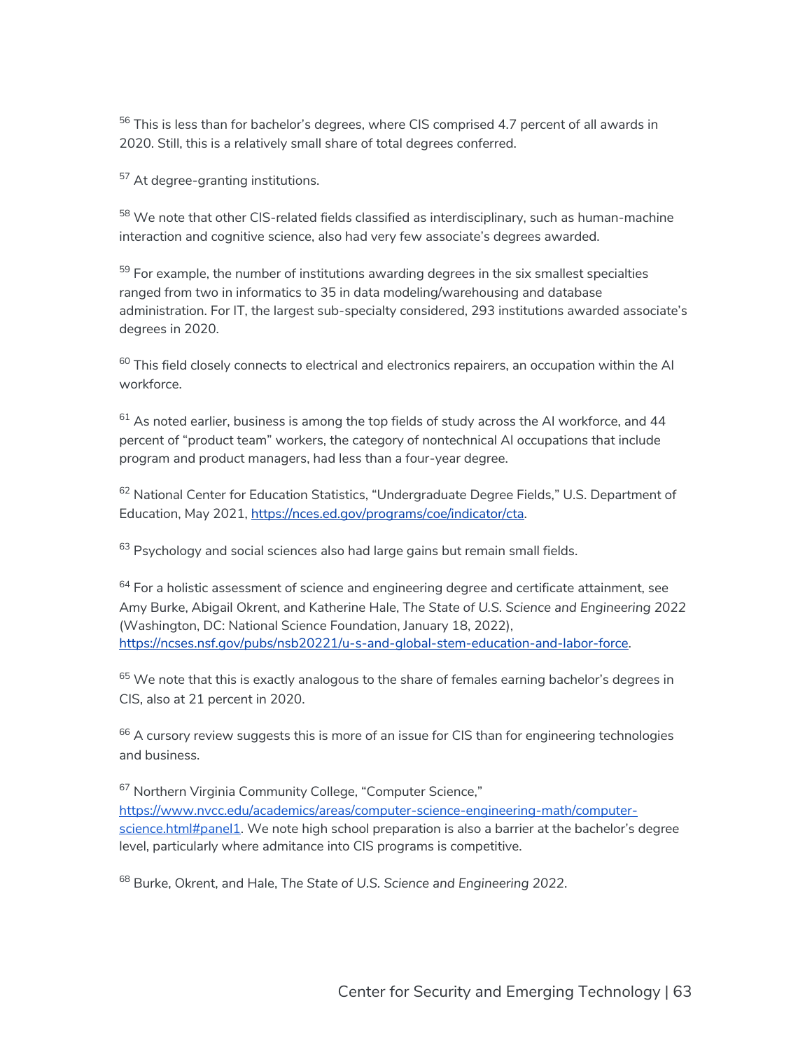[56] This is less than for bachelor's degrees, where CIS comprised 4.7 percent of all awards in 2020. Still, this is a relatively small share of total degrees conferred.

[57] At degree-granting institutions.

[58] We note that other CIS-related fields classified as interdisciplinary, such as human-machine interaction and cognitive science, also had very few associate's degrees awarded.

[59] For example, the number of institutions awarding degrees in the six smallest specialties ranged from two in informatics to 35 in data modeling/warehousing and database administration. For IT, the largest sub-specialty considered, 293 institutions awarded associate's degrees in 2020.

[60] This field closely connects to electrical and electronics repairers, an occupation within the AI workforce.

[61] As noted earlier, business is among the top fields of study across the AI workforce, and 44 percent of "product team" workers, the category of nontechnical AI occupations that include program and product managers, had less than a four-year degree.

[62] National Center for Education Statistics, "Undergraduate Degree Fields," U.S. Department of Education, May 2021, https://nces.ed.gov/programs/coe/indicator/cta.

[63] Psychology and social sciences also had large gains but remain small fields.

[64] For a holistic assessment of science and engineering degree and certificate attainment, see Amy Burke, Abigail Okrent, and Katherine Hale, *The State of U.S. Science and Engineering 2022* (Washington, DC: National Science Foundation, January 18, 2022), https://ncses.nsf.gov/pubs/nsb20221/u-s-and-global-stem-education-and-labor-force.

[65] We note that this is exactly analogous to the share of females earning bachelor's degrees in CIS, also at 21 percent in 2020.

[66] A cursory review suggests this is more of an issue for CIS than for engineering technologies and business.

[67] Northern Virginia Community College, "Computer Science," https://www.nvcc.edu/academics/areas/computer-science-engineering-math/computer-science.html#panel1. We note high school preparation is also a barrier at the bachelor's degree level, particularly where admitance into CIS programs is competitive.

[68] Burke, Okrent, and Hale, *The State of U.S. Science and Engineering 2022*.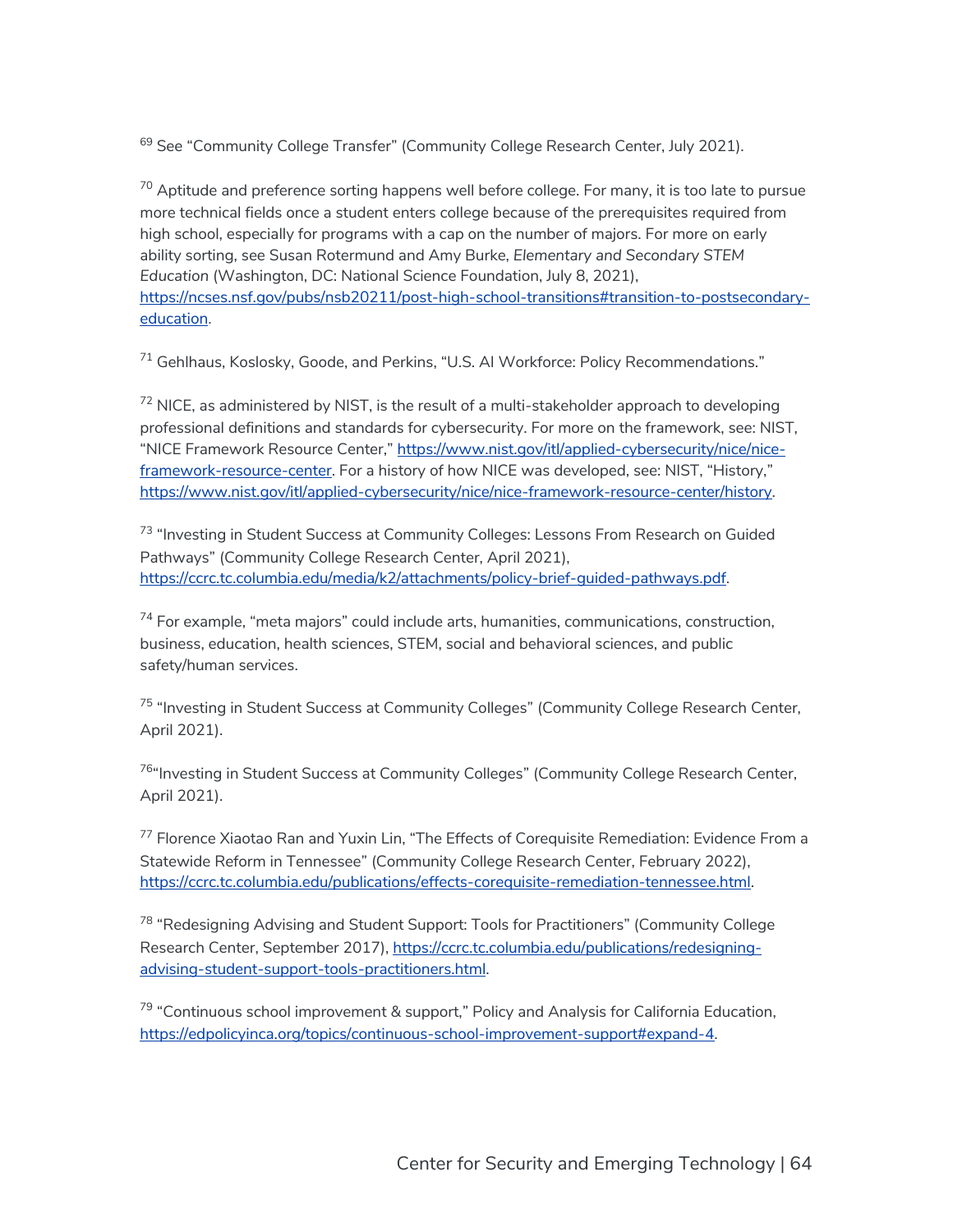[69] See "Community College Transfer" (Community College Research Center, July 2021).

[70] Aptitude and preference sorting happens well before college. For many, it is too late to pursue more technical fields once a student enters college because of the prerequisites required from high school, especially for programs with a cap on the number of majors. For more on early ability sorting, see Susan Rotermund and Amy Burke, *Elementary and Secondary STEM Education* (Washington, DC: National Science Foundation, July 8, 2021), https://ncses.nsf.gov/pubs/nsb20211/post-high-school-transitions#transition-to-postsecondary-education.

[71] Gehlhaus, Koslosky, Goode, and Perkins, "U.S. AI Workforce: Policy Recommendations."

[72] NICE, as administered by NIST, is the result of a multi-stakeholder approach to developing professional definitions and standards for cybersecurity. For more on the framework, see: NIST, "NICE Framework Resource Center," https://www.nist.gov/itl/applied-cybersecurity/nice/nice-framework-resource-center. For a history of how NICE was developed, see: NIST, "History," https://www.nist.gov/itl/applied-cybersecurity/nice/nice-framework-resource-center/history.

[73] "Investing in Student Success at Community Colleges: Lessons From Research on Guided Pathways" (Community College Research Center, April 2021), https://ccrc.tc.columbia.edu/media/k2/attachments/policy-brief-guided-pathways.pdf.

[74] For example, "meta majors" could include arts, humanities, communications, construction, business, education, health sciences, STEM, social and behavioral sciences, and public safety/human services.

[75] "Investing in Student Success at Community Colleges" (Community College Research Center, April 2021).

[76] "Investing in Student Success at Community Colleges" (Community College Research Center, April 2021).

[77] Florence Xiaotao Ran and Yuxin Lin, "The Effects of Corequisite Remediation: Evidence From a Statewide Reform in Tennessee" (Community College Research Center, February 2022), https://ccrc.tc.columbia.edu/publications/effects-corequisite-remediation-tennessee.html.

[78] "Redesigning Advising and Student Support: Tools for Practitioners" (Community College Research Center, September 2017), https://ccrc.tc.columbia.edu/publications/redesigning-advising-student-support-tools-practitioners.html.

[79] "Continuous school improvement & support," Policy and Analysis for California Education, https://edpolicyinca.org/topics/continuous-school-improvement-support#expand-4.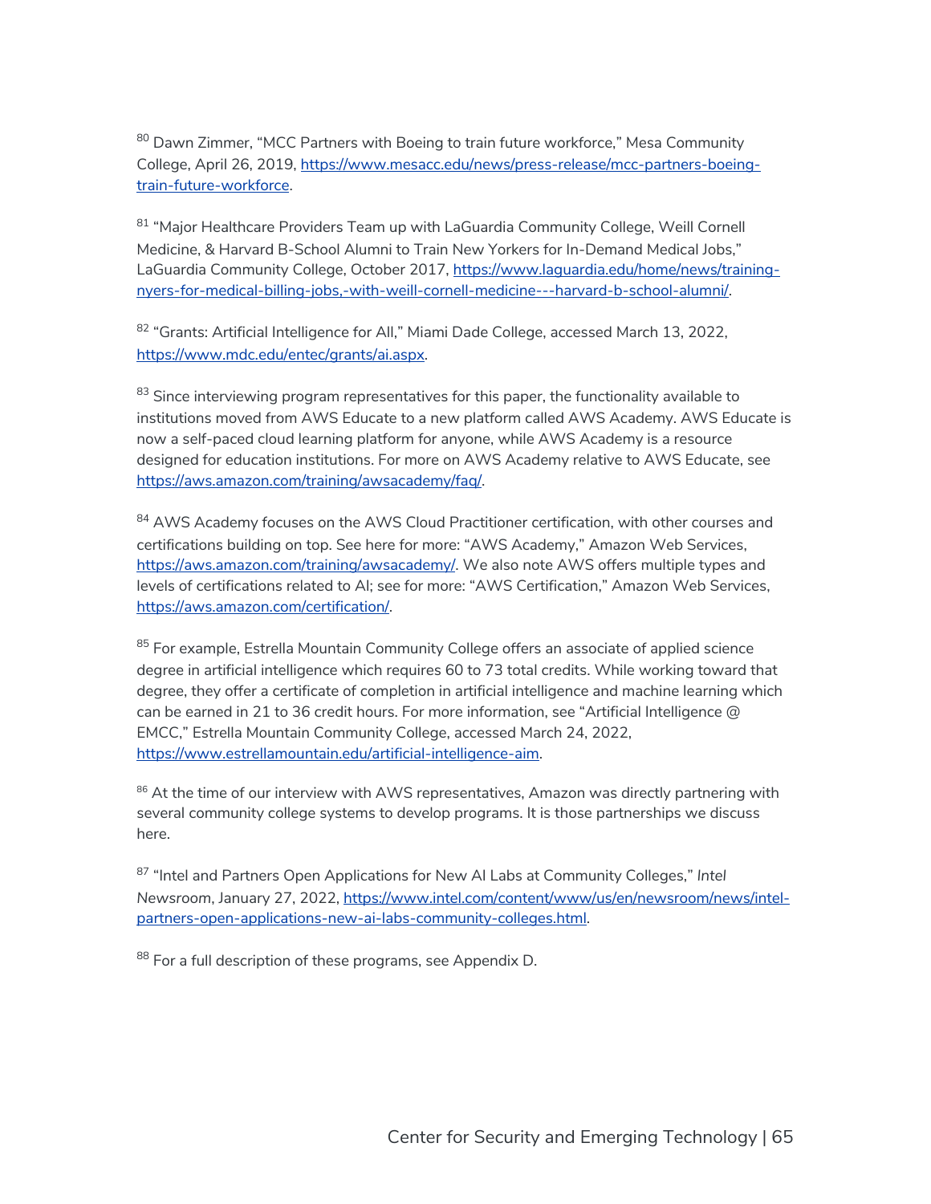[80] Dawn Zimmer, "MCC Partners with Boeing to train future workforce," Mesa Community College, April 26, 2019, https://www.mesacc.edu/news/press-release/mcc-partners-boeing-train-future-workforce.

[81] "Major Healthcare Providers Team up with LaGuardia Community College, Weill Cornell Medicine, & Harvard B-School Alumni to Train New Yorkers for In-Demand Medical Jobs," LaGuardia Community College, October 2017, https://www.laguardia.edu/home/news/training-nyers-for-medical-billing-jobs,-with-weill-cornell-medicine---harvard-b-school-alumni/.

[82] "Grants: Artificial Intelligence for All," Miami Dade College, accessed March 13, 2022, https://www.mdc.edu/entec/grants/ai.aspx.

[83] Since interviewing program representatives for this paper, the functionality available to institutions moved from AWS Educate to a new platform called AWS Academy. AWS Educate is now a self-paced cloud learning platform for anyone, while AWS Academy is a resource designed for education institutions. For more on AWS Academy relative to AWS Educate, see https://aws.amazon.com/training/awsacademy/faq/.

[84] AWS Academy focuses on the AWS Cloud Practitioner certification, with other courses and certifications building on top. See here for more: "AWS Academy," Amazon Web Services, https://aws.amazon.com/training/awsacademy/. We also note AWS offers multiple types and levels of certifications related to AI; see for more: "AWS Certification," Amazon Web Services, https://aws.amazon.com/certification/.

[85] For example, Estrella Mountain Community College offers an associate of applied science degree in artificial intelligence which requires 60 to 73 total credits. While working toward that degree, they offer a certificate of completion in artificial intelligence and machine learning which can be earned in 21 to 36 credit hours. For more information, see "Artificial Intelligence @ EMCC," Estrella Mountain Community College, accessed March 24, 2022, https://www.estrellamountain.edu/artificial-intelligence-aim.

[86] At the time of our interview with AWS representatives, Amazon was directly partnering with several community college systems to develop programs. It is those partnerships we discuss here.

[87] "Intel and Partners Open Applications for New AI Labs at Community Colleges," *Intel Newsroom*, January 27, 2022, https://www.intel.com/content/www/us/en/newsroom/news/intel-partners-open-applications-new-ai-labs-community-colleges.html.

[88] For a full description of these programs, see Appendix D.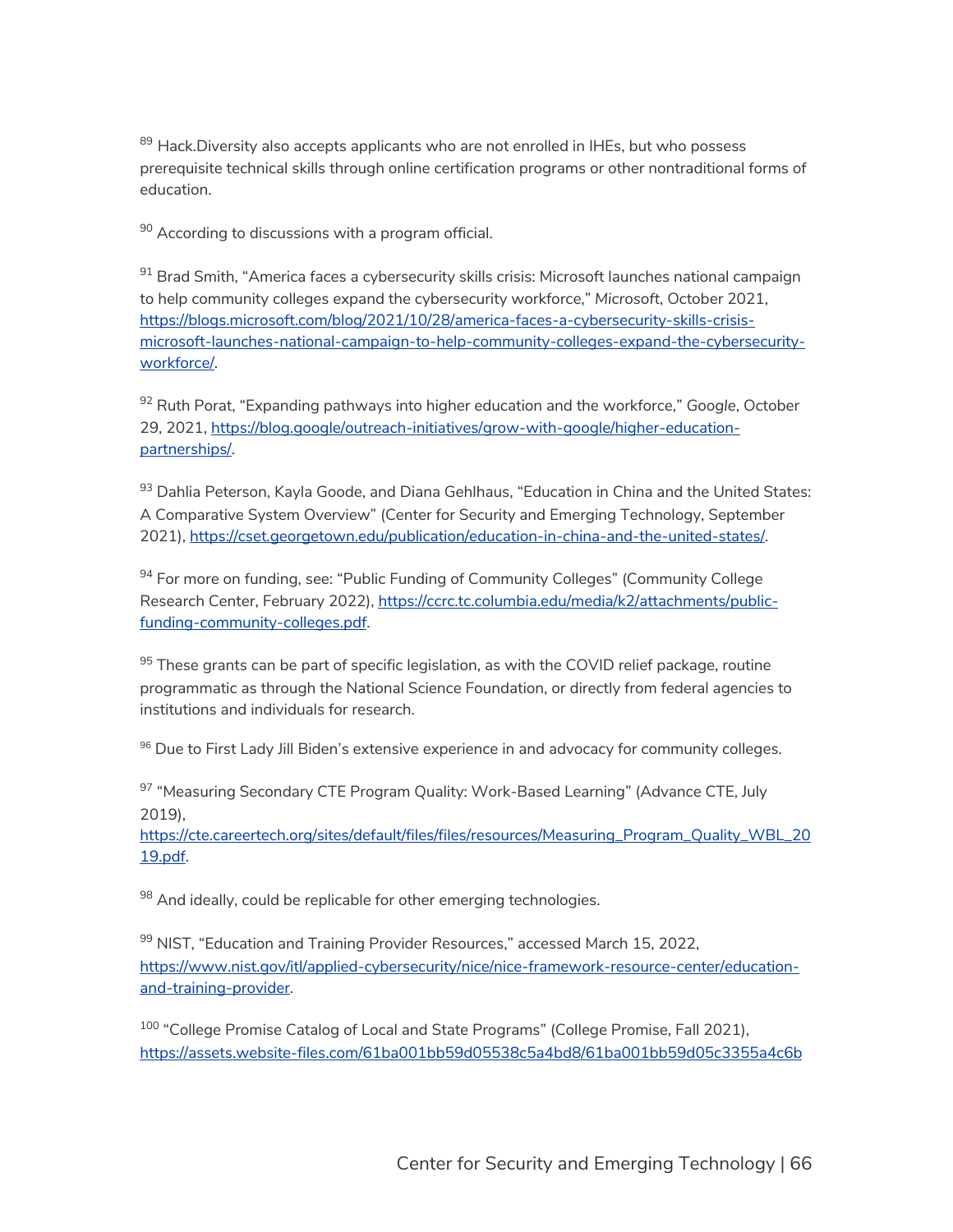[89] Hack.Diversity also accepts applicants who are not enrolled in IHEs, but who possess prerequisite technical skills through online certification programs or other nontraditional forms of education.

[90] According to discussions with a program official.

[91] Brad Smith, "America faces a cybersecurity skills crisis: Microsoft launches national campaign to help community colleges expand the cybersecurity workforce," *Microsoft*, October 2021, https://blogs.microsoft.com/blog/2021/10/28/america-faces-a-cybersecurity-skills-crisis-microsoft-launches-national-campaign-to-help-community-colleges-expand-the-cybersecurity-workforce/.

[92] Ruth Porat, "Expanding pathways into higher education and the workforce," *Google*, October 29, 2021, https://blog.google/outreach-initiatives/grow-with-google/higher-education-partnerships/.

[93] Dahlia Peterson, Kayla Goode, and Diana Gehlhaus, "Education in China and the United States: A Comparative System Overview" (Center for Security and Emerging Technology, September 2021), https://cset.georgetown.edu/publication/education-in-china-and-the-united-states/.

[94] For more on funding, see: "Public Funding of Community Colleges" (Community College Research Center, February 2022), https://ccrc.tc.columbia.edu/media/k2/attachments/public-funding-community-colleges.pdf.

[95] These grants can be part of specific legislation, as with the COVID relief package, routine programmatic as through the National Science Foundation, or directly from federal agencies to institutions and individuals for research.

[96] Due to First Lady Jill Biden's extensive experience in and advocacy for community colleges.

[97] "Measuring Secondary CTE Program Quality: Work-Based Learning" (Advance CTE, July 2019), https://cte.careertech.org/sites/default/files/files/resources/Measuring_Program_Quality_WBL_2019.pdf.

[98] And ideally, could be replicable for other emerging technologies.

[99] NIST, "Education and Training Provider Resources," accessed March 15, 2022, https://www.nist.gov/itl/applied-cybersecurity/nice/nice-framework-resource-center/education-and-training-provider.

[100] "College Promise Catalog of Local and State Programs" (College Promise, Fall 2021), https://assets.website-files.com/61ba001bb59d05538c5a4bd8/61ba001bb59d05c3355a4c6b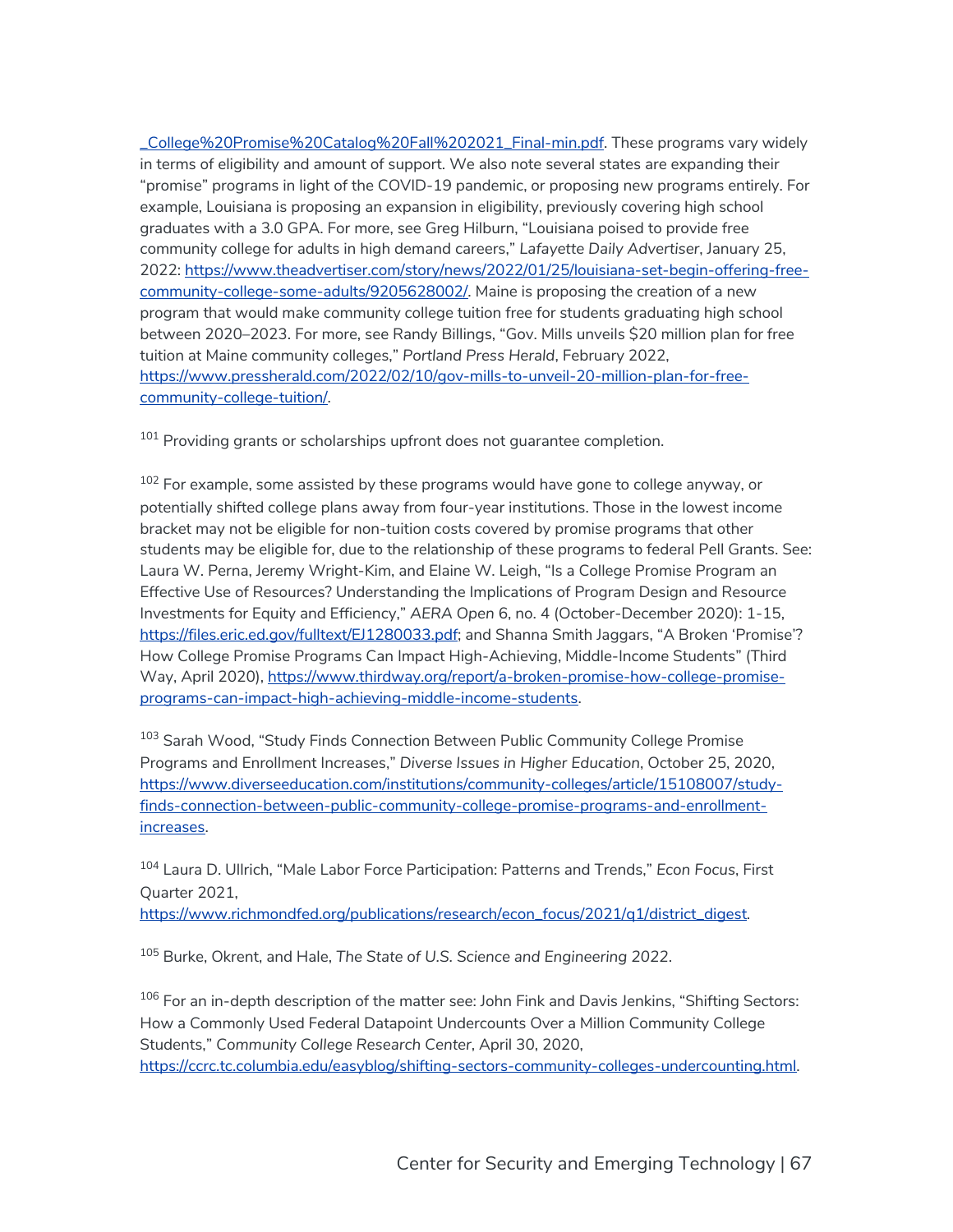_College%20Promise%20Catalog%20Fall%202021_Final-min.pdf. These programs vary widely in terms of eligibility and amount of support. We also note several states are expanding their "promise" programs in light of the COVID-19 pandemic, or proposing new programs entirely. For example, Louisiana is proposing an expansion in eligibility, previously covering high school graduates with a 3.0 GPA. For more, see Greg Hilburn, "Louisiana poised to provide free community college for adults in high demand careers," *Lafayette Daily Advertiser*, January 25, 2022: https://www.theadvertiser.com/story/news/2022/01/25/louisiana-set-begin-offering-free-community-college-some-adults/9205628002/. Maine is proposing the creation of a new program that would make community college tuition free for students graduating high school between 2020–2023. For more, see Randy Billings, "Gov. Mills unveils $20 million plan for free tuition at Maine community colleges," *Portland Press Herald*, February 2022, https://www.pressherald.com/2022/02/10/gov-mills-to-unveil-20-million-plan-for-free-community-college-tuition/.

[101] Providing grants or scholarships upfront does not guarantee completion.

[102] For example, some assisted by these programs would have gone to college anyway, or potentially shifted college plans away from four-year institutions. Those in the lowest income bracket may not be eligible for non-tuition costs covered by promise programs that other students may be eligible for, due to the relationship of these programs to federal Pell Grants. See: Laura W. Perna, Jeremy Wright-Kim, and Elaine W. Leigh, "Is a College Promise Program an Effective Use of Resources? Understanding the Implications of Program Design and Resource Investments for Equity and Efficiency," *AERA Open* 6, no. 4 (October-December 2020): 1-15, https://files.eric.ed.gov/fulltext/EJ1280033.pdf; and Shanna Smith Jaggars, "A Broken 'Promise'? How College Promise Programs Can Impact High-Achieving, Middle-Income Students" (Third Way, April 2020), https://www.thirdway.org/report/a-broken-promise-how-college-promise-programs-can-impact-high-achieving-middle-income-students.

[103] Sarah Wood, "Study Finds Connection Between Public Community College Promise Programs and Enrollment Increases," *Diverse Issues in Higher Education*, October 25, 2020, https://www.diverseeducation.com/institutions/community-colleges/article/15108007/study-finds-connection-between-public-community-college-promise-programs-and-enrollment-increases.

[104] Laura D. Ullrich, "Male Labor Force Participation: Patterns and Trends," *Econ Focus*, First Quarter 2021, https://www.richmondfed.org/publications/research/econ_focus/2021/q1/district_digest.

[105] Burke, Okrent, and Hale, *The State of U.S. Science and Engineering 2022*.

[106] For an in-depth description of the matter see: John Fink and Davis Jenkins, "Shifting Sectors: How a Commonly Used Federal Datapoint Undercounts Over a Million Community College Students," *Community College Research Center*, April 30, 2020, https://ccrc.tc.columbia.edu/easyblog/shifting-sectors-community-colleges-undercounting.html.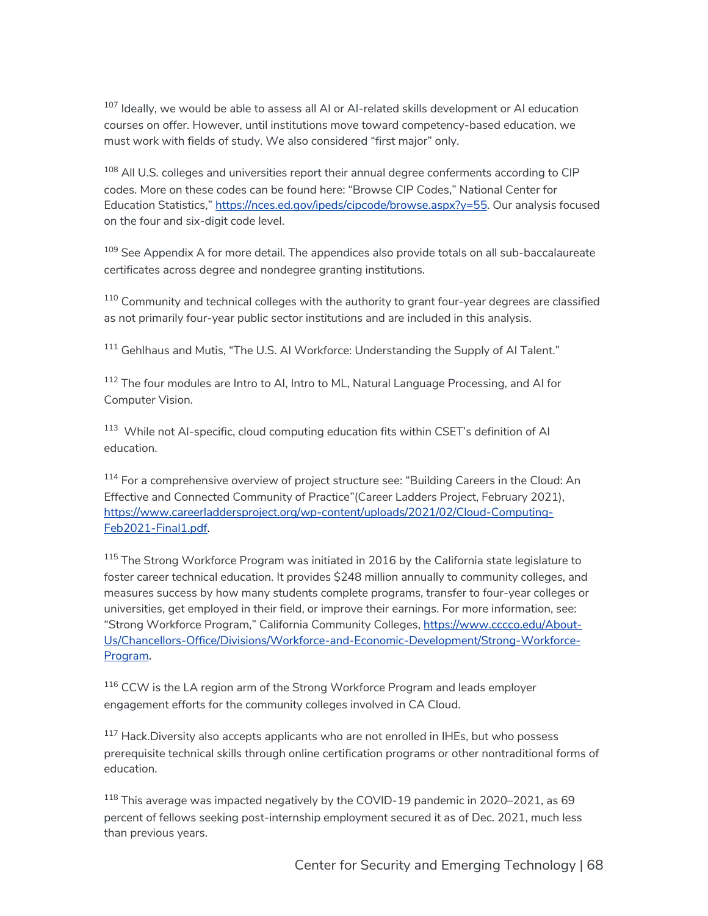[107] Ideally, we would be able to assess all AI or AI-related skills development or AI education courses on offer. However, until institutions move toward competency-based education, we must work with fields of study. We also considered "first major" only.

[108] All U.S. colleges and universities report their annual degree conferments according to CIP codes. More on these codes can be found here: "Browse CIP Codes," National Center for Education Statistics," https://nces.ed.gov/ipeds/cipcode/browse.aspx?y=55. Our analysis focused on the four and six-digit code level.

[109] See Appendix A for more detail. The appendices also provide totals on all sub-baccalaureate certificates across degree and nondegree granting institutions.

[110] Community and technical colleges with the authority to grant four-year degrees are classified as not primarily four-year public sector institutions and are included in this analysis.

[111] Gehlhaus and Mutis, "The U.S. AI Workforce: Understanding the Supply of AI Talent."

[112] The four modules are Intro to AI, Intro to ML, Natural Language Processing, and AI for Computer Vision.

[113] While not AI-specific, cloud computing education fits within CSET's definition of AI education.

[114] For a comprehensive overview of project structure see: "Building Careers in the Cloud: An Effective and Connected Community of Practice"(Career Ladders Project, February 2021), https://www.careerladdersproject.org/wp-content/uploads/2021/02/Cloud-Computing-Feb2021-Final1.pdf.

[115] The Strong Workforce Program was initiated in 2016 by the California state legislature to foster career technical education. It provides $248 million annually to community colleges, and measures success by how many students complete programs, transfer to four-year colleges or universities, get employed in their field, or improve their earnings. For more information, see: "Strong Workforce Program," California Community Colleges, https://www.cccco.edu/About-Us/Chancellors-Office/Divisions/Workforce-and-Economic-Development/Strong-Workforce-Program.

[116] CCW is the LA region arm of the Strong Workforce Program and leads employer engagement efforts for the community colleges involved in CA Cloud.

[117] Hack.Diversity also accepts applicants who are not enrolled in IHEs, but who possess prerequisite technical skills through online certification programs or other nontraditional forms of education.

[118] This average was impacted negatively by the COVID-19 pandemic in 2020–2021, as 69 percent of fellows seeking post-internship employment secured it as of Dec. 2021, much less than previous years.